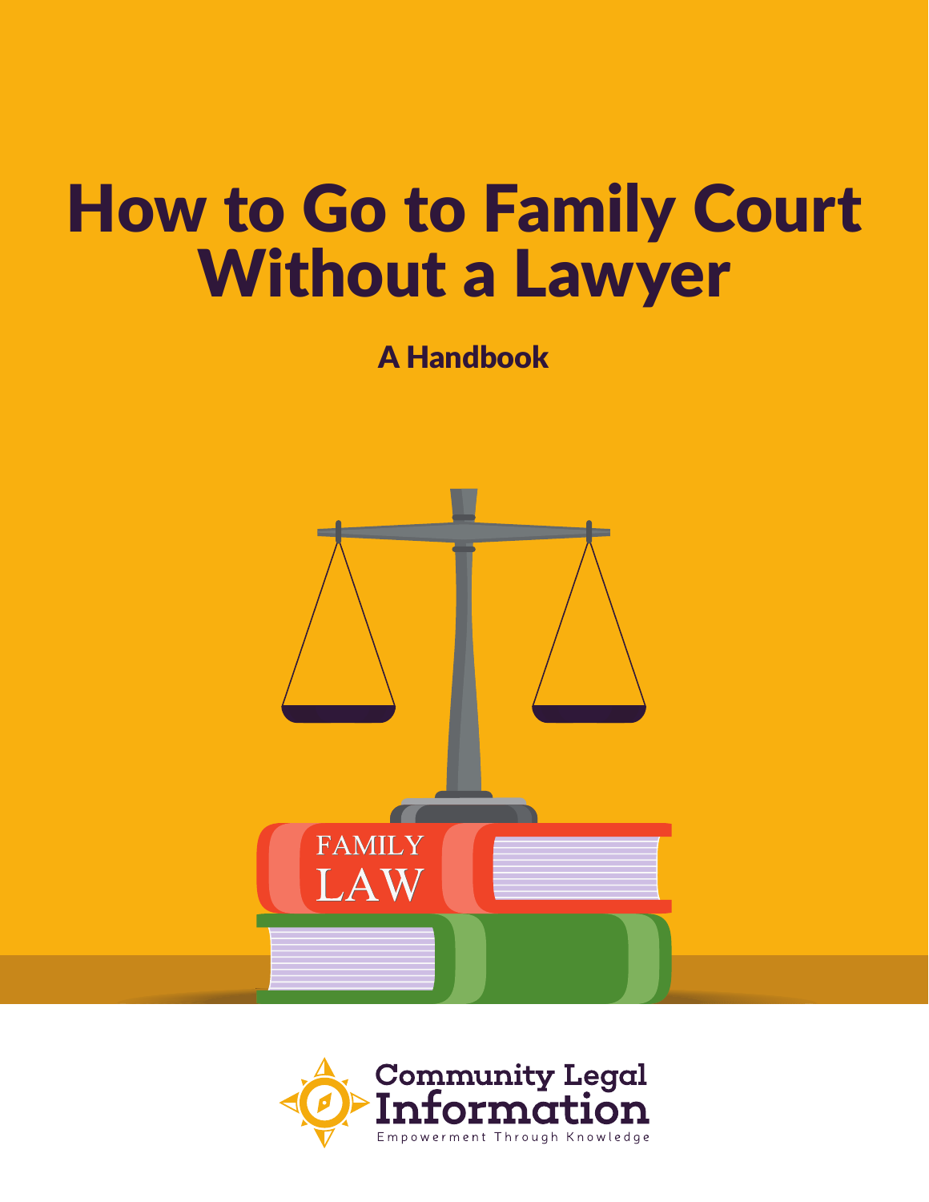# How to Go to Family Court Without a Lawyer

## A Handbook

Community Legal Information

Empowerment Through Knowledge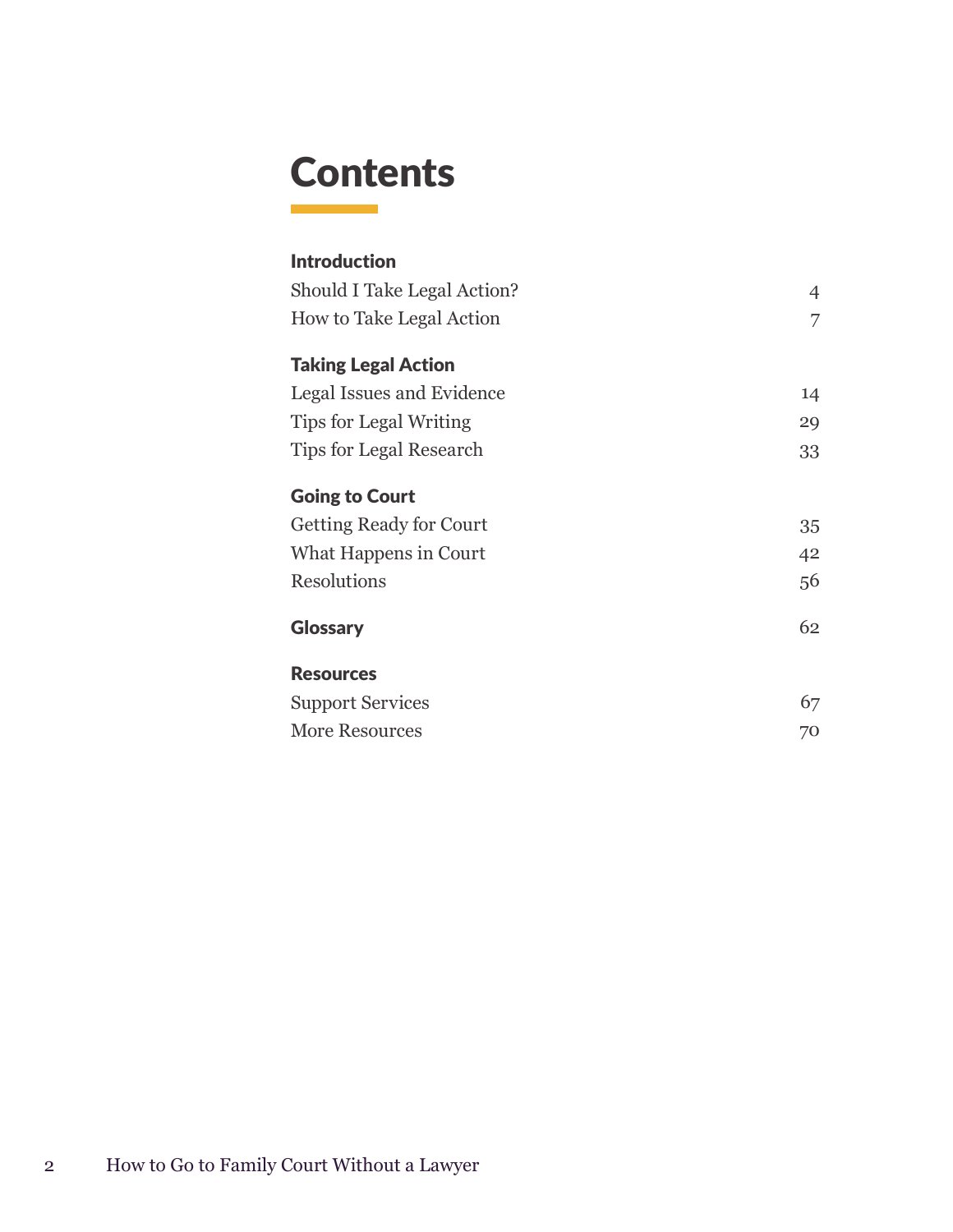# Contents

| | |
|---|---|
| **Introduction** | |
| Should I Take Legal Action? | 4 |
| How to Take Legal Action | 7 |
| **Taking Legal Action** | |
| Legal Issues and Evidence | 14 |
| Tips for Legal Writing | 29 |
| Tips for Legal Research | 33 |
| **Going to Court** | |
| Getting Ready for Court | 35 |
| What Happens in Court | 42 |
| Resolutions | 56 |
| **Glossary** | 62 |
| **Resources** | |
| Support Services | 67 |
| More Resources | 70 |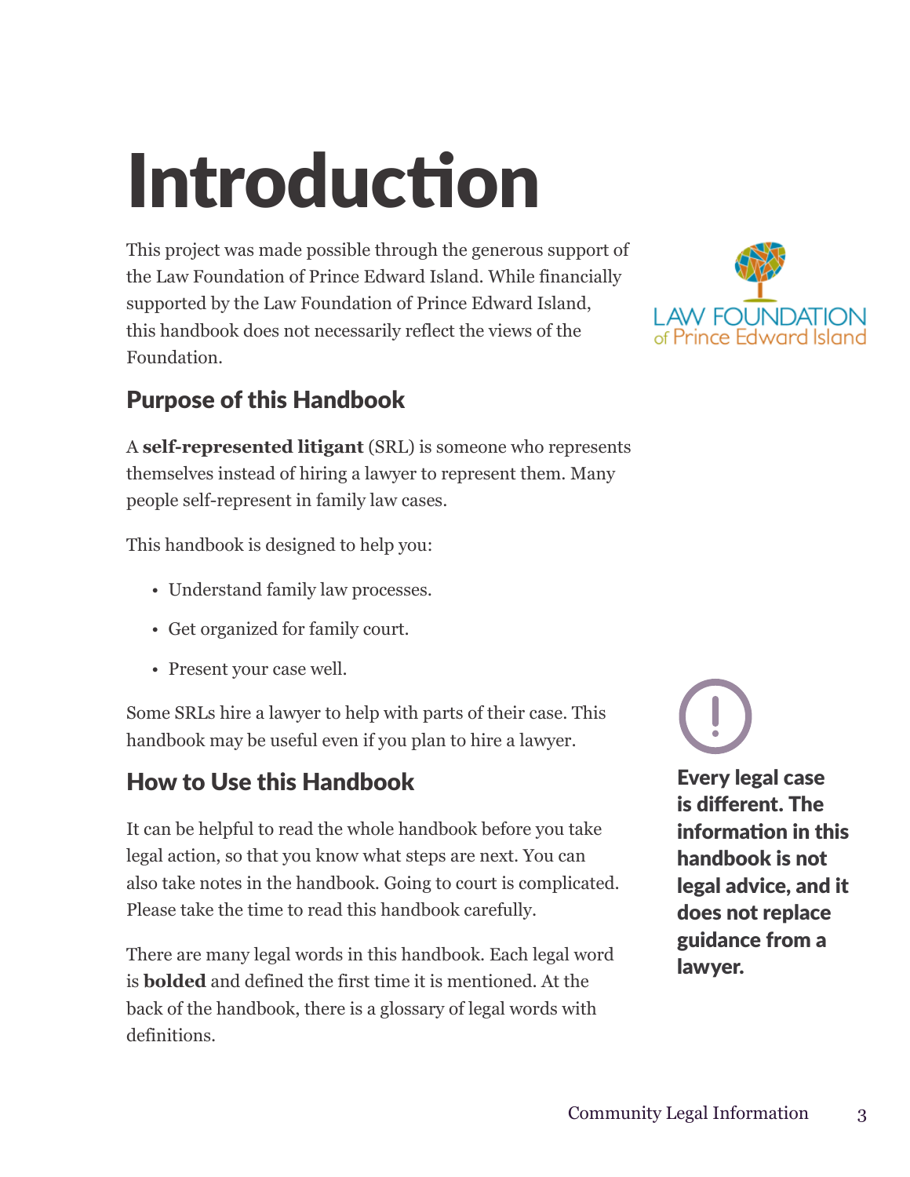# Introduction

This project was made possible through the generous support of the Law Foundation of Prince Edward Island. While financially supported by the Law Foundation of Prince Edward Island, this handbook does not necessarily reflect the views of the Foundation.

## Purpose of this Handbook

A **self-represented litigant** (SRL) is someone who represents themselves instead of hiring a lawyer to represent them. Many people self-represent in family law cases.

This handbook is designed to help you:

- Understand family law processes.
- Get organized for family court.
- Present your case well.

Some SRLs hire a lawyer to help with parts of their case. This handbook may be useful even if you plan to hire a lawyer.

**Every legal case is different. The information in this handbook is not legal advice, and it does not replace guidance from a lawyer.**

## How to Use this Handbook

It can be helpful to read the whole handbook before you take legal action, so that you know what steps are next. You can also take notes in the handbook. Going to court is complicated. Please take the time to read this handbook carefully.

There are many legal words in this handbook. Each legal word is **bolded** and defined the first time it is mentioned. At the back of the handbook, there is a glossary of legal words with definitions.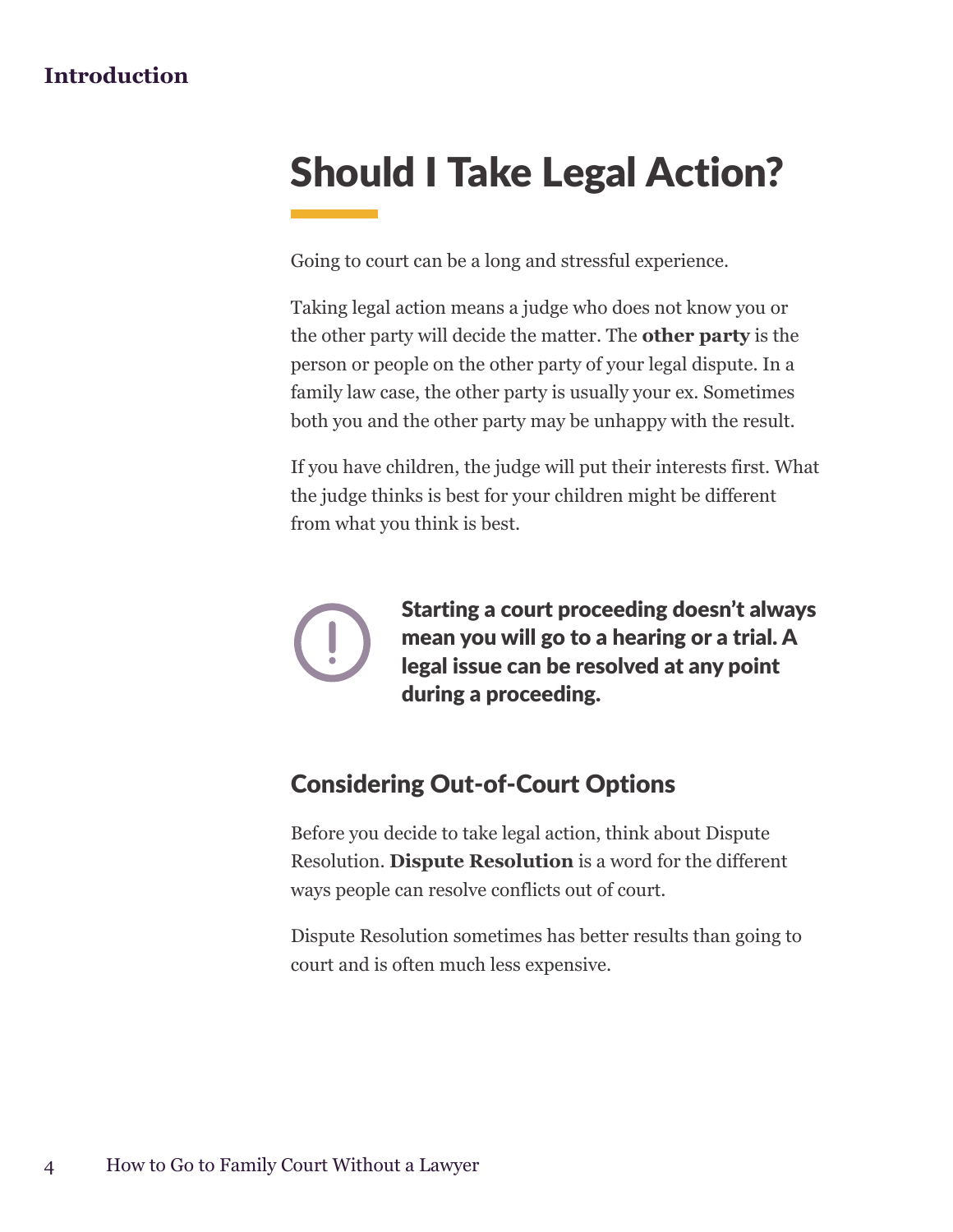# Should I Take Legal Action?

Going to court can be a long and stressful experience.

Taking legal action means a judge who does not know you or the other party will decide the matter. The **other party** is the person or people on the other party of your legal dispute. In a family law case, the other party is usually your ex. Sometimes both you and the other party may be unhappy with the result.

If you have children, the judge will put their interests first. What the judge thinks is best for your children might be different from what you think is best.

**Starting a court proceeding doesn't always mean you will go to a hearing or a trial. A legal issue can be resolved at any point during a proceeding.**

## Considering Out-of-Court Options

Before you decide to take legal action, think about Dispute Resolution. **Dispute Resolution** is a word for the different ways people can resolve conflicts out of court.

Dispute Resolution sometimes has better results than going to court and is often much less expensive.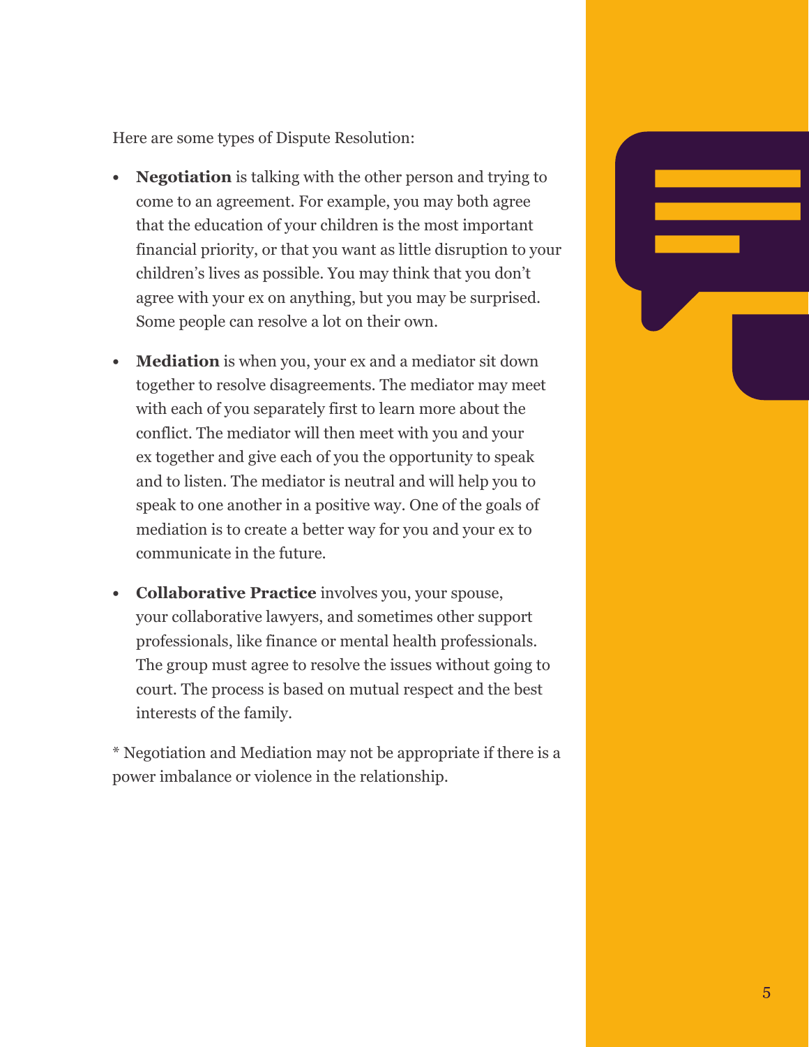Here are some types of Dispute Resolution:

- **Negotiation** is talking with the other person and trying to come to an agreement. For example, you may both agree that the education of your children is the most important financial priority, or that you want as little disruption to your children's lives as possible. You may think that you don't agree with your ex on anything, but you may be surprised. Some people can resolve a lot on their own.
- **Mediation** is when you, your ex and a mediator sit down together to resolve disagreements. The mediator may meet with each of you separately first to learn more about the conflict. The mediator will then meet with you and your ex together and give each of you the opportunity to speak and to listen. The mediator is neutral and will help you to speak to one another in a positive way. One of the goals of mediation is to create a better way for you and your ex to communicate in the future.
- **Collaborative Practice** involves you, your spouse, your collaborative lawyers, and sometimes other support professionals, like finance or mental health professionals. The group must agree to resolve the issues without going to court. The process is based on mutual respect and the best interests of the family.

* Negotiation and Mediation may not be appropriate if there is a power imbalance or violence in the relationship.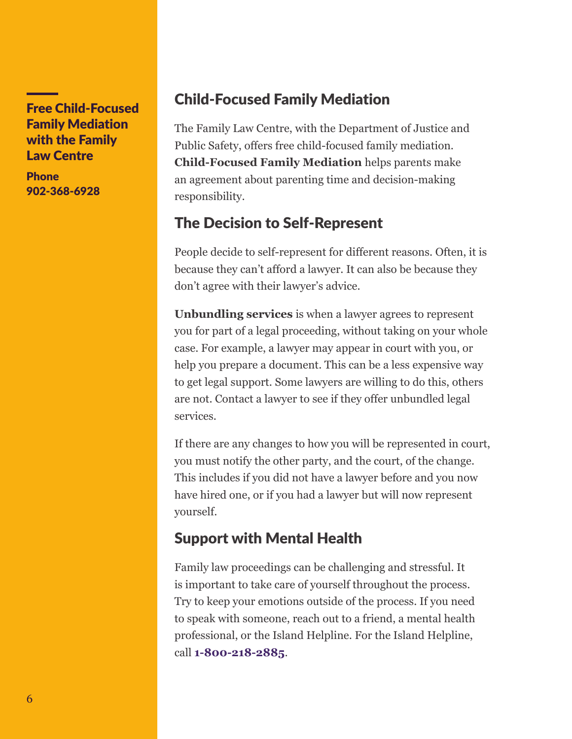**Free Child-Focused Family Mediation with the Family Law Centre**

**Phone**
**902-368-6928**

## Child-Focused Family Mediation

The Family Law Centre, with the Department of Justice and Public Safety, offers free child-focused family mediation. **Child-Focused Family Mediation** helps parents make an agreement about parenting time and decision-making responsibility.

## The Decision to Self-Represent

People decide to self-represent for different reasons. Often, it is because they can't afford a lawyer. It can also be because they don't agree with their lawyer's advice.

**Unbundling services** is when a lawyer agrees to represent you for part of a legal proceeding, without taking on your whole case. For example, a lawyer may appear in court with you, or help you prepare a document. This can be a less expensive way to get legal support. Some lawyers are willing to do this, others are not. Contact a lawyer to see if they offer unbundled legal services.

If there are any changes to how you will be represented in court, you must notify the other party, and the court, of the change. This includes if you did not have a lawyer before and you now have hired one, or if you had a lawyer but will now represent yourself.

## Support with Mental Health

Family law proceedings can be challenging and stressful. It is important to take care of yourself throughout the process. Try to keep your emotions outside of the process. If you need to speak with someone, reach out to a friend, a mental health professional, or the Island Helpline. For the Island Helpline, call **1-800-218-2885**.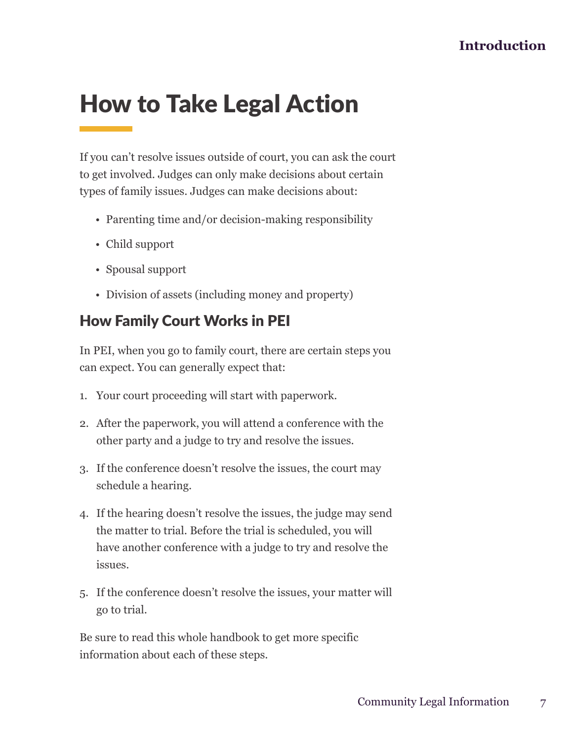# How to Take Legal Action

If you can't resolve issues outside of court, you can ask the court to get involved. Judges can only make decisions about certain types of family issues. Judges can make decisions about:

- Parenting time and/or decision-making responsibility
- Child support
- Spousal support
- Division of assets (including money and property)

## How Family Court Works in PEI

In PEI, when you go to family court, there are certain steps you can expect. You can generally expect that:

1. Your court proceeding will start with paperwork.
2. After the paperwork, you will attend a conference with the other party and a judge to try and resolve the issues.
3. If the conference doesn't resolve the issues, the court may schedule a hearing.
4. If the hearing doesn't resolve the issues, the judge may send the matter to trial. Before the trial is scheduled, you will have another conference with a judge to try and resolve the issues.
5. If the conference doesn't resolve the issues, your matter will go to trial.

Be sure to read this whole handbook to get more specific information about each of these steps.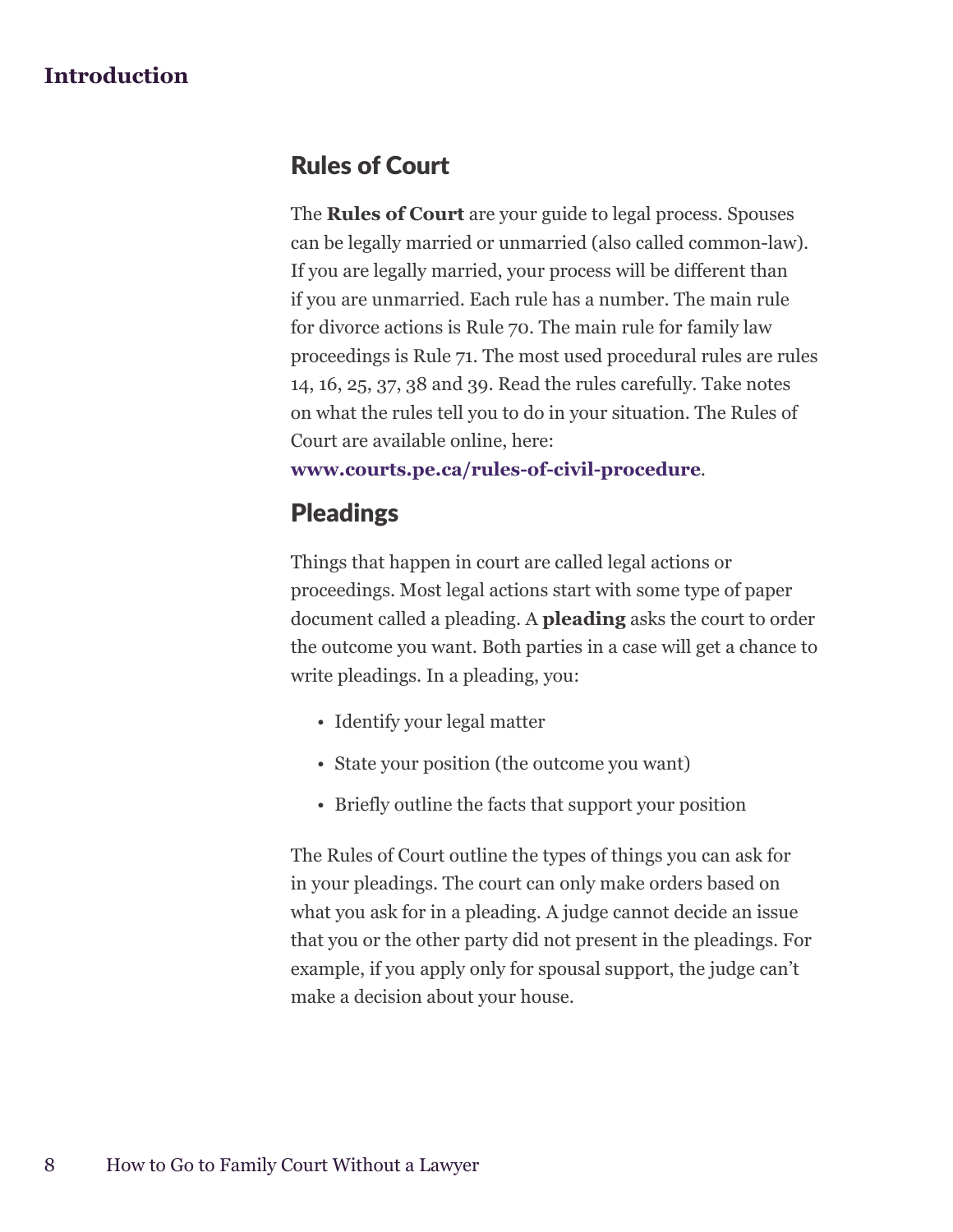## Rules of Court

The **Rules of Court** are your guide to legal process. Spouses can be legally married or unmarried (also called common-law). If you are legally married, your process will be different than if you are unmarried. Each rule has a number. The main rule for divorce actions is Rule 70. The main rule for family law proceedings is Rule 71. The most used procedural rules are rules 14, 16, 25, 37, 38 and 39. Read the rules carefully. Take notes on what the rules tell you to do in your situation. The Rules of Court are available online, here: **www.courts.pe.ca/rules-of-civil-procedure**.

## Pleadings

Things that happen in court are called legal actions or proceedings. Most legal actions start with some type of paper document called a pleading. A **pleading** asks the court to order the outcome you want. Both parties in a case will get a chance to write pleadings. In a pleading, you:

- Identify your legal matter
- State your position (the outcome you want)
- Briefly outline the facts that support your position

The Rules of Court outline the types of things you can ask for in your pleadings. The court can only make orders based on what you ask for in a pleading. A judge cannot decide an issue that you or the other party did not present in the pleadings. For example, if you apply only for spousal support, the judge can't make a decision about your house.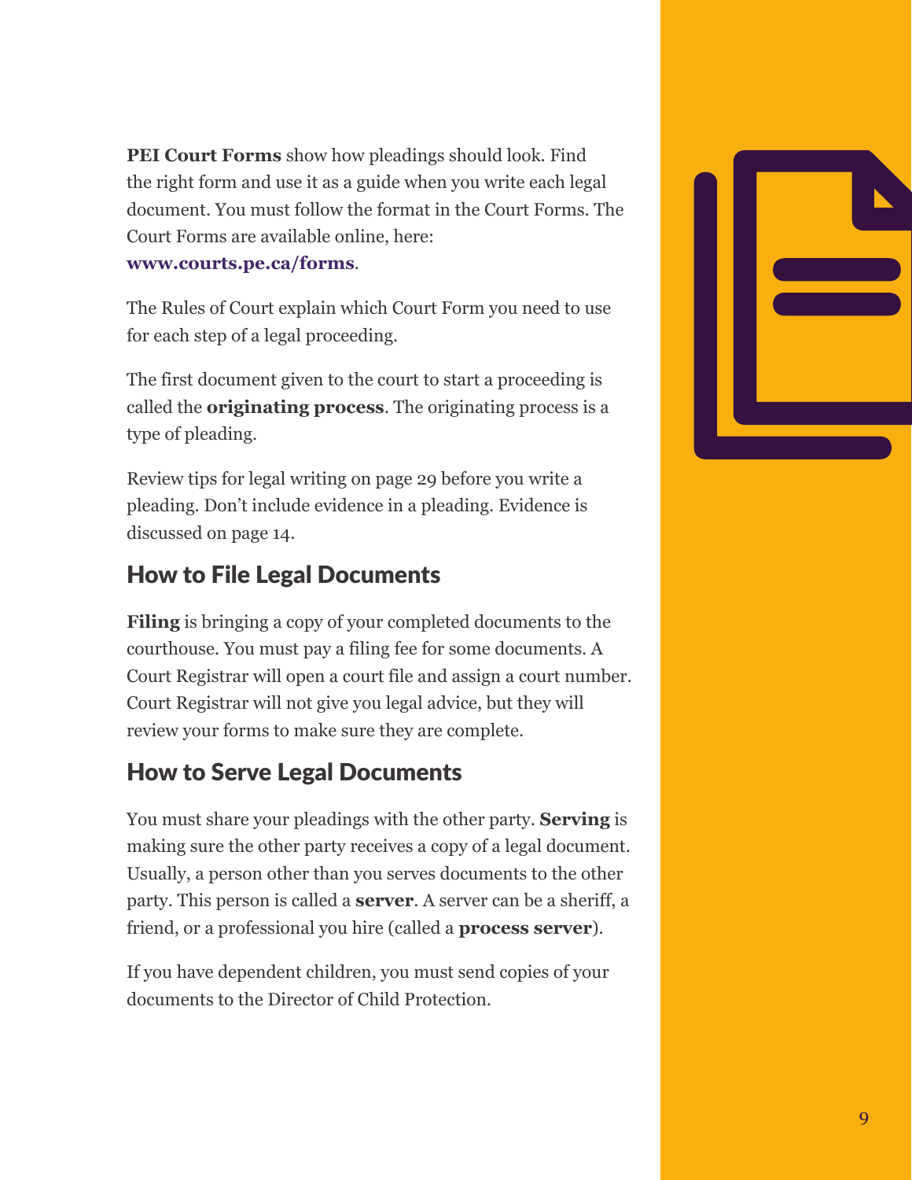**PEI Court Forms** show how pleadings should look. Find the right form and use it as a guide when you write each legal document. You must follow the format in the Court Forms. The Court Forms are available online, here: **www.courts.pe.ca/forms**.

The Rules of Court explain which Court Form you need to use for each step of a legal proceeding.

The first document given to the court to start a proceeding is called the **originating process**. The originating process is a type of pleading.

Review tips for legal writing on page 29 before you write a pleading. Don't include evidence in a pleading. Evidence is discussed on page 14.

## How to File Legal Documents

**Filing** is bringing a copy of your completed documents to the courthouse. You must pay a filing fee for some documents. A Court Registrar will open a court file and assign a court number. Court Registrar will not give you legal advice, but they will review your forms to make sure they are complete.

## How to Serve Legal Documents

You must share your pleadings with the other party. **Serving** is making sure the other party receives a copy of a legal document. Usually, a person other than you serves documents to the other party. This person is called a **server**. A server can be a sheriff, a friend, or a professional you hire (called a **process server**).

If you have dependent children, you must send copies of your documents to the Director of Child Protection.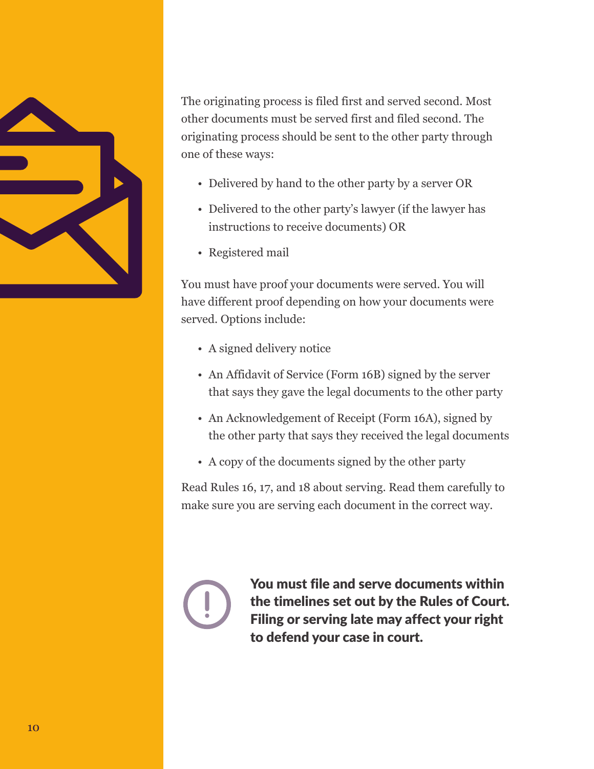The originating process is filed first and served second. Most other documents must be served first and filed second. The originating process should be sent to the other party through one of these ways:

- Delivered by hand to the other party by a server OR
- Delivered to the other party's lawyer (if the lawyer has instructions to receive documents) OR
- Registered mail

You must have proof your documents were served. You will have different proof depending on how your documents were served. Options include:

- A signed delivery notice
- An Affidavit of Service (Form 16B) signed by the server that says they gave the legal documents to the other party
- An Acknowledgement of Receipt (Form 16A), signed by the other party that says they received the legal documents
- A copy of the documents signed by the other party

Read Rules 16, 17, and 18 about serving. Read them carefully to make sure you are serving each document in the correct way.

**You must file and serve documents within the timelines set out by the Rules of Court. Filing or serving late may affect your right to defend your case in court.**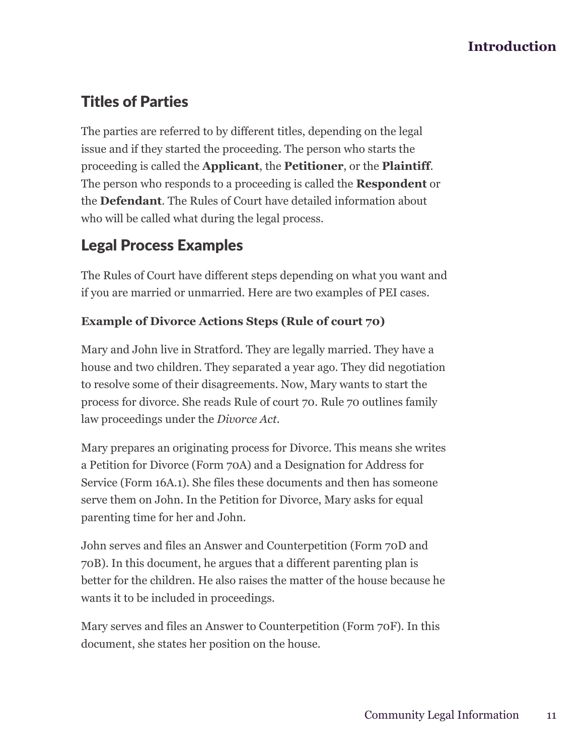## Titles of Parties

The parties are referred to by different titles, depending on the legal issue and if they started the proceeding. The person who starts the proceeding is called the **Applicant**, the **Petitioner**, or the **Plaintiff**. The person who responds to a proceeding is called the **Respondent** or the **Defendant**. The Rules of Court have detailed information about who will be called what during the legal process.

## Legal Process Examples

The Rules of Court have different steps depending on what you want and if you are married or unmarried. Here are two examples of PEI cases.

**Example of Divorce Actions Steps (Rule of court 70)**

Mary and John live in Stratford. They are legally married. They have a house and two children. They separated a year ago. They did negotiation to resolve some of their disagreements. Now, Mary wants to start the process for divorce. She reads Rule of court 70. Rule 70 outlines family law proceedings under the *Divorce Act*.

Mary prepares an originating process for Divorce. This means she writes a Petition for Divorce (Form 70A) and a Designation for Address for Service (Form 16A.1). She files these documents and then has someone serve them on John. In the Petition for Divorce, Mary asks for equal parenting time for her and John.

John serves and files an Answer and Counterpetition (Form 70D and 70B). In this document, he argues that a different parenting plan is better for the children. He also raises the matter of the house because he wants it to be included in proceedings.

Mary serves and files an Answer to Counterpetition (Form 70F). In this document, she states her position on the house.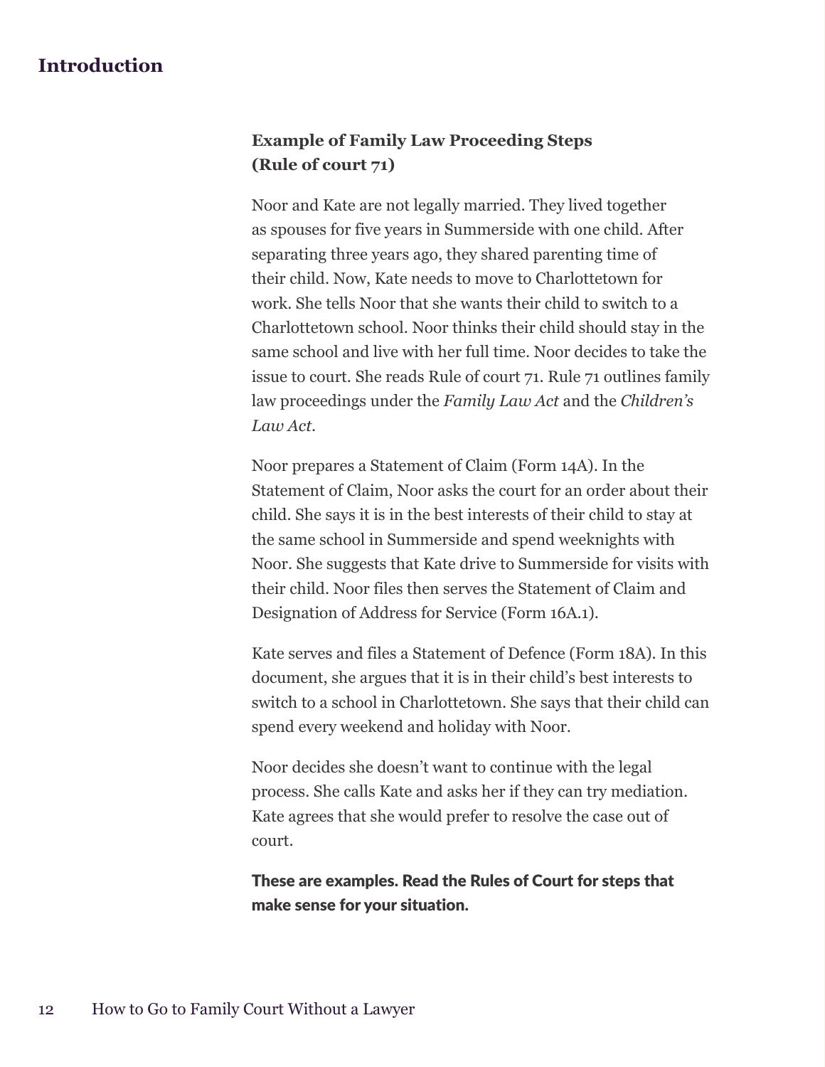## Introduction

### Example of Family Law Proceeding Steps (Rule of court 71)

Noor and Kate are not legally married. They lived together as spouses for five years in Summerside with one child. After separating three years ago, they shared parenting time of their child. Now, Kate needs to move to Charlottetown for work. She tells Noor that she wants their child to switch to a Charlottetown school. Noor thinks their child should stay in the same school and live with her full time. Noor decides to take the issue to court. She reads Rule of court 71. Rule 71 outlines family law proceedings under the *Family Law Act* and the *Children's Law Act*.

Noor prepares a Statement of Claim (Form 14A). In the Statement of Claim, Noor asks the court for an order about their child. She says it is in the best interests of their child to stay at the same school in Summerside and spend weeknights with Noor. She suggests that Kate drive to Summerside for visits with their child. Noor files then serves the Statement of Claim and Designation of Address for Service (Form 16A.1).

Kate serves and files a Statement of Defence (Form 18A). In this document, she argues that it is in their child's best interests to switch to a school in Charlottetown. She says that their child can spend every weekend and holiday with Noor.

Noor decides she doesn't want to continue with the legal process. She calls Kate and asks her if they can try mediation. Kate agrees that she would prefer to resolve the case out of court.

**These are examples. Read the Rules of Court for steps that make sense for your situation.**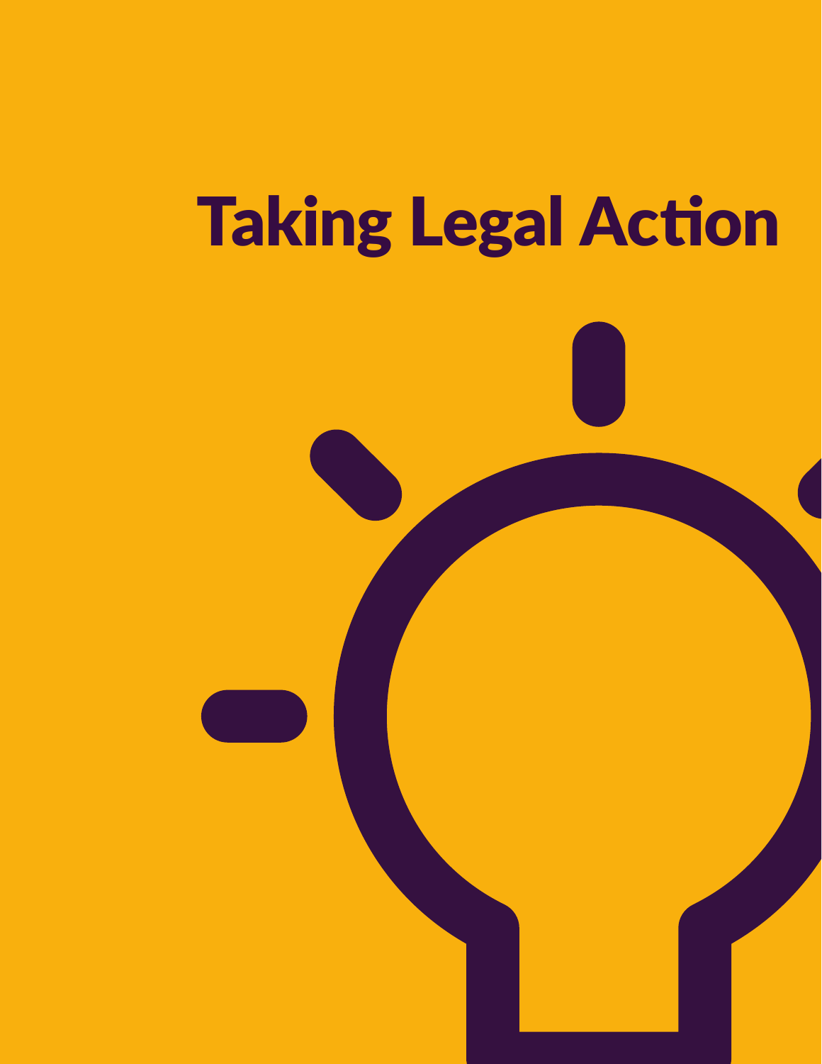# Taking Legal Action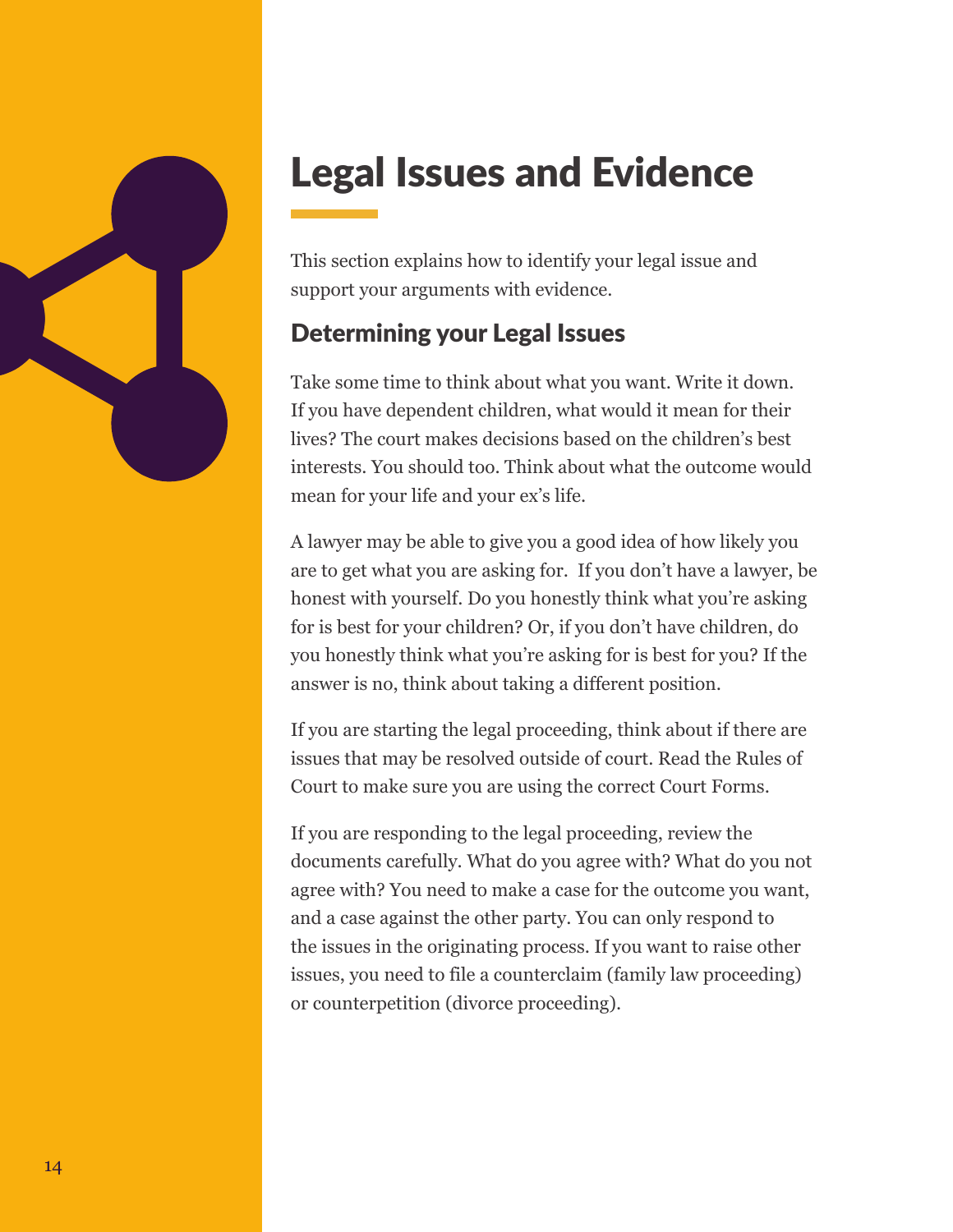# Legal Issues and Evidence

This section explains how to identify your legal issue and support your arguments with evidence.

## Determining your Legal Issues

Take some time to think about what you want. Write it down. If you have dependent children, what would it mean for their lives? The court makes decisions based on the children's best interests. You should too. Think about what the outcome would mean for your life and your ex's life.

A lawyer may be able to give you a good idea of how likely you are to get what you are asking for. If you don't have a lawyer, be honest with yourself. Do you honestly think what you're asking for is best for your children? Or, if you don't have children, do you honestly think what you're asking for is best for you? If the answer is no, think about taking a different position.

If you are starting the legal proceeding, think about if there are issues that may be resolved outside of court. Read the Rules of Court to make sure you are using the correct Court Forms.

If you are responding to the legal proceeding, review the documents carefully. What do you agree with? What do you not agree with? You need to make a case for the outcome you want, and a case against the other party. You can only respond to the issues in the originating process. If you want to raise other issues, you need to file a counterclaim (family law proceeding) or counterpetition (divorce proceeding).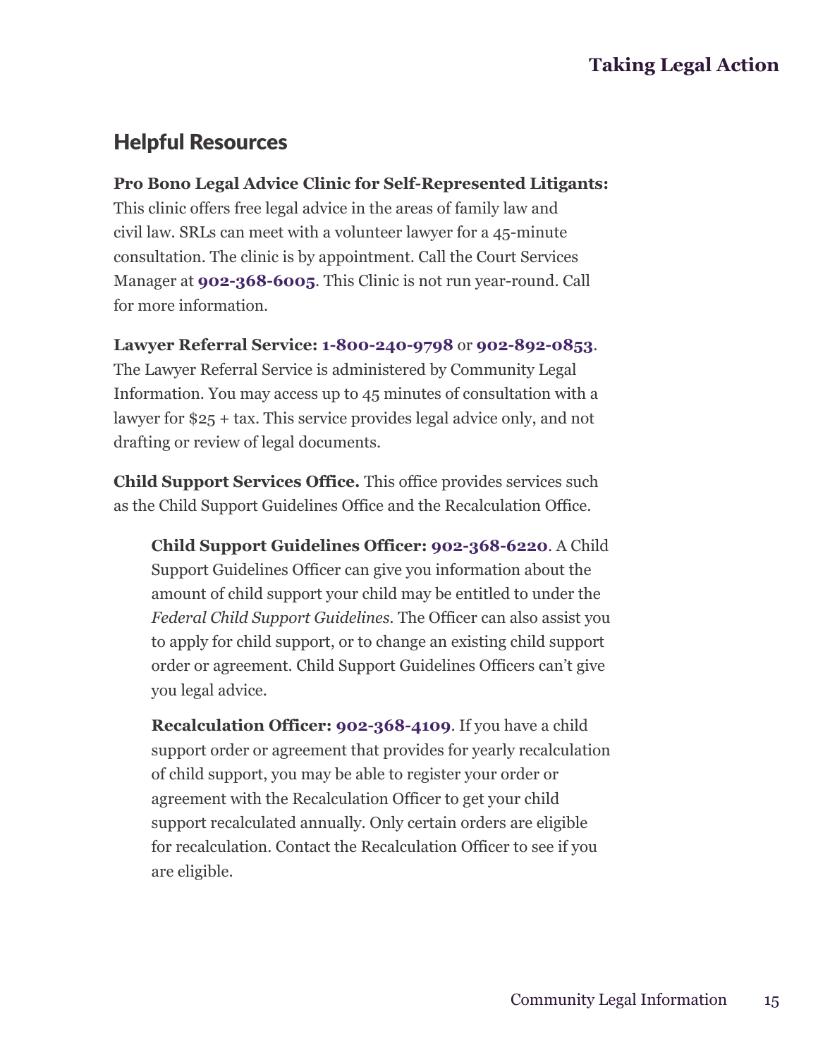## Helpful Resources

**Pro Bono Legal Advice Clinic for Self-Represented Litigants:** This clinic offers free legal advice in the areas of family law and civil law. SRLs can meet with a volunteer lawyer for a 45-minute consultation. The clinic is by appointment. Call the Court Services Manager at **902-368-6005**. This Clinic is not run year-round. Call for more information.

**Lawyer Referral Service: 1-800-240-9798** or **902-892-0853**. The Lawyer Referral Service is administered by Community Legal Information. You may access up to 45 minutes of consultation with a lawyer for $25 + tax. This service provides legal advice only, and not drafting or review of legal documents.

**Child Support Services Office.** This office provides services such as the Child Support Guidelines Office and the Recalculation Office.

> **Child Support Guidelines Officer: 902-368-6220**. A Child Support Guidelines Officer can give you information about the amount of child support your child may be entitled to under the *Federal Child Support Guidelines*. The Officer can also assist you to apply for child support, or to change an existing child support order or agreement. Child Support Guidelines Officers can't give you legal advice.
>
> **Recalculation Officer: 902-368-4109**. If you have a child support order or agreement that provides for yearly recalculation of child support, you may be able to register your order or agreement with the Recalculation Officer to get your child support recalculated annually. Only certain orders are eligible for recalculation. Contact the Recalculation Officer to see if you are eligible.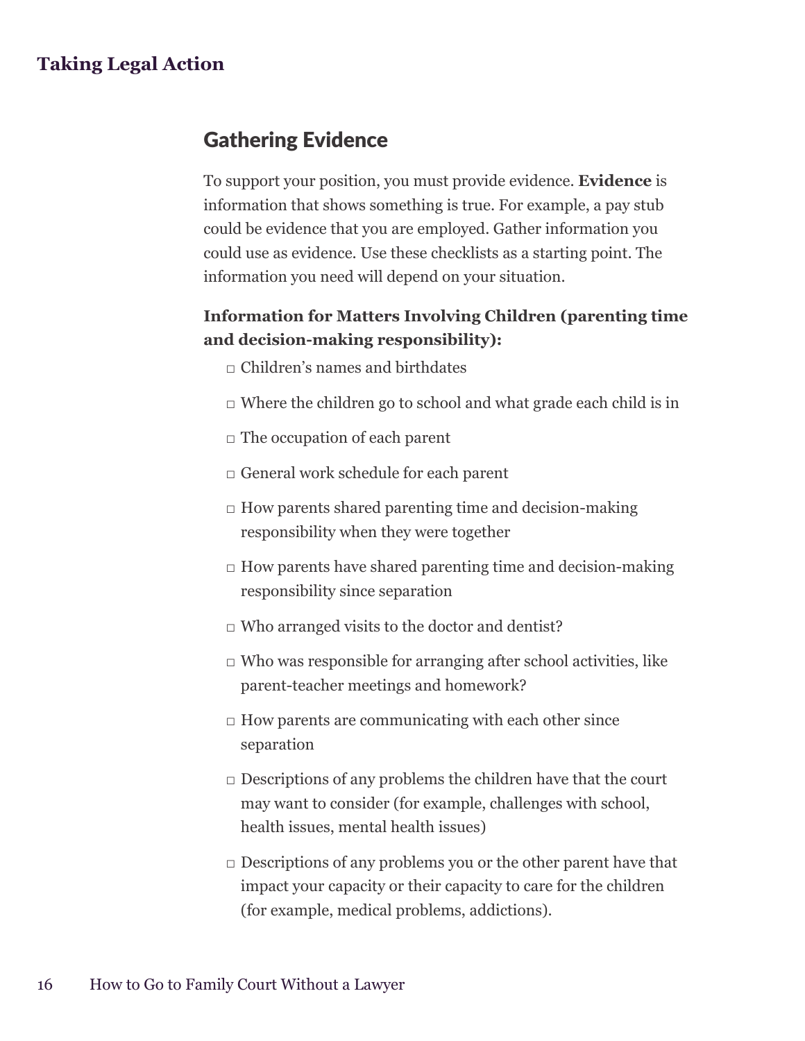## Gathering Evidence

To support your position, you must provide evidence. **Evidence** is information that shows something is true. For example, a pay stub could be evidence that you are employed. Gather information you could use as evidence. Use these checklists as a starting point. The information you need will depend on your situation.

**Information for Matters Involving Children (parenting time and decision-making responsibility):**

- □ Children's names and birthdates
- □ Where the children go to school and what grade each child is in
- □ The occupation of each parent
- □ General work schedule for each parent
- □ How parents shared parenting time and decision-making responsibility when they were together
- □ How parents have shared parenting time and decision-making responsibility since separation
- □ Who arranged visits to the doctor and dentist?
- □ Who was responsible for arranging after school activities, like parent-teacher meetings and homework?
- □ How parents are communicating with each other since separation
- □ Descriptions of any problems the children have that the court may want to consider (for example, challenges with school, health issues, mental health issues)
- □ Descriptions of any problems you or the other parent have that impact your capacity or their capacity to care for the children (for example, medical problems, addictions).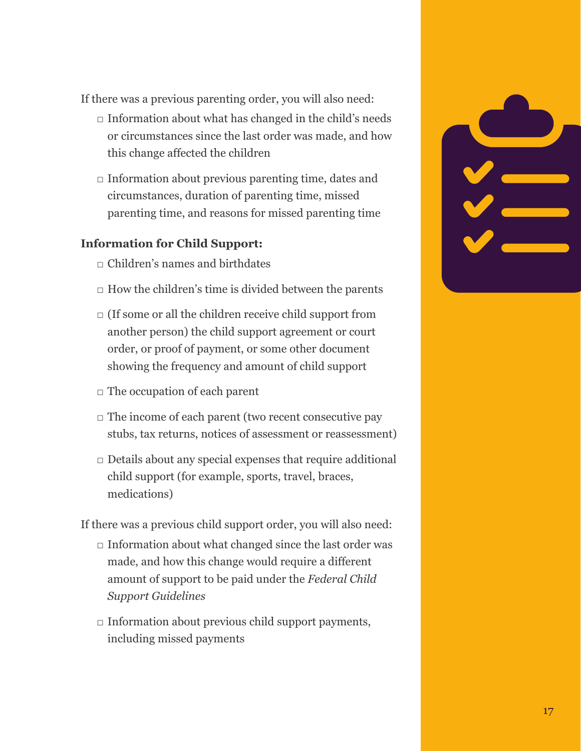If there was a previous parenting order, you will also need:

- □ Information about what has changed in the child's needs or circumstances since the last order was made, and how this change affected the children
- □ Information about previous parenting time, dates and circumstances, duration of parenting time, missed parenting time, and reasons for missed parenting time

**Information for Child Support:**

- □ Children's names and birthdates
- □ How the children's time is divided between the parents
- □ (If some or all the children receive child support from another person) the child support agreement or court order, or proof of payment, or some other document showing the frequency and amount of child support
- □ The occupation of each parent
- □ The income of each parent (two recent consecutive pay stubs, tax returns, notices of assessment or reassessment)
- □ Details about any special expenses that require additional child support (for example, sports, travel, braces, medications)

If there was a previous child support order, you will also need:

- □ Information about what changed since the last order was made, and how this change would require a different amount of support to be paid under the *Federal Child Support Guidelines*
- □ Information about previous child support payments, including missed payments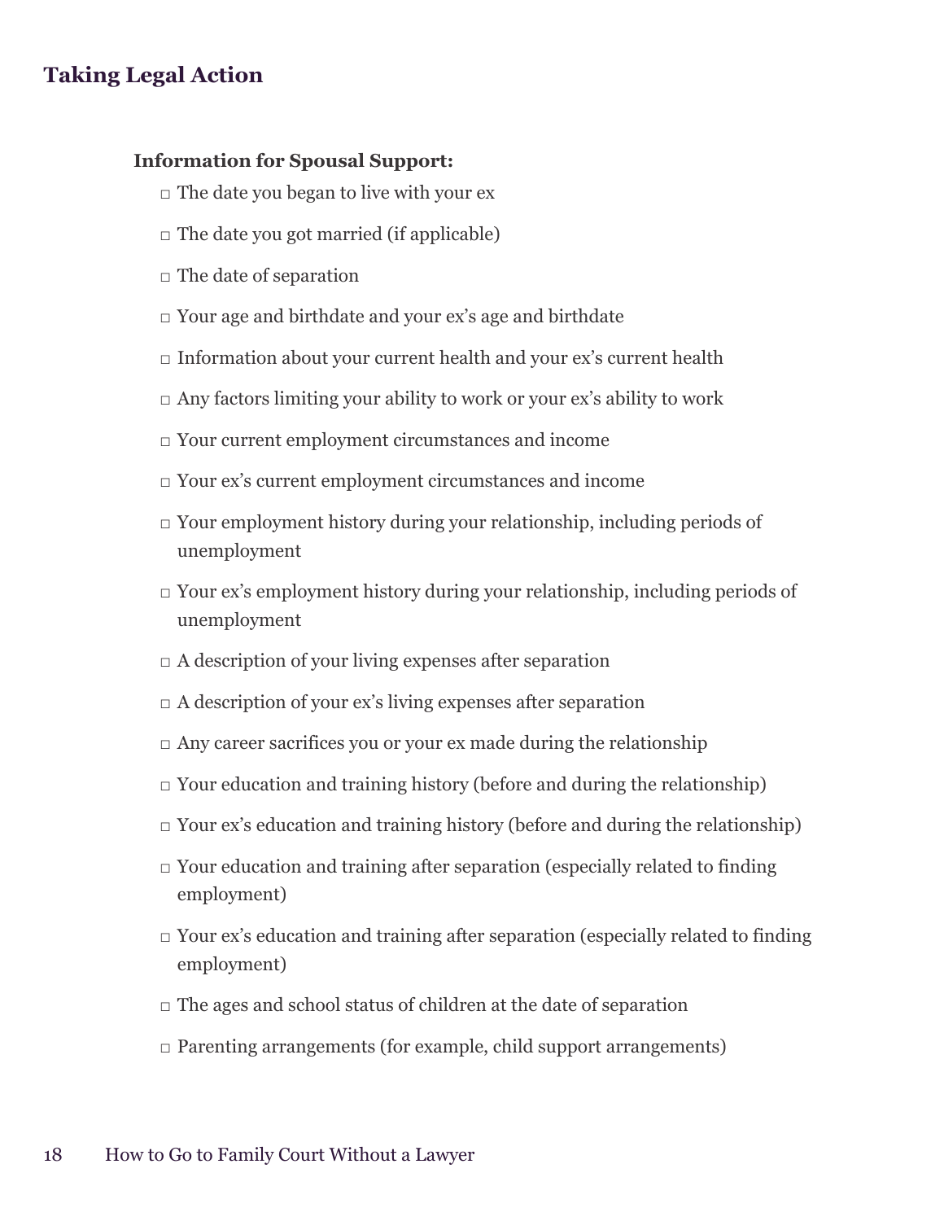## Taking Legal Action

**Information for Spousal Support:**

- □ The date you began to live with your ex
- □ The date you got married (if applicable)
- □ The date of separation
- □ Your age and birthdate and your ex’s age and birthdate
- □ Information about your current health and your ex’s current health
- □ Any factors limiting your ability to work or your ex’s ability to work
- □ Your current employment circumstances and income
- □ Your ex’s current employment circumstances and income
- □ Your employment history during your relationship, including periods of unemployment
- □ Your ex’s employment history during your relationship, including periods of unemployment
- □ A description of your living expenses after separation
- □ A description of your ex’s living expenses after separation
- □ Any career sacrifices you or your ex made during the relationship
- □ Your education and training history (before and during the relationship)
- □ Your ex’s education and training history (before and during the relationship)
- □ Your education and training after separation (especially related to finding employment)
- □ Your ex’s education and training after separation (especially related to finding employment)
- □ The ages and school status of children at the date of separation
- □ Parenting arrangements (for example, child support arrangements)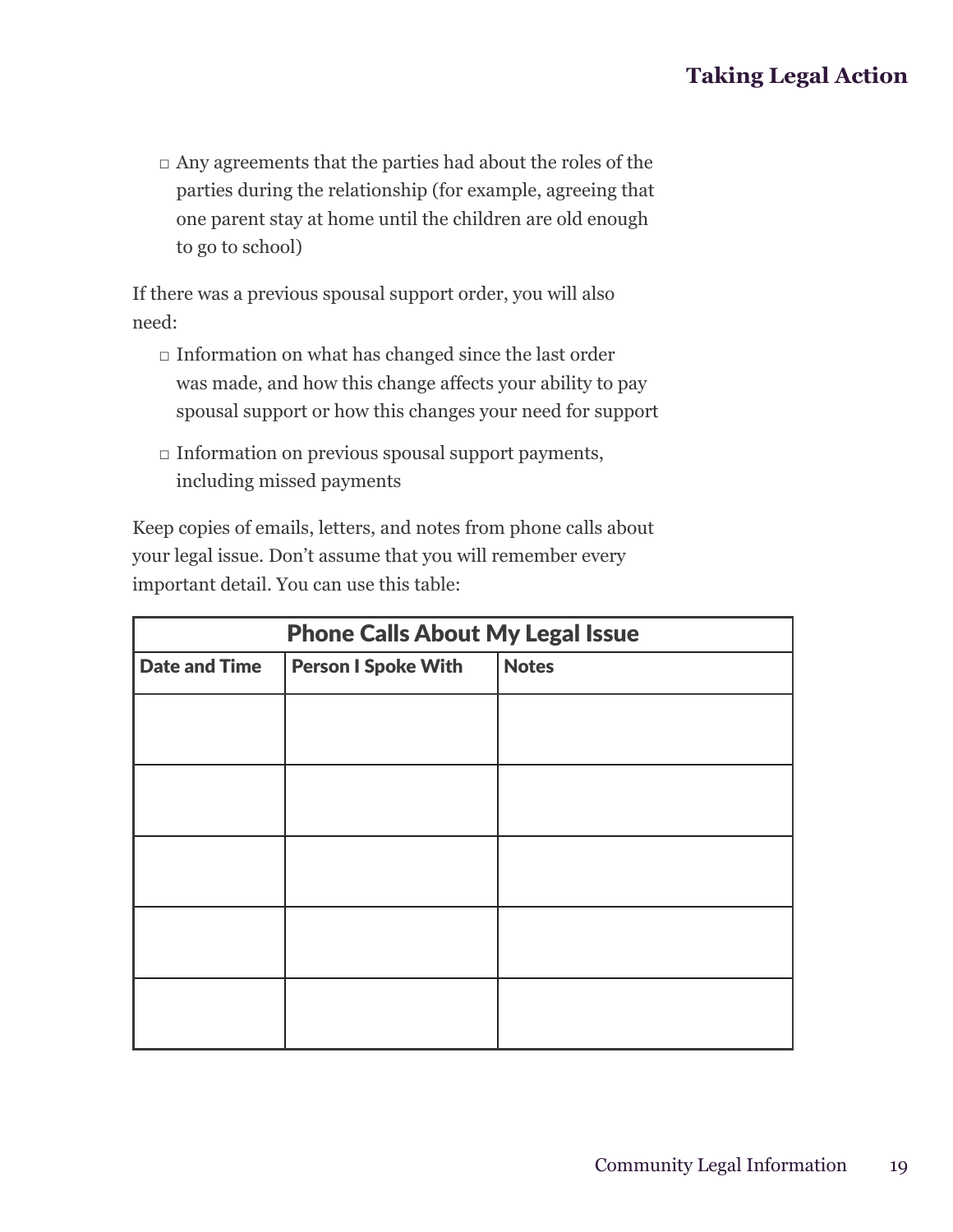- □ Any agreements that the parties had about the roles of the parties during the relationship (for example, agreeing that one parent stay at home until the children are old enough to go to school)

If there was a previous spousal support order, you will also need:

- □ Information on what has changed since the last order was made, and how this change affects your ability to pay spousal support or how this changes your need for support
- □ Information on previous spousal support payments, including missed payments

Keep copies of emails, letters, and notes from phone calls about your legal issue. Don't assume that you will remember every important detail. You can use this table:

| Phone Calls About My Legal Issue | | |
|---|---|---|
| **Date and Time** | **Person I Spoke With** | **Notes** |
| | | |
| | | |
| | | |
| | | |
| | | |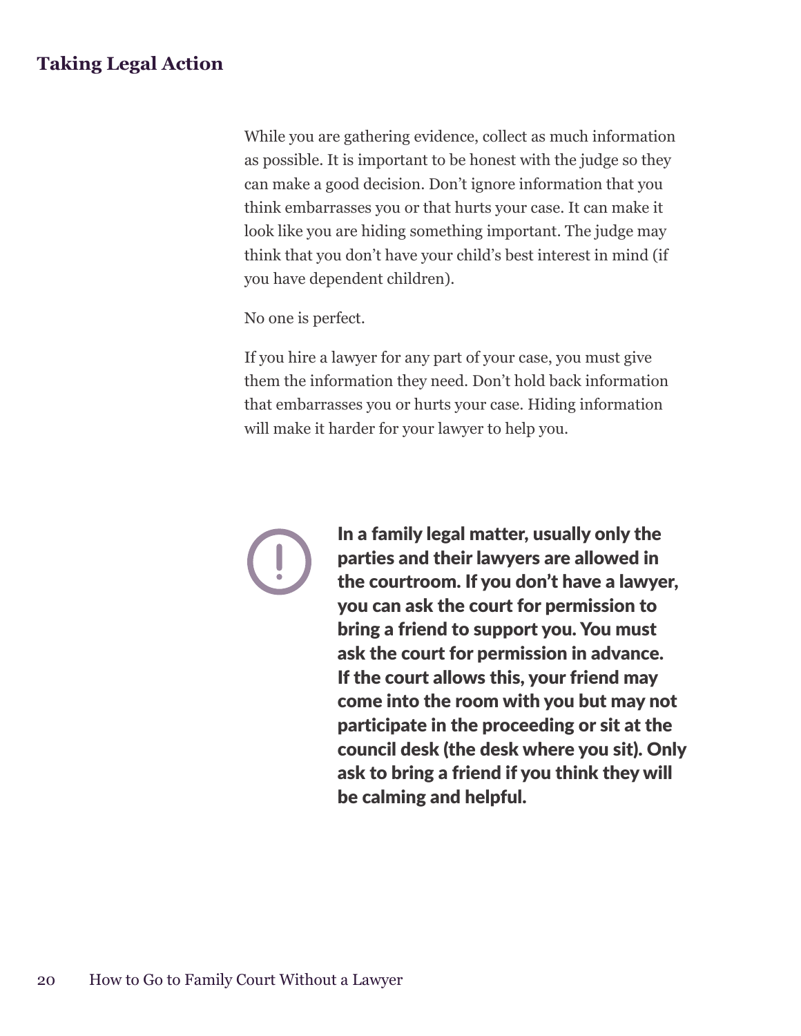While you are gathering evidence, collect as much information as possible. It is important to be honest with the judge so they can make a good decision. Don't ignore information that you think embarrasses you or that hurts your case. It can make it look like you are hiding something important. The judge may think that you don't have your child's best interest in mind (if you have dependent children).

No one is perfect.

If you hire a lawyer for any part of your case, you must give them the information they need. Don't hold back information that embarrasses you or hurts your case. Hiding information will make it harder for your lawyer to help you.

**In a family legal matter, usually only the parties and their lawyers are allowed in the courtroom. If you don't have a lawyer, you can ask the court for permission to bring a friend to support you. You must ask the court for permission in advance. If the court allows this, your friend may come into the room with you but may not participate in the proceeding or sit at the council desk (the desk where you sit). Only ask to bring a friend if you think they will be calming and helpful.**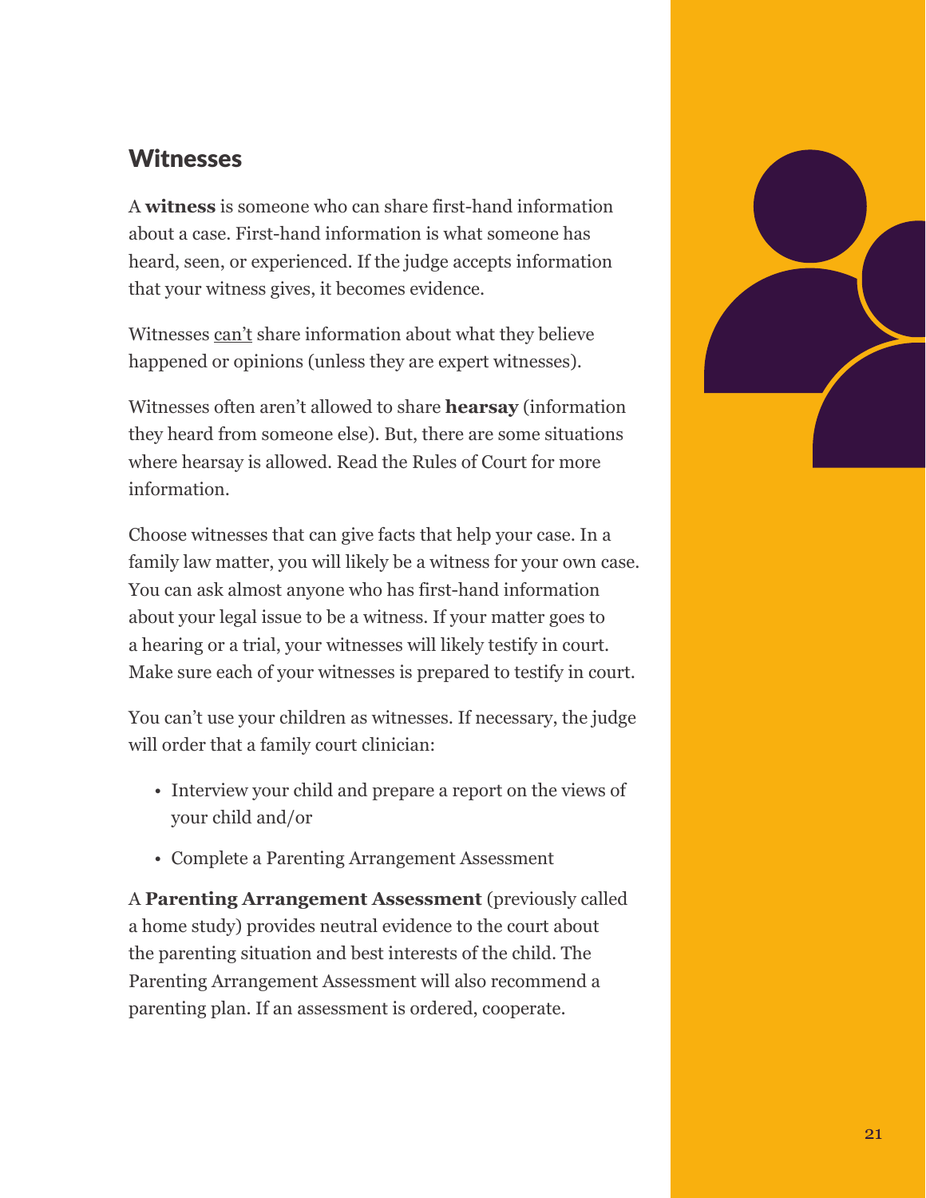## Witnesses

A **witness** is someone who can share first-hand information about a case. First-hand information is what someone has heard, seen, or experienced. If the judge accepts information that your witness gives, it becomes evidence.

Witnesses <u>can't</u> share information about what they believe happened or opinions (unless they are expert witnesses).

Witnesses often aren't allowed to share **hearsay** (information they heard from someone else). But, there are some situations where hearsay is allowed. Read the Rules of Court for more information.

Choose witnesses that can give facts that help your case. In a family law matter, you will likely be a witness for your own case. You can ask almost anyone who has first-hand information about your legal issue to be a witness. If your matter goes to a hearing or a trial, your witnesses will likely testify in court. Make sure each of your witnesses is prepared to testify in court.

You can't use your children as witnesses. If necessary, the judge will order that a family court clinician:

- Interview your child and prepare a report on the views of your child and/or
- Complete a Parenting Arrangement Assessment

A **Parenting Arrangement Assessment** (previously called a home study) provides neutral evidence to the court about the parenting situation and best interests of the child. The Parenting Arrangement Assessment will also recommend a parenting plan. If an assessment is ordered, cooperate.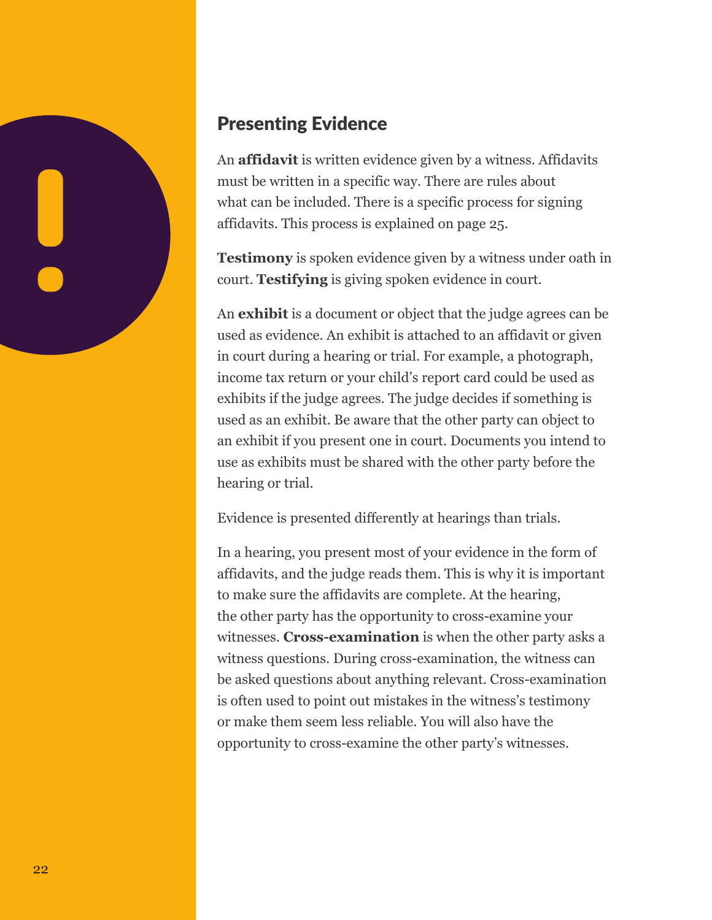## Presenting Evidence

An **affidavit** is written evidence given by a witness. Affidavits must be written in a specific way. There are rules about what can be included. There is a specific process for signing affidavits. This process is explained on page 25.

**Testimony** is spoken evidence given by a witness under oath in court. **Testifying** is giving spoken evidence in court.

An **exhibit** is a document or object that the judge agrees can be used as evidence. An exhibit is attached to an affidavit or given in court during a hearing or trial. For example, a photograph, income tax return or your child's report card could be used as exhibits if the judge agrees. The judge decides if something is used as an exhibit. Be aware that the other party can object to an exhibit if you present one in court. Documents you intend to use as exhibits must be shared with the other party before the hearing or trial.

Evidence is presented differently at hearings than trials.

In a hearing, you present most of your evidence in the form of affidavits, and the judge reads them. This is why it is important to make sure the affidavits are complete. At the hearing, the other party has the opportunity to cross-examine your witnesses. **Cross-examination** is when the other party asks a witness questions. During cross-examination, the witness can be asked questions about anything relevant. Cross-examination is often used to point out mistakes in the witness's testimony or make them seem less reliable. You will also have the opportunity to cross-examine the other party's witnesses.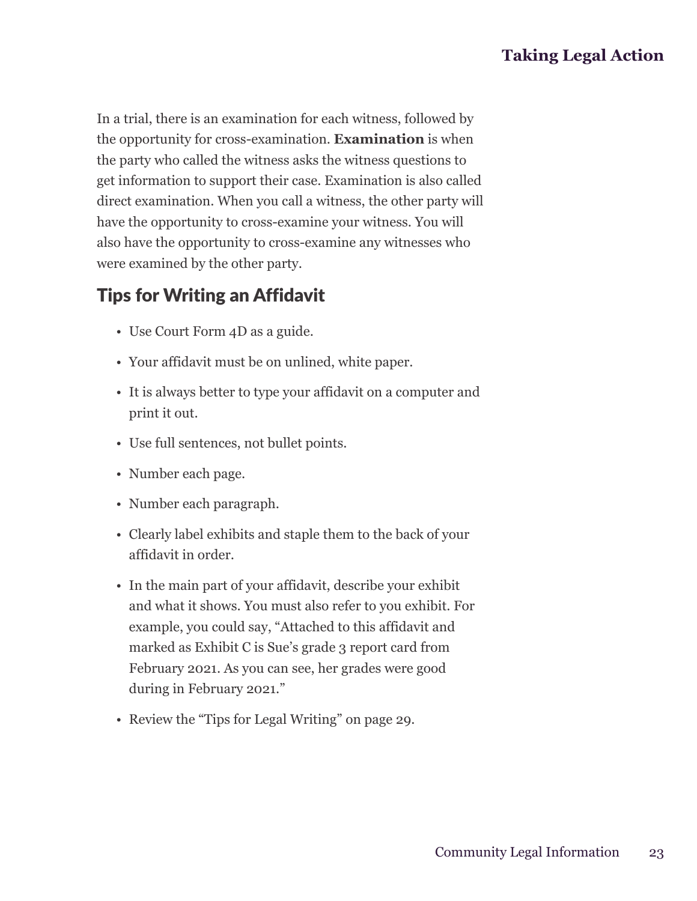In a trial, there is an examination for each witness, followed by the opportunity for cross-examination. **Examination** is when the party who called the witness asks the witness questions to get information to support their case. Examination is also called direct examination. When you call a witness, the other party will have the opportunity to cross-examine your witness. You will also have the opportunity to cross-examine any witnesses who were examined by the other party.

## Tips for Writing an Affidavit

- Use Court Form 4D as a guide.
- Your affidavit must be on unlined, white paper.
- It is always better to type your affidavit on a computer and print it out.
- Use full sentences, not bullet points.
- Number each page.
- Number each paragraph.
- Clearly label exhibits and staple them to the back of your affidavit in order.
- In the main part of your affidavit, describe your exhibit and what it shows. You must also refer to you exhibit. For example, you could say, "Attached to this affidavit and marked as Exhibit C is Sue's grade 3 report card from February 2021. As you can see, her grades were good during in February 2021."
- Review the "Tips for Legal Writing" on page 29.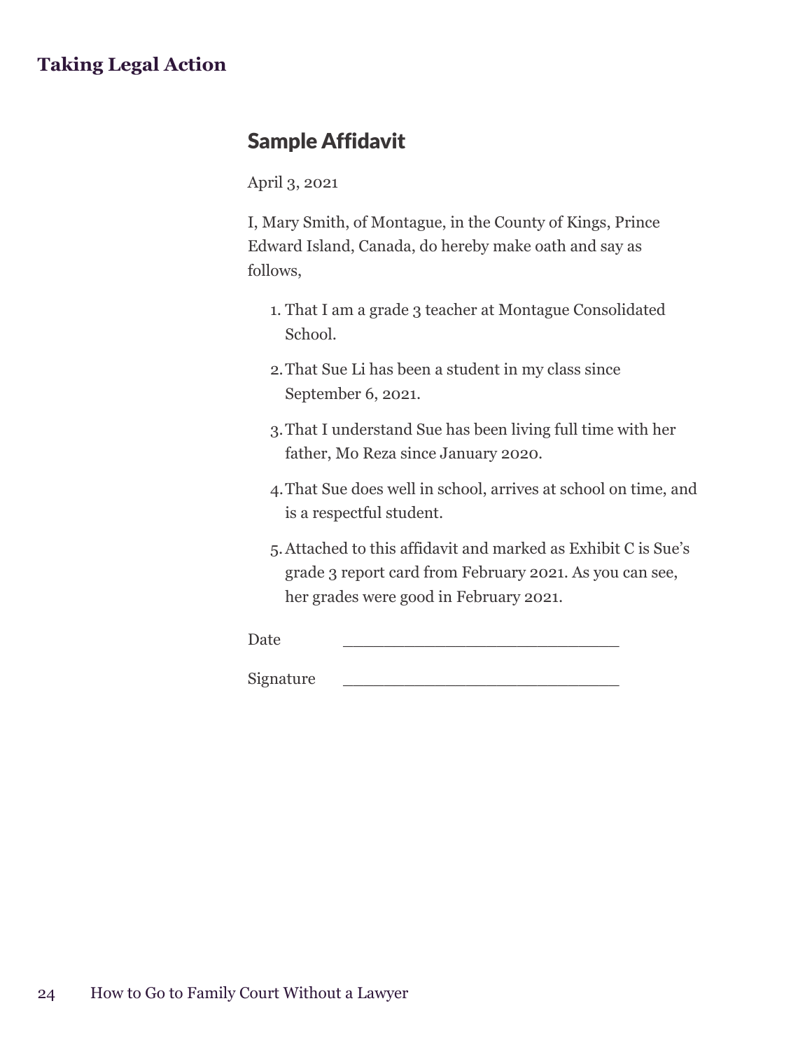## Sample Affidavit

April 3, 2021

I, Mary Smith, of Montague, in the County of Kings, Prince Edward Island, Canada, do hereby make oath and say as follows,

1. That I am a grade 3 teacher at Montague Consolidated School.
2. That Sue Li has been a student in my class since September 6, 2021.
3. That I understand Sue has been living full time with her father, Mo Reza since January 2020.
4. That Sue does well in school, arrives at school on time, and is a respectful student.
5. Attached to this affidavit and marked as Exhibit C is Sue's grade 3 report card from February 2021. As you can see, her grades were good in February 2021.

Date \_\_\_\_\_\_\_\_\_\_\_\_\_\_\_\_\_\_\_\_\_\_\_\_\_\_\_\_\_\_

Signature \_\_\_\_\_\_\_\_\_\_\_\_\_\_\_\_\_\_\_\_\_\_\_\_\_\_\_\_\_\_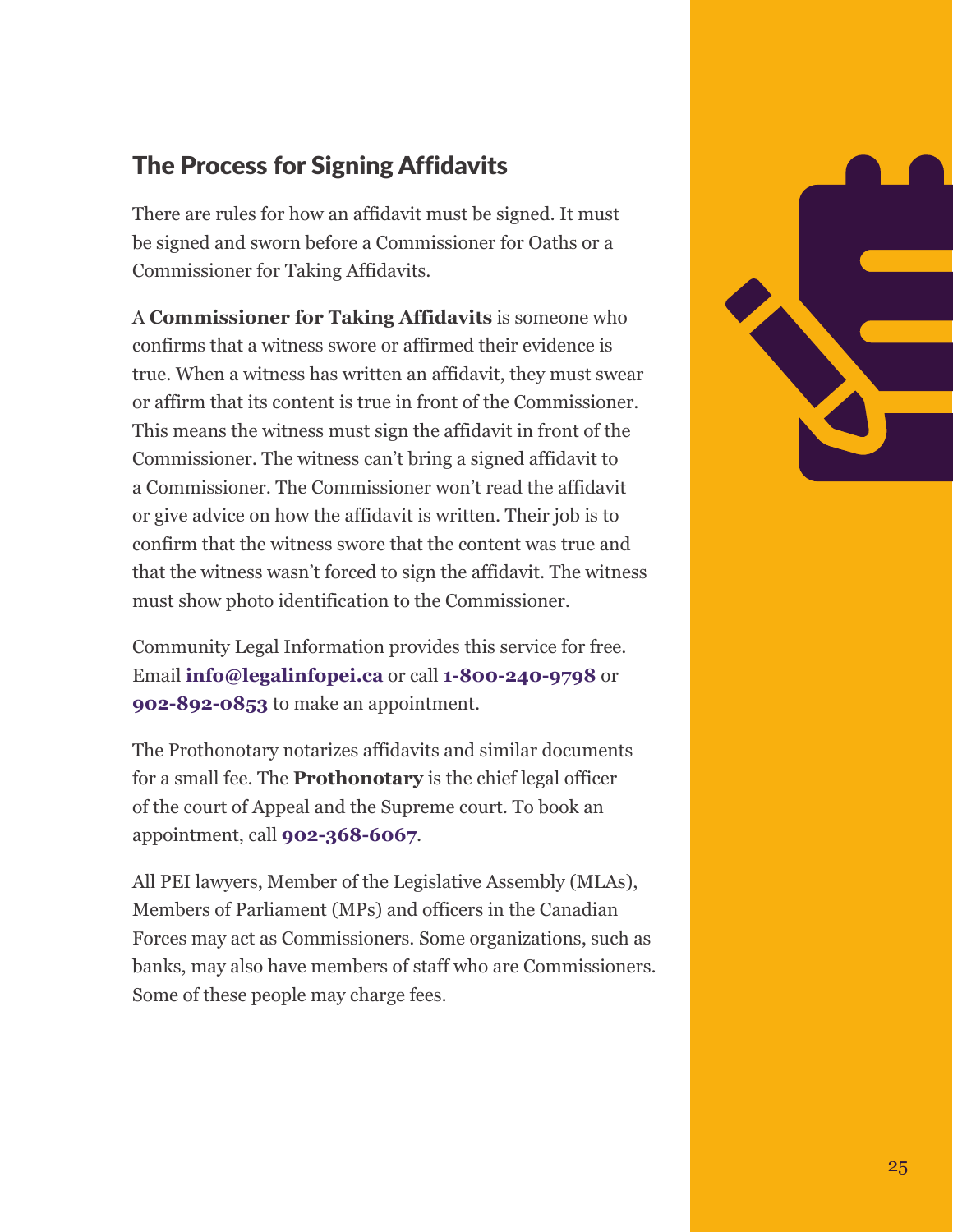## The Process for Signing Affidavits

There are rules for how an affidavit must be signed. It must be signed and sworn before a Commissioner for Oaths or a Commissioner for Taking Affidavits.

A **Commissioner for Taking Affidavits** is someone who confirms that a witness swore or affirmed their evidence is true. When a witness has written an affidavit, they must swear or affirm that its content is true in front of the Commissioner. This means the witness must sign the affidavit in front of the Commissioner. The witness can't bring a signed affidavit to a Commissioner. The Commissioner won't read the affidavit or give advice on how the affidavit is written. Their job is to confirm that the witness swore that the content was true and that the witness wasn't forced to sign the affidavit. The witness must show photo identification to the Commissioner.

Community Legal Information provides this service for free. Email **info@legalinfopei.ca** or call **1-800-240-9798** or **902-892-0853** to make an appointment.

The Prothonotary notarizes affidavits and similar documents for a small fee. The **Prothonotary** is the chief legal officer of the court of Appeal and the Supreme court. To book an appointment, call **902-368-6067**.

All PEI lawyers, Member of the Legislative Assembly (MLAs), Members of Parliament (MPs) and officers in the Canadian Forces may act as Commissioners. Some organizations, such as banks, may also have members of staff who are Commissioners. Some of these people may charge fees.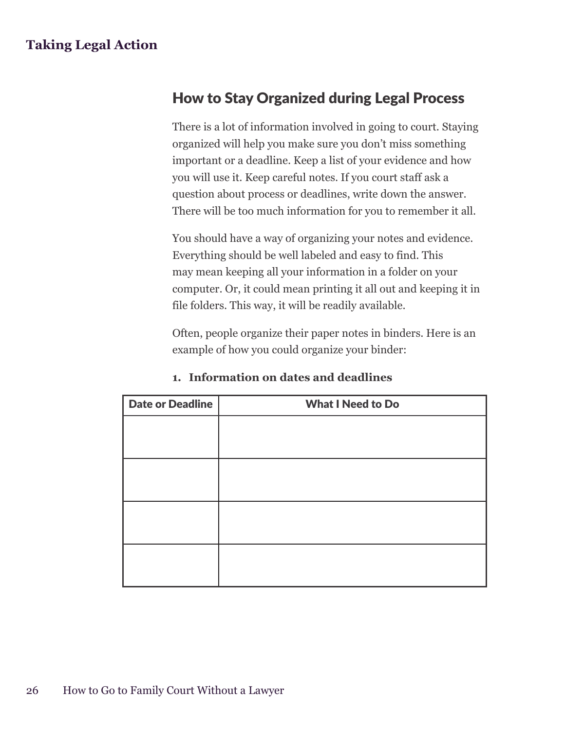## How to Stay Organized during Legal Process

There is a lot of information involved in going to court. Staying organized will help you make sure you don't miss something important or a deadline. Keep a list of your evidence and how you will use it. Keep careful notes. If you court staff ask a question about process or deadlines, write down the answer. There will be too much information for you to remember it all.

You should have a way of organizing your notes and evidence. Everything should be well labeled and easy to find. This may mean keeping all your information in a folder on your computer. Or, it could mean printing it all out and keeping it in file folders. This way, it will be readily available.

Often, people organize their paper notes in binders. Here is an example of how you could organize your binder:

1. **Information on dates and deadlines**

| Date or Deadline | What I Need to Do |
|---|---|
| | |
| | |
| | |
| | |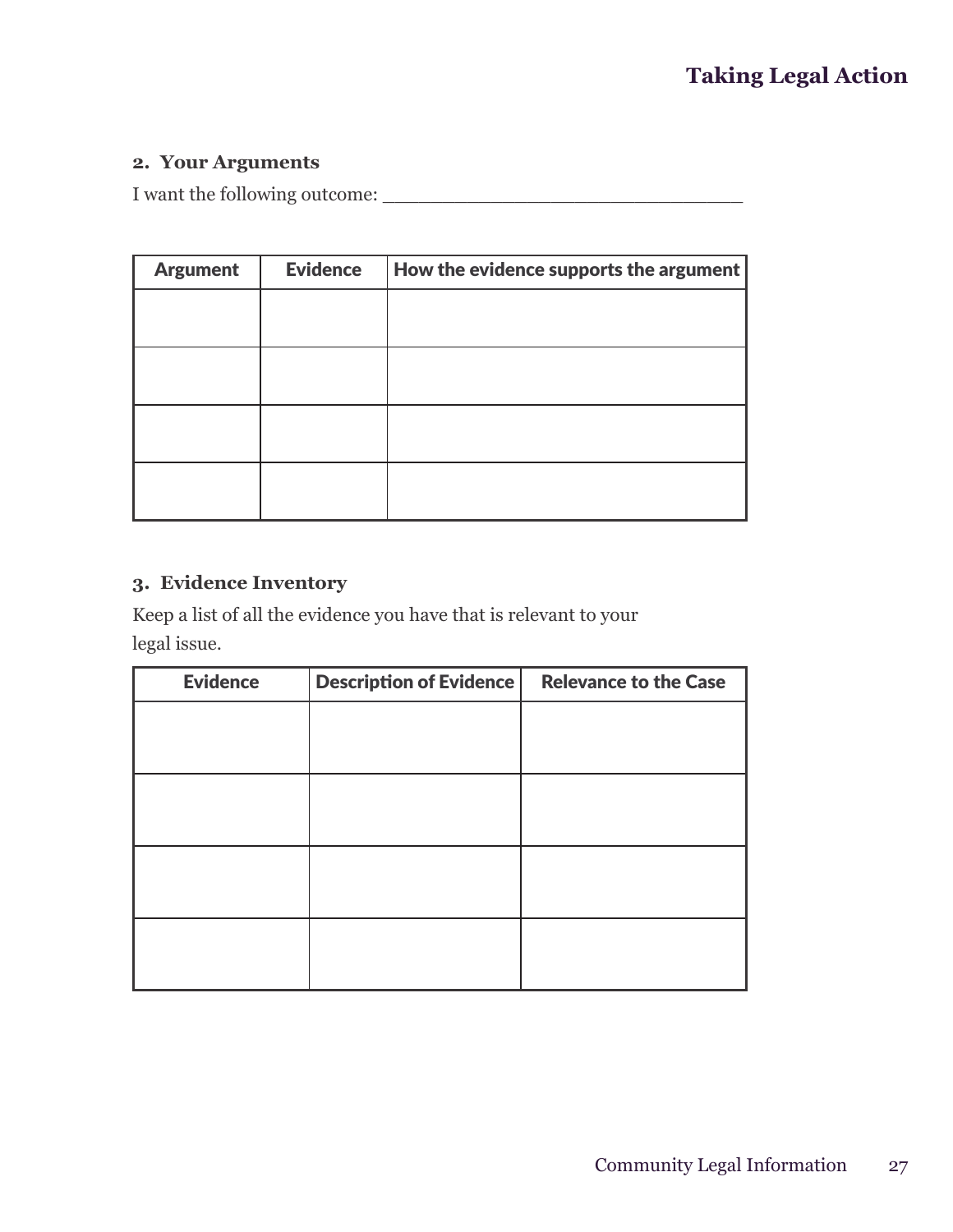**2. Your Arguments**

I want the following outcome: ______________________________

| Argument | Evidence | How the evidence supports the argument |
| --- | --- | --- |
| | | |
| | | |
| | | |
| | | |

**3. Evidence Inventory**

Keep a list of all the evidence you have that is relevant to your legal issue.

| Evidence | Description of Evidence | Relevance to the Case |
| --- | --- | --- |
| | | |
| | | |
| | | |
| | | |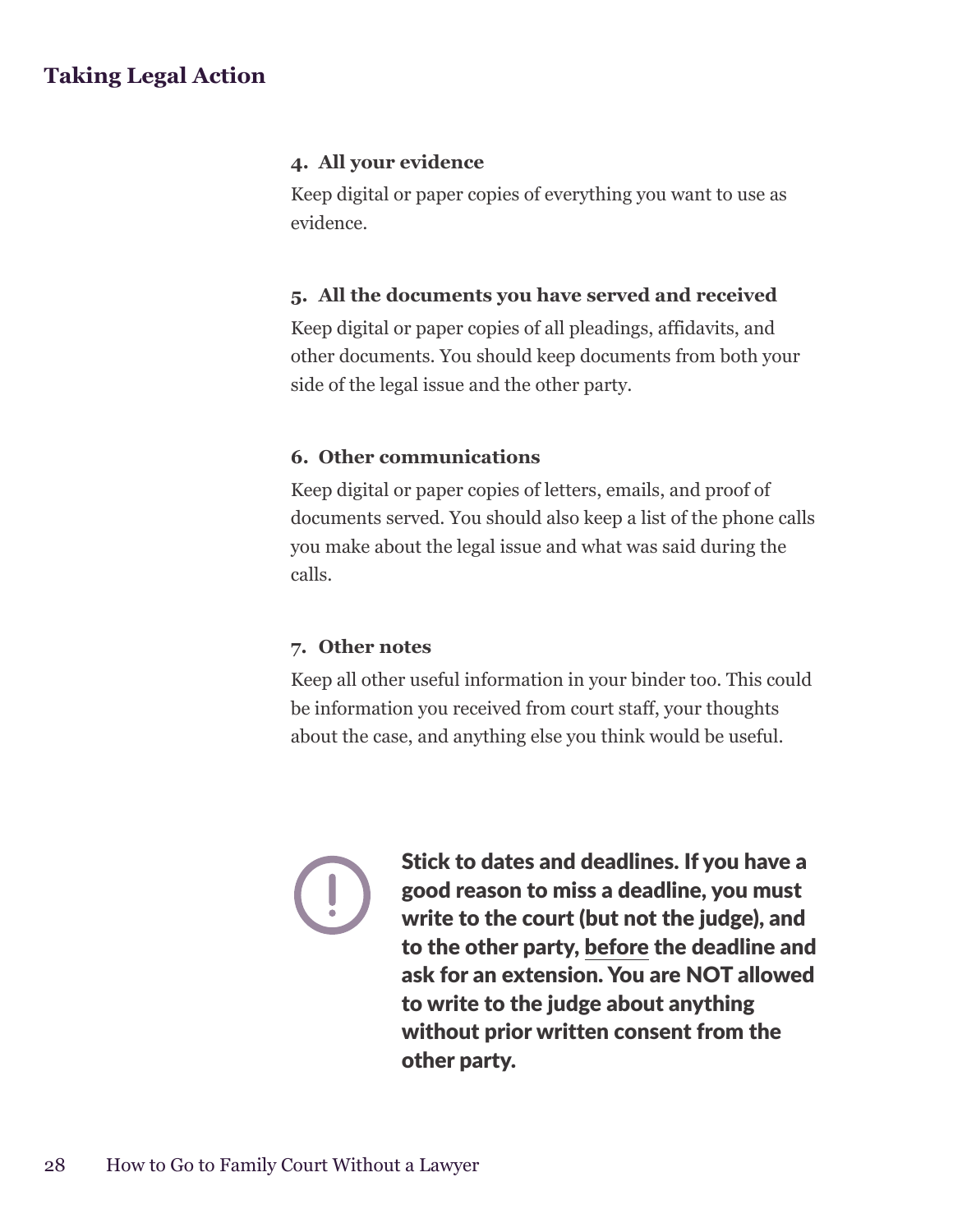## Taking Legal Action

**4. All your evidence**

Keep digital or paper copies of everything you want to use as evidence.

**5. All the documents you have served and received**

Keep digital or paper copies of all pleadings, affidavits, and other documents. You should keep documents from both your side of the legal issue and the other party.

**6. Other communications**

Keep digital or paper copies of letters, emails, and proof of documents served. You should also keep a list of the phone calls you make about the legal issue and what was said during the calls.

**7. Other notes**

Keep all other useful information in your binder too. This could be information you received from court staff, your thoughts about the case, and anything else you think would be useful.

**Stick to dates and deadlines. If you have a good reason to miss a deadline, you must write to the court (but not the judge), and to the other party, before the deadline and ask for an extension. You are NOT allowed to write to the judge about anything without prior written consent from the other party.**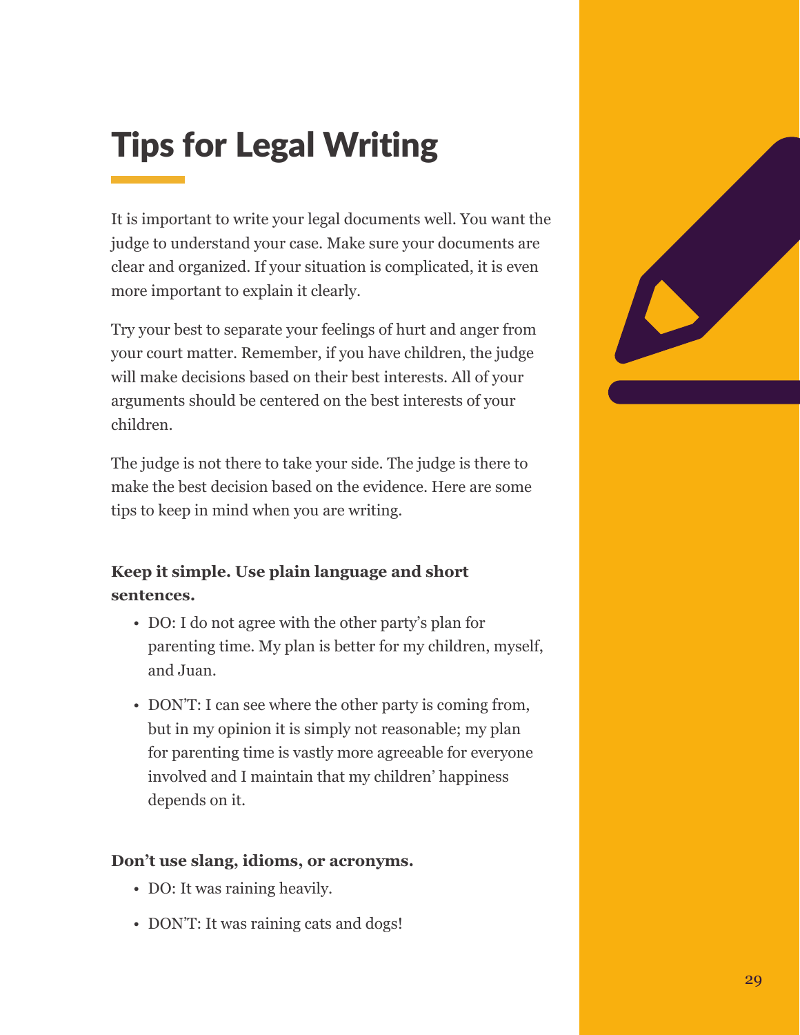# Tips for Legal Writing

It is important to write your legal documents well. You want the judge to understand your case. Make sure your documents are clear and organized. If your situation is complicated, it is even more important to explain it clearly.

Try your best to separate your feelings of hurt and anger from your court matter. Remember, if you have children, the judge will make decisions based on their best interests. All of your arguments should be centered on the best interests of your children.

The judge is not there to take your side. The judge is there to make the best decision based on the evidence. Here are some tips to keep in mind when you are writing.

**Keep it simple. Use plain language and short sentences.**

- DO: I do not agree with the other party's plan for parenting time. My plan is better for my children, myself, and Juan.
- DON'T: I can see where the other party is coming from, but in my opinion it is simply not reasonable; my plan for parenting time is vastly more agreeable for everyone involved and I maintain that my children' happiness depends on it.

**Don't use slang, idioms, or acronyms.**

- DO: It was raining heavily.
- DON'T: It was raining cats and dogs!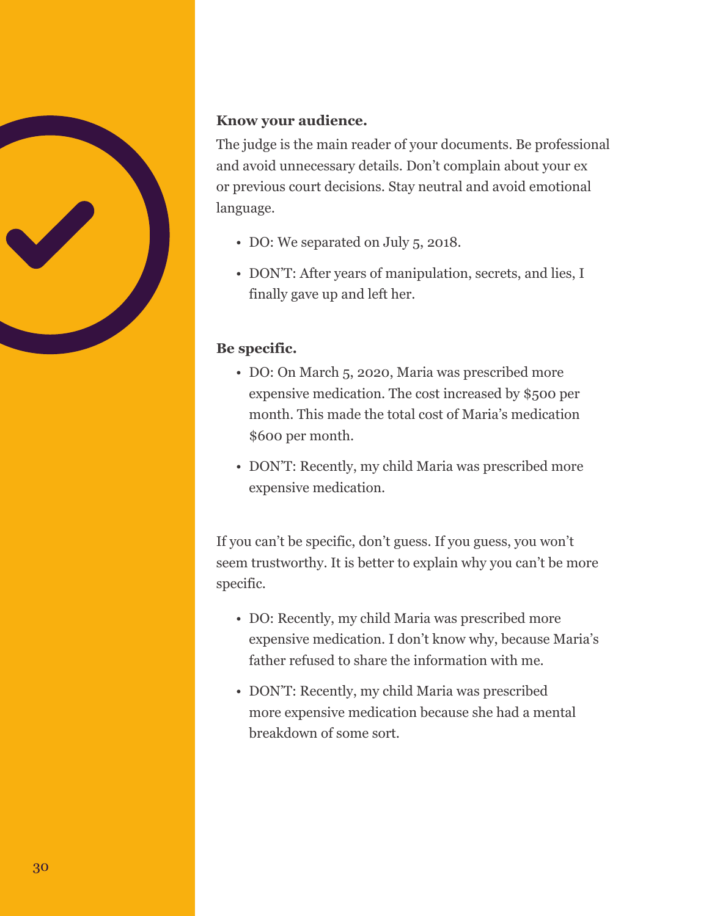**Know your audience.**

The judge is the main reader of your documents. Be professional and avoid unnecessary details. Don't complain about your ex or previous court decisions. Stay neutral and avoid emotional language.

- DO: We separated on July 5, 2018.
- DON'T: After years of manipulation, secrets, and lies, I finally gave up and left her.

**Be specific.**

- DO: On March 5, 2020, Maria was prescribed more expensive medication. The cost increased by $500 per month. This made the total cost of Maria's medication $600 per month.
- DON'T: Recently, my child Maria was prescribed more expensive medication.

If you can't be specific, don't guess. If you guess, you won't seem trustworthy. It is better to explain why you can't be more specific.

- DO: Recently, my child Maria was prescribed more expensive medication. I don't know why, because Maria's father refused to share the information with me.
- DON'T: Recently, my child Maria was prescribed more expensive medication because she had a mental breakdown of some sort.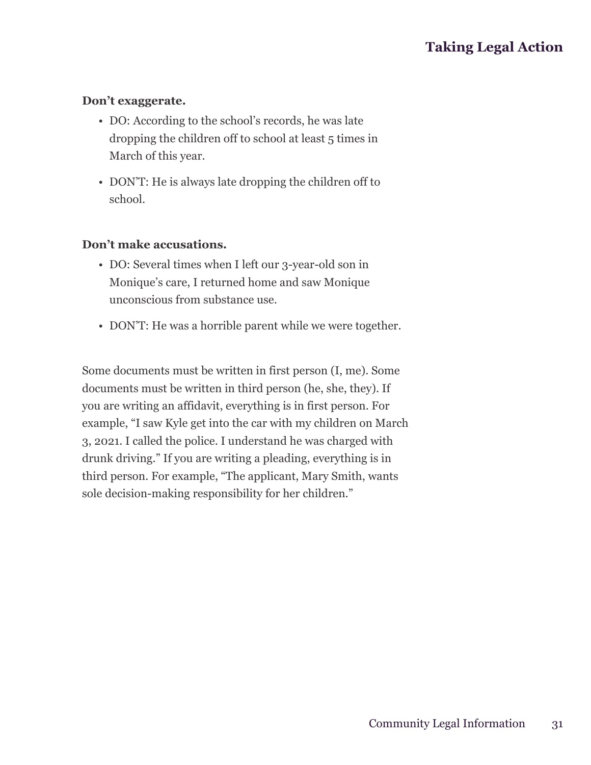**Don't exaggerate.**

- DO: According to the school's records, he was late dropping the children off to school at least 5 times in March of this year.
- DON'T: He is always late dropping the children off to school.

**Don't make accusations.**

- DO: Several times when I left our 3-year-old son in Monique's care, I returned home and saw Monique unconscious from substance use.
- DON'T: He was a horrible parent while we were together.

Some documents must be written in first person (I, me). Some documents must be written in third person (he, she, they). If you are writing an affidavit, everything is in first person. For example, "I saw Kyle get into the car with my children on March 3, 2021. I called the police. I understand he was charged with drunk driving." If you are writing a pleading, everything is in third person. For example, "The applicant, Mary Smith, wants sole decision-making responsibility for her children."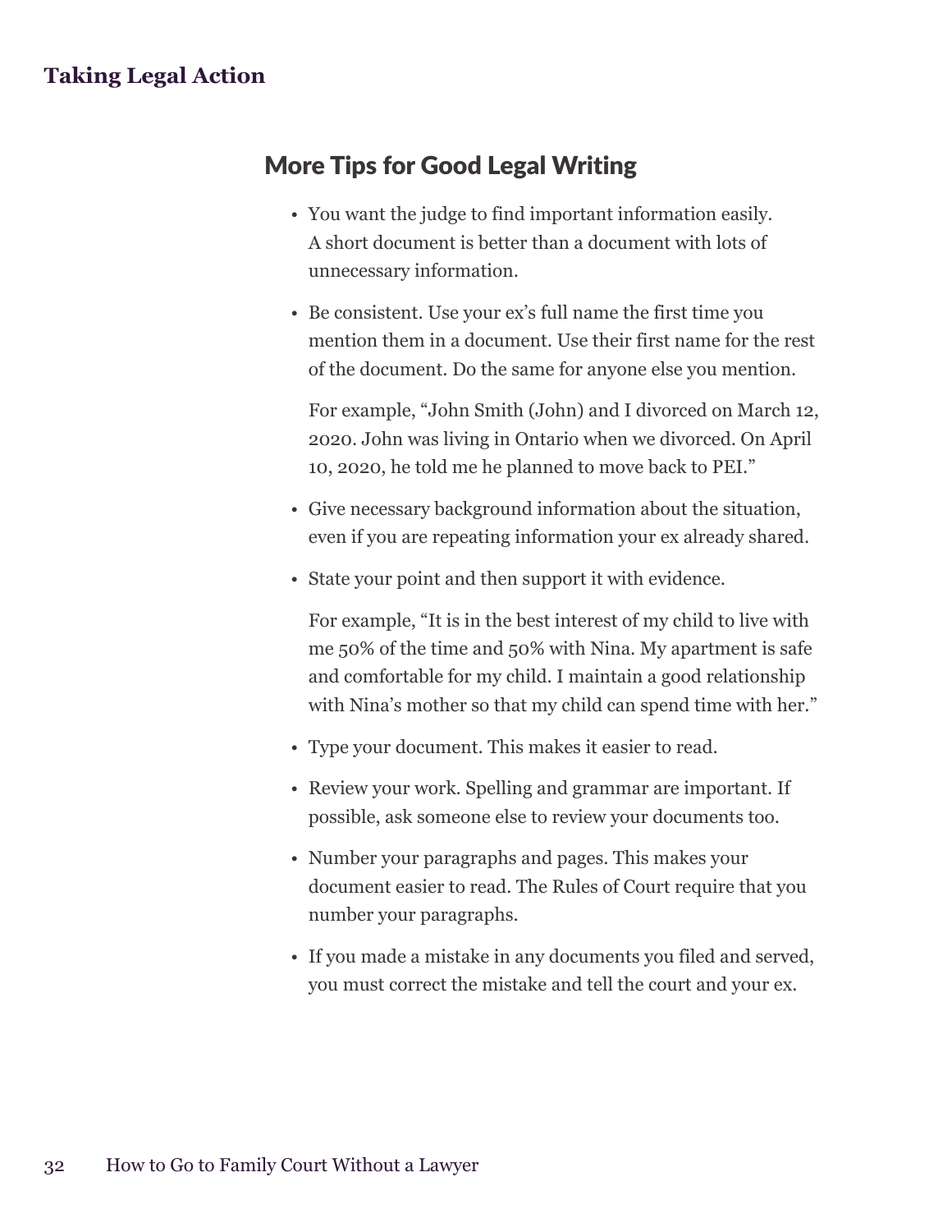## More Tips for Good Legal Writing

- You want the judge to find important information easily. A short document is better than a document with lots of unnecessary information.
- Be consistent. Use your ex's full name the first time you mention them in a document. Use their first name for the rest of the document. Do the same for anyone else you mention.

  For example, "John Smith (John) and I divorced on March 12, 2020. John was living in Ontario when we divorced. On April 10, 2020, he told me he planned to move back to PEI."
- Give necessary background information about the situation, even if you are repeating information your ex already shared.
- State your point and then support it with evidence.

  For example, "It is in the best interest of my child to live with me 50% of the time and 50% with Nina. My apartment is safe and comfortable for my child. I maintain a good relationship with Nina's mother so that my child can spend time with her."
- Type your document. This makes it easier to read.
- Review your work. Spelling and grammar are important. If possible, ask someone else to review your documents too.
- Number your paragraphs and pages. This makes your document easier to read. The Rules of Court require that you number your paragraphs.
- If you made a mistake in any documents you filed and served, you must correct the mistake and tell the court and your ex.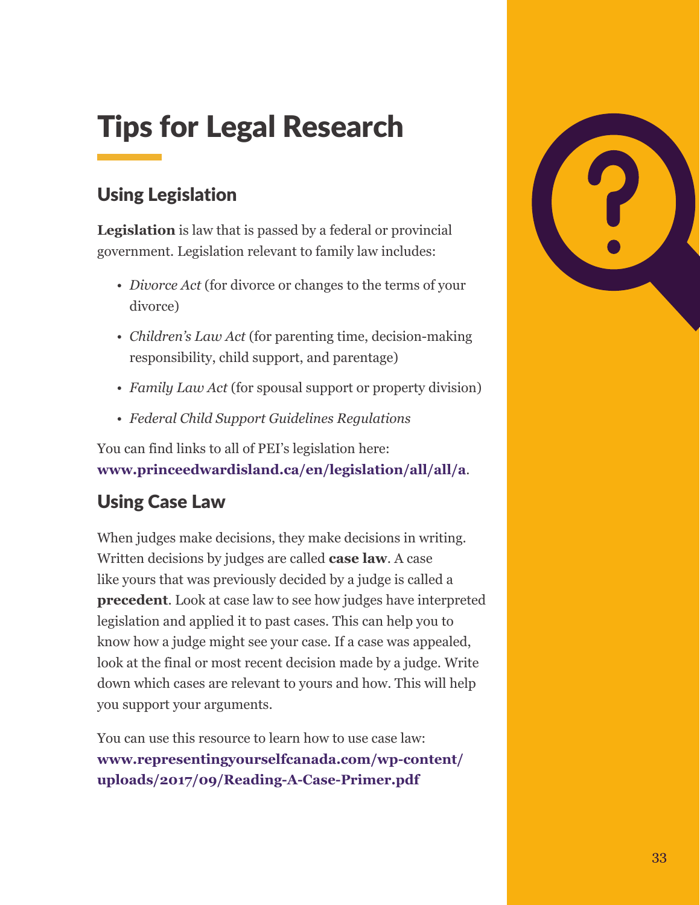# Tips for Legal Research

## Using Legislation

**Legislation** is law that is passed by a federal or provincial government. Legislation relevant to family law includes:

- *Divorce Act* (for divorce or changes to the terms of your divorce)
- *Children's Law Act* (for parenting time, decision-making responsibility, child support, and parentage)
- *Family Law Act* (for spousal support or property division)
- *Federal Child Support Guidelines Regulations*

You can find links to all of PEI's legislation here: **www.princeedwardisland.ca/en/legislation/all/all/a**.

## Using Case Law

When judges make decisions, they make decisions in writing. Written decisions by judges are called **case law**. A case like yours that was previously decided by a judge is called a **precedent**. Look at case law to see how judges have interpreted legislation and applied it to past cases. This can help you to know how a judge might see your case. If a case was appealed, look at the final or most recent decision made by a judge. Write down which cases are relevant to yours and how. This will help you support your arguments.

You can use this resource to learn how to use case law: **www.representingyourselfcanada.com/wp-content/uploads/2017/09/Reading-A-Case-Primer.pdf**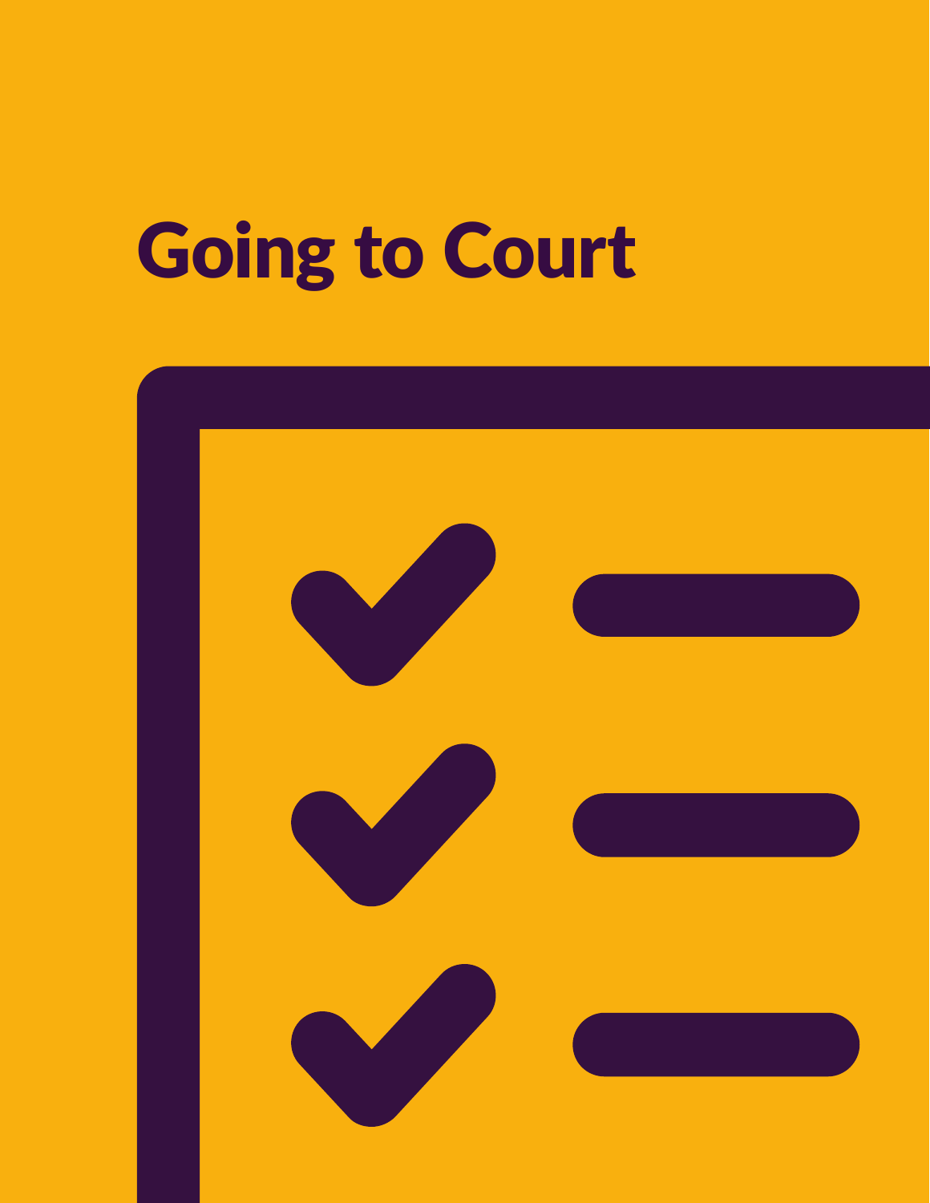# Going to Court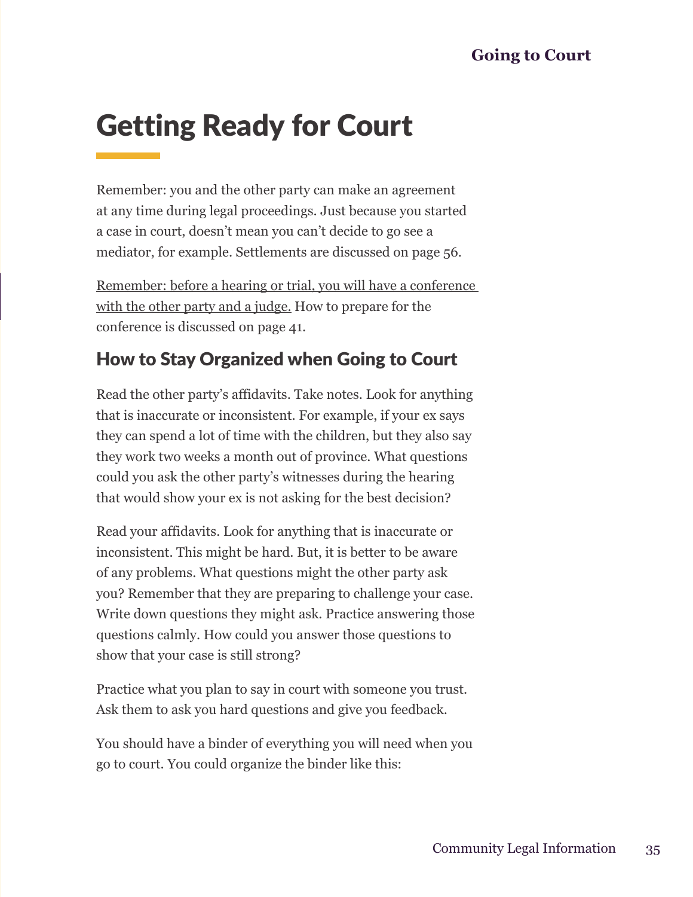# Getting Ready for Court

Remember: you and the other party can make an agreement at any time during legal proceedings. Just because you started a case in court, doesn't mean you can't decide to go see a mediator, for example. Settlements are discussed on page 56.

Remember: before a hearing or trial, you will have a conference with the other party and a judge. How to prepare for the conference is discussed on page 41.

## How to Stay Organized when Going to Court

Read the other party's affidavits. Take notes. Look for anything that is inaccurate or inconsistent. For example, if your ex says they can spend a lot of time with the children, but they also say they work two weeks a month out of province. What questions could you ask the other party's witnesses during the hearing that would show your ex is not asking for the best decision?

Read your affidavits. Look for anything that is inaccurate or inconsistent. This might be hard. But, it is better to be aware of any problems. What questions might the other party ask you? Remember that they are preparing to challenge your case. Write down questions they might ask. Practice answering those questions calmly. How could you answer those questions to show that your case is still strong?

Practice what you plan to say in court with someone you trust. Ask them to ask you hard questions and give you feedback.

You should have a binder of everything you will need when you go to court. You could organize the binder like this: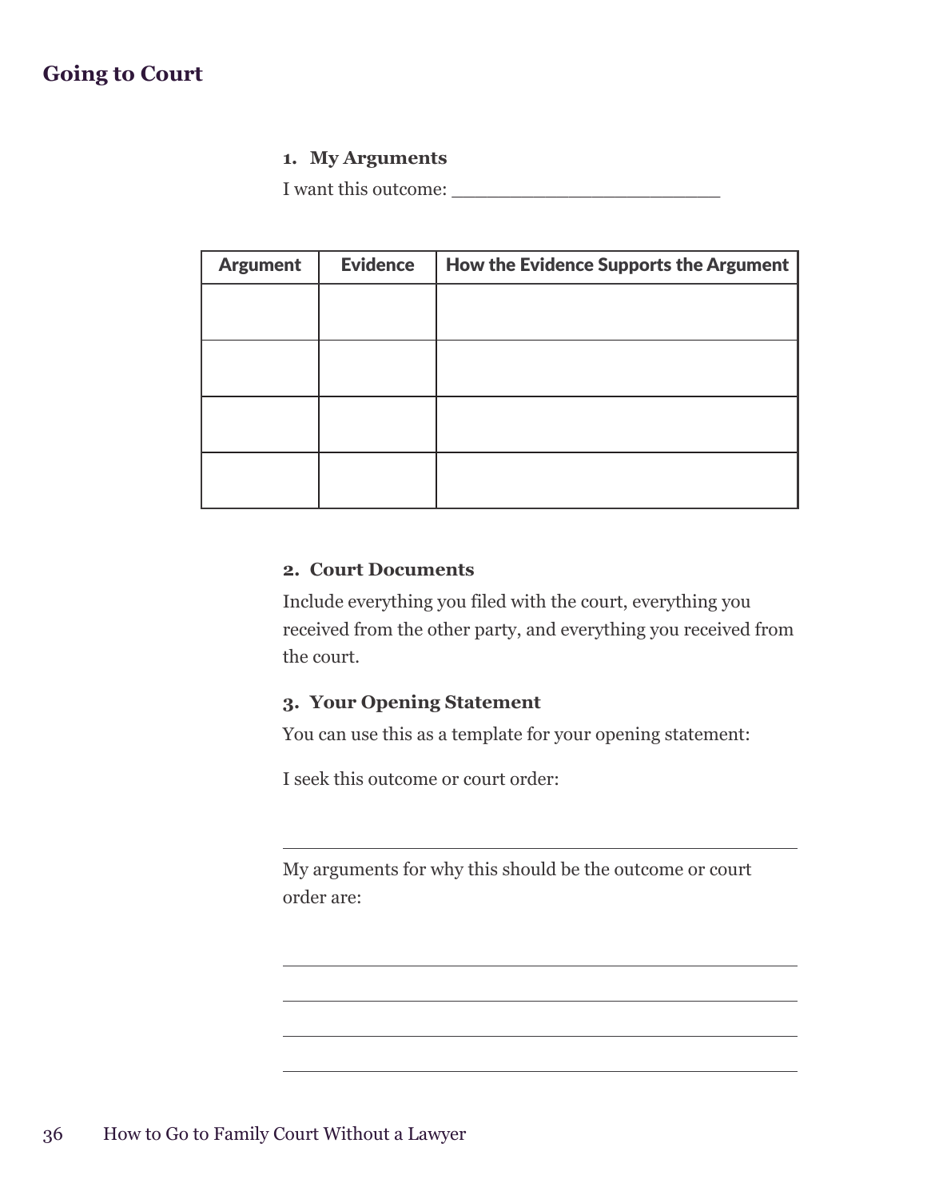## Going to Court

1. **My Arguments**

I want this outcome: ________________________

| Argument | Evidence | How the Evidence Supports the Argument |
|---|---|---|
| | | |
| | | |
| | | |
| | | |

2. **Court Documents**

Include everything you filed with the court, everything you received from the other party, and everything you received from the court.

3. **Your Opening Statement**

You can use this as a template for your opening statement:

I seek this outcome or court order:

______________________________________________

My arguments for why this should be the outcome or court order are:

______________________________________________

______________________________________________

______________________________________________

______________________________________________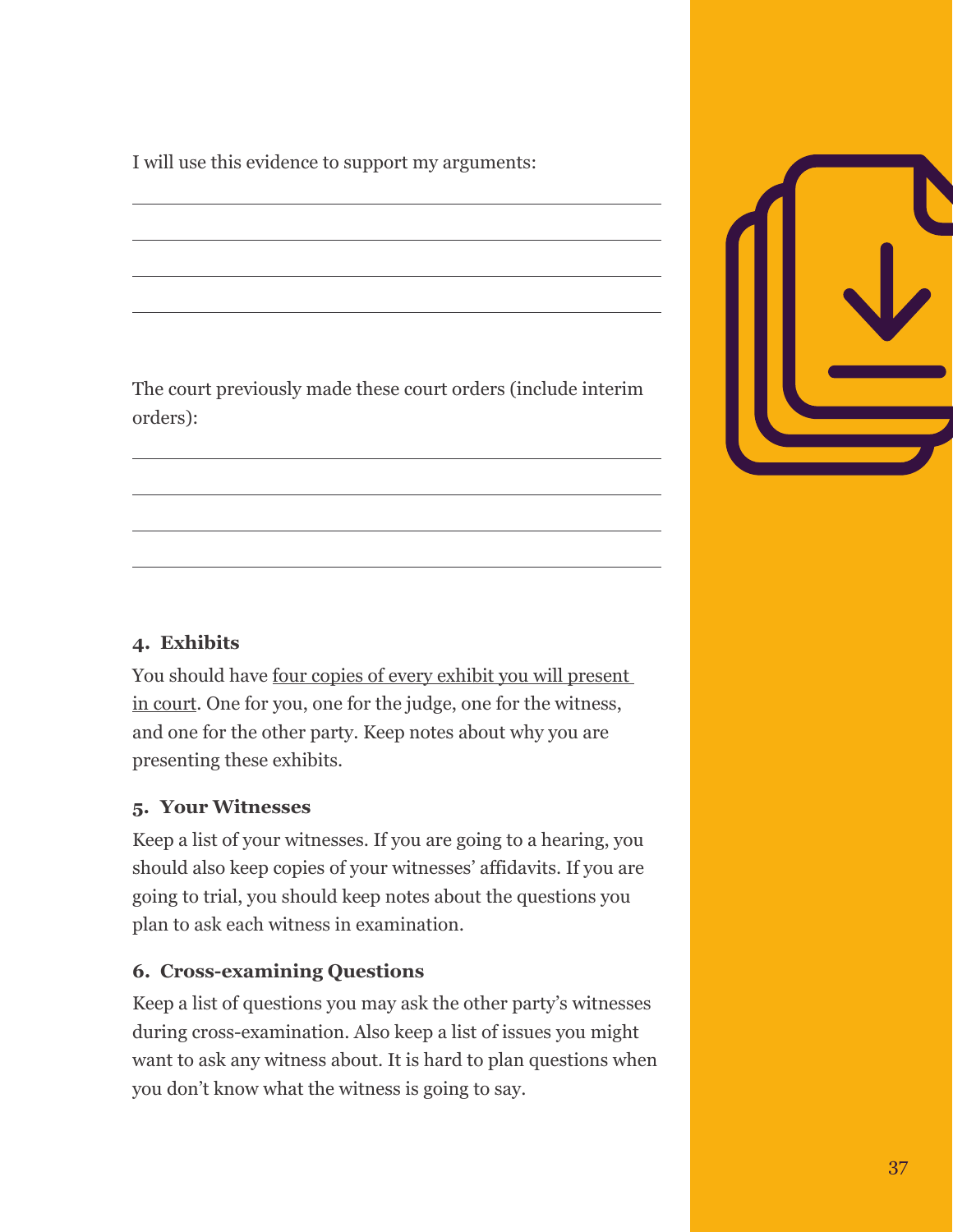I will use this evidence to support my arguments:

______________________________________________

______________________________________________

______________________________________________

______________________________________________

The court previously made these court orders (include interim orders):

______________________________________________

______________________________________________

______________________________________________

______________________________________________

**4. Exhibits**

You should have four copies of every exhibit you will present in court. One for you, one for the judge, one for the witness, and one for the other party. Keep notes about why you are presenting these exhibits.

**5. Your Witnesses**

Keep a list of your witnesses. If you are going to a hearing, you should also keep copies of your witnesses' affidavits. If you are going to trial, you should keep notes about the questions you plan to ask each witness in examination.

**6. Cross-examining Questions**

Keep a list of questions you may ask the other party's witnesses during cross-examination. Also keep a list of issues you might want to ask any witness about. It is hard to plan questions when you don't know what the witness is going to say.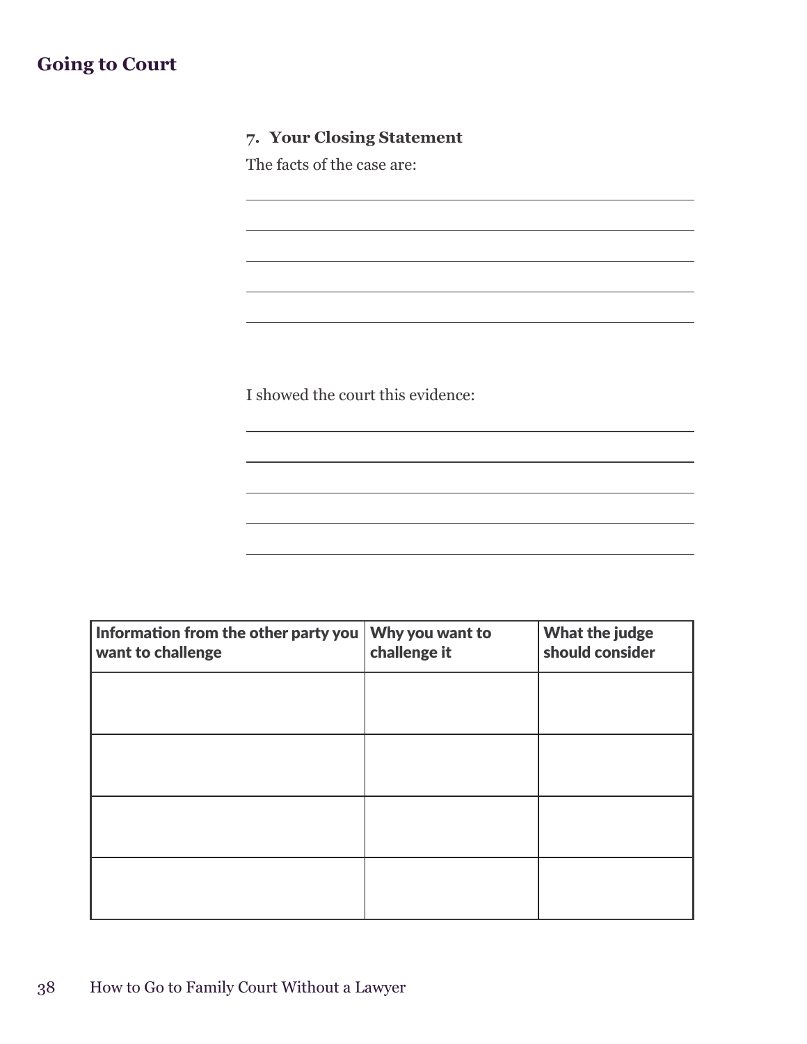### 7. Your Closing Statement

The facts of the case are:

_______________________________________________

_______________________________________________

_______________________________________________

_______________________________________________

_______________________________________________

I showed the court this evidence:

_______________________________________________

_______________________________________________

_______________________________________________

_______________________________________________

_______________________________________________

| Information from the other party you want to challenge | Why you want to challenge it | What the judge should consider |
|---|---|---|
| | | |
| | | |
| | | |
| | | |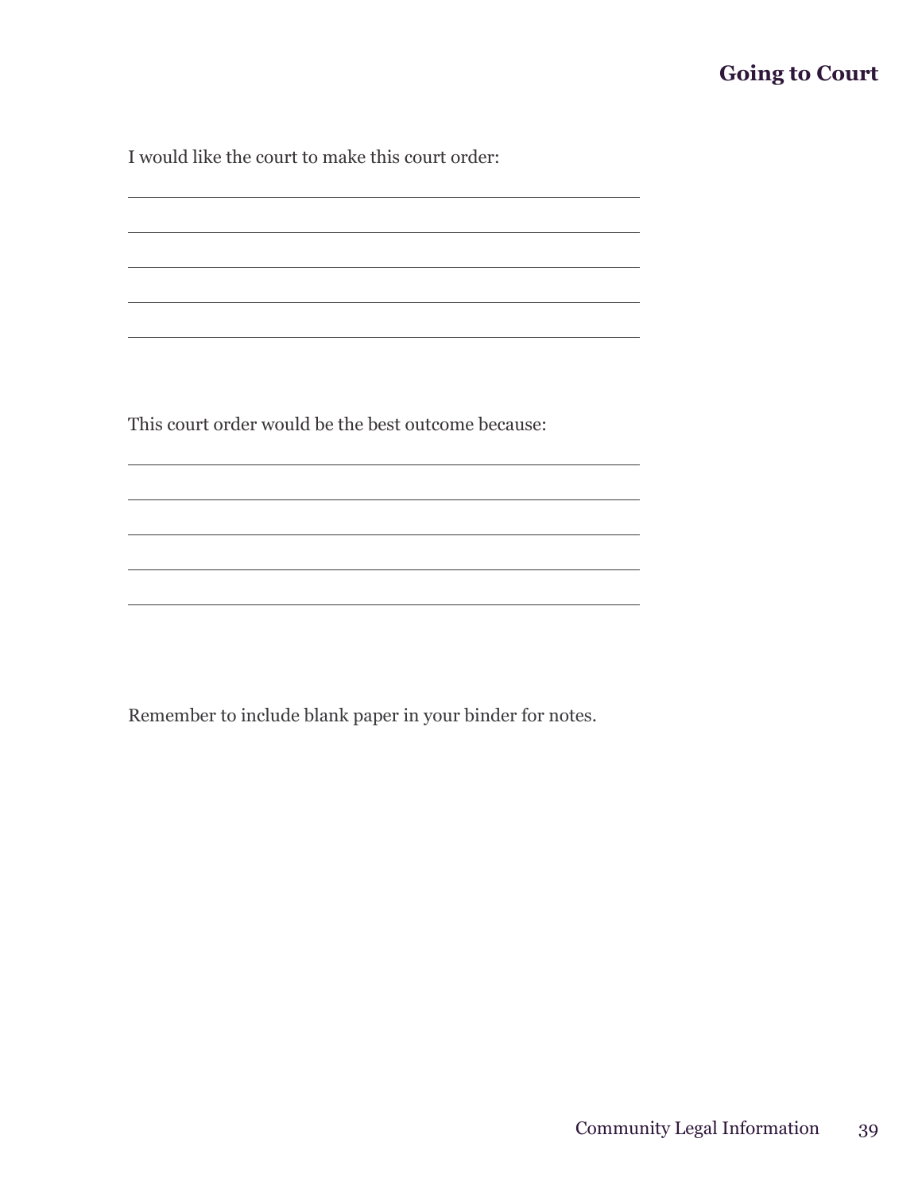I would like the court to make this court order:

\_\_\_\_\_\_\_\_\_\_\_\_\_\_\_\_\_\_\_\_\_\_\_\_\_\_\_\_\_\_\_\_\_\_\_\_\_\_\_\_\_\_\_\_\_\_\_\_

\_\_\_\_\_\_\_\_\_\_\_\_\_\_\_\_\_\_\_\_\_\_\_\_\_\_\_\_\_\_\_\_\_\_\_\_\_\_\_\_\_\_\_\_\_\_\_\_

\_\_\_\_\_\_\_\_\_\_\_\_\_\_\_\_\_\_\_\_\_\_\_\_\_\_\_\_\_\_\_\_\_\_\_\_\_\_\_\_\_\_\_\_\_\_\_\_

\_\_\_\_\_\_\_\_\_\_\_\_\_\_\_\_\_\_\_\_\_\_\_\_\_\_\_\_\_\_\_\_\_\_\_\_\_\_\_\_\_\_\_\_\_\_\_\_

\_\_\_\_\_\_\_\_\_\_\_\_\_\_\_\_\_\_\_\_\_\_\_\_\_\_\_\_\_\_\_\_\_\_\_\_\_\_\_\_\_\_\_\_\_\_\_\_

This court order would be the best outcome because:

\_\_\_\_\_\_\_\_\_\_\_\_\_\_\_\_\_\_\_\_\_\_\_\_\_\_\_\_\_\_\_\_\_\_\_\_\_\_\_\_\_\_\_\_\_\_\_\_

\_\_\_\_\_\_\_\_\_\_\_\_\_\_\_\_\_\_\_\_\_\_\_\_\_\_\_\_\_\_\_\_\_\_\_\_\_\_\_\_\_\_\_\_\_\_\_\_

\_\_\_\_\_\_\_\_\_\_\_\_\_\_\_\_\_\_\_\_\_\_\_\_\_\_\_\_\_\_\_\_\_\_\_\_\_\_\_\_\_\_\_\_\_\_\_\_

\_\_\_\_\_\_\_\_\_\_\_\_\_\_\_\_\_\_\_\_\_\_\_\_\_\_\_\_\_\_\_\_\_\_\_\_\_\_\_\_\_\_\_\_\_\_\_\_

\_\_\_\_\_\_\_\_\_\_\_\_\_\_\_\_\_\_\_\_\_\_\_\_\_\_\_\_\_\_\_\_\_\_\_\_\_\_\_\_\_\_\_\_\_\_\_\_

Remember to include blank paper in your binder for notes.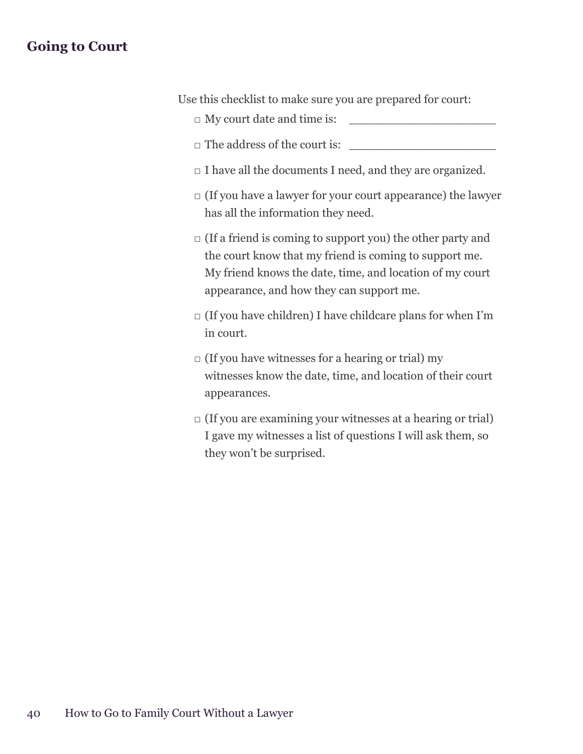## Going to Court

Use this checklist to make sure you are prepared for court:

- □ My court date and time is: ____________________
- □ The address of the court is: ____________________
- □ I have all the documents I need, and they are organized.
- □ (If you have a lawyer for your court appearance) the lawyer has all the information they need.
- □ (If a friend is coming to support you) the other party and the court know that my friend is coming to support me. My friend knows the date, time, and location of my court appearance, and how they can support me.
- □ (If you have children) I have childcare plans for when I'm in court.
- □ (If you have witnesses for a hearing or trial) my witnesses know the date, time, and location of their court appearances.
- □ (If you are examining your witnesses at a hearing or trial) I gave my witnesses a list of questions I will ask them, so they won't be surprised.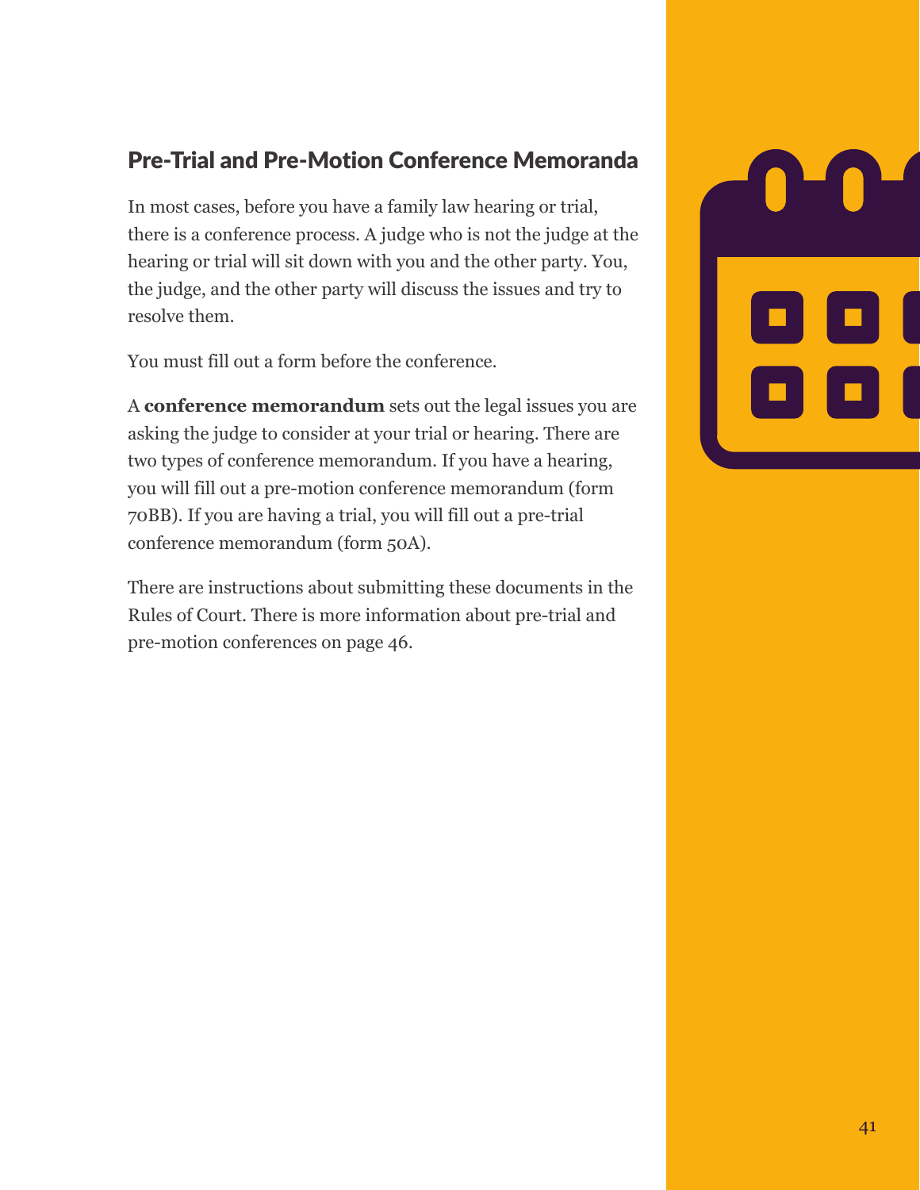## Pre-Trial and Pre-Motion Conference Memoranda

In most cases, before you have a family law hearing or trial, there is a conference process. A judge who is not the judge at the hearing or trial will sit down with you and the other party. You, the judge, and the other party will discuss the issues and try to resolve them.

You must fill out a form before the conference.

A **conference memorandum** sets out the legal issues you are asking the judge to consider at your trial or hearing. There are two types of conference memorandum. If you have a hearing, you will fill out a pre-motion conference memorandum (form 70BB). If you are having a trial, you will fill out a pre-trial conference memorandum (form 50A).

There are instructions about submitting these documents in the Rules of Court. There is more information about pre-trial and pre-motion conferences on page 46.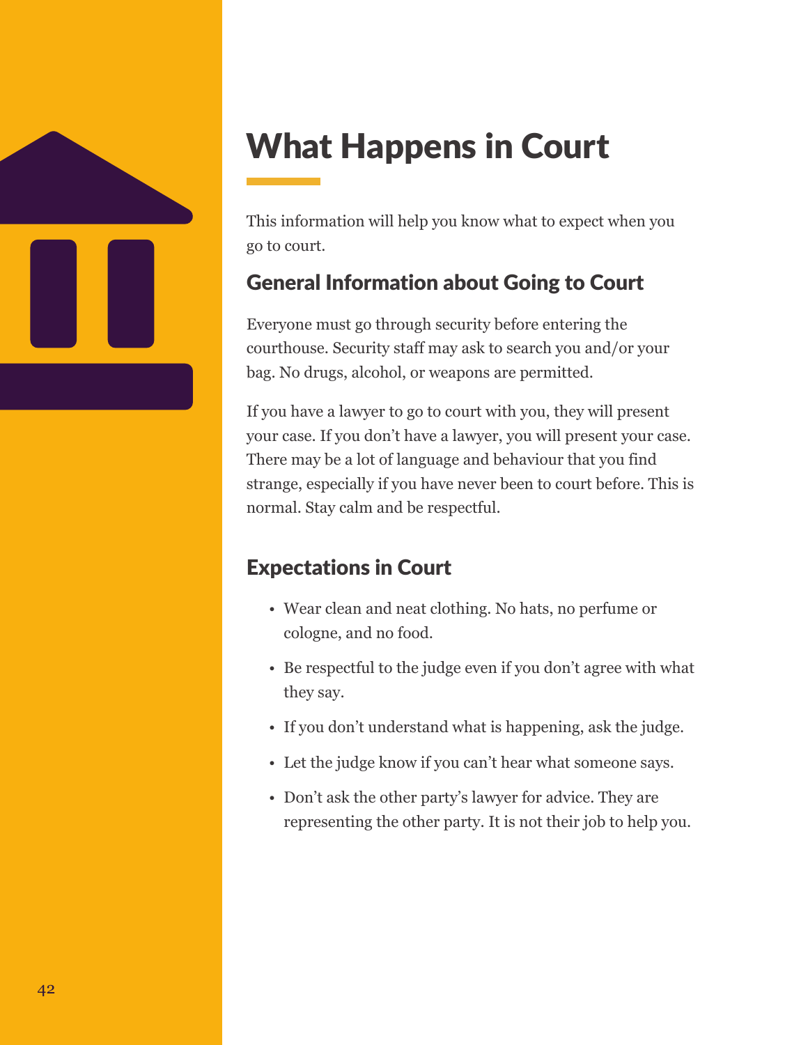# What Happens in Court

This information will help you know what to expect when you go to court.

## General Information about Going to Court

Everyone must go through security before entering the courthouse. Security staff may ask to search you and/or your bag. No drugs, alcohol, or weapons are permitted.

If you have a lawyer to go to court with you, they will present your case. If you don't have a lawyer, you will present your case. There may be a lot of language and behaviour that you find strange, especially if you have never been to court before. This is normal. Stay calm and be respectful.

## Expectations in Court

- Wear clean and neat clothing. No hats, no perfume or cologne, and no food.
- Be respectful to the judge even if you don't agree with what they say.
- If you don't understand what is happening, ask the judge.
- Let the judge know if you can't hear what someone says.
- Don't ask the other party's lawyer for advice. They are representing the other party. It is not their job to help you.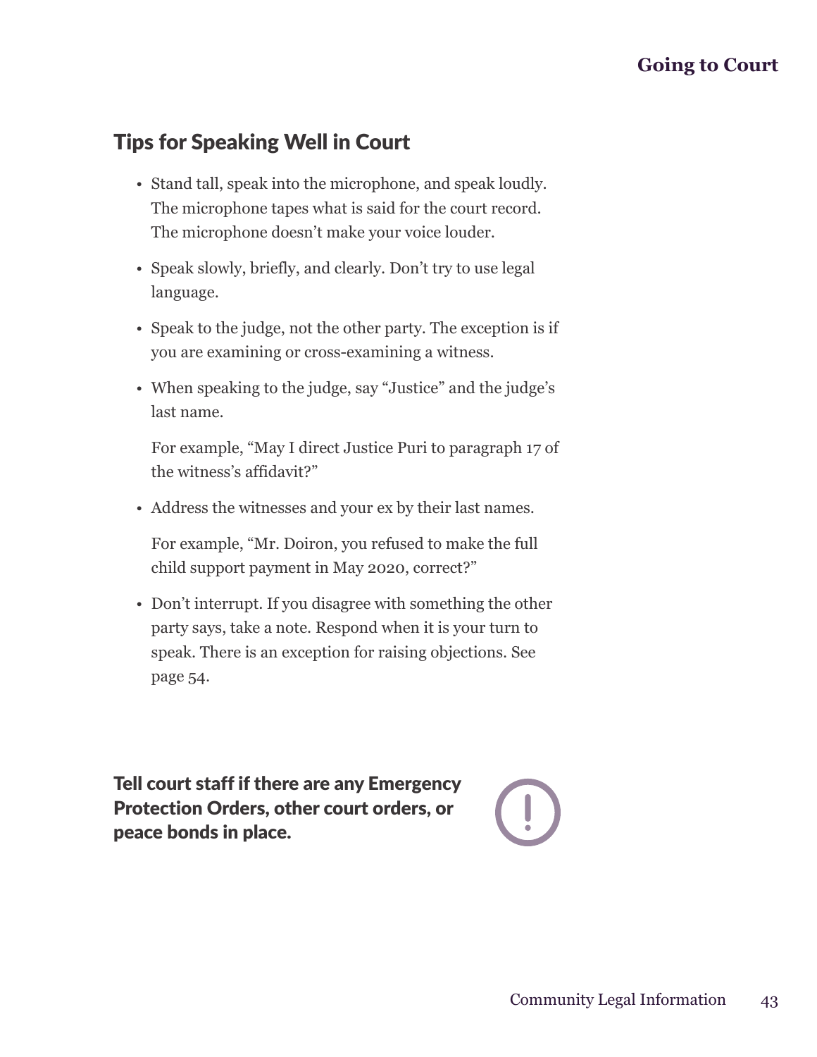## Tips for Speaking Well in Court

- Stand tall, speak into the microphone, and speak loudly. The microphone tapes what is said for the court record. The microphone doesn't make your voice louder.
- Speak slowly, briefly, and clearly. Don't try to use legal language.
- Speak to the judge, not the other party. The exception is if you are examining or cross-examining a witness.
- When speaking to the judge, say "Justice" and the judge's last name.

  For example, "May I direct Justice Puri to paragraph 17 of the witness's affidavit?"
- Address the witnesses and your ex by their last names.

  For example, "Mr. Doiron, you refused to make the full child support payment in May 2020, correct?"
- Don't interrupt. If you disagree with something the other party says, take a note. Respond when it is your turn to speak. There is an exception for raising objections. See page 54.

**Tell court staff if there are any Emergency Protection Orders, other court orders, or peace bonds in place.**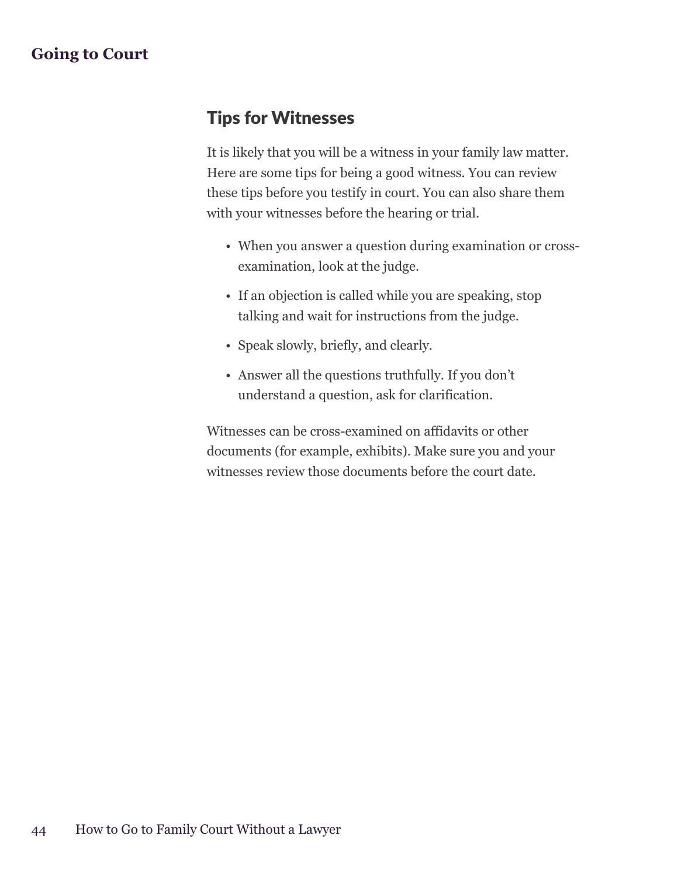## Tips for Witnesses

It is likely that you will be a witness in your family law matter. Here are some tips for being a good witness. You can review these tips before you testify in court. You can also share them with your witnesses before the hearing or trial.

- When you answer a question during examination or cross-examination, look at the judge.
- If an objection is called while you are speaking, stop talking and wait for instructions from the judge.
- Speak slowly, briefly, and clearly.
- Answer all the questions truthfully. If you don't understand a question, ask for clarification.

Witnesses can be cross-examined on affidavits or other documents (for example, exhibits). Make sure you and your witnesses review those documents before the court date.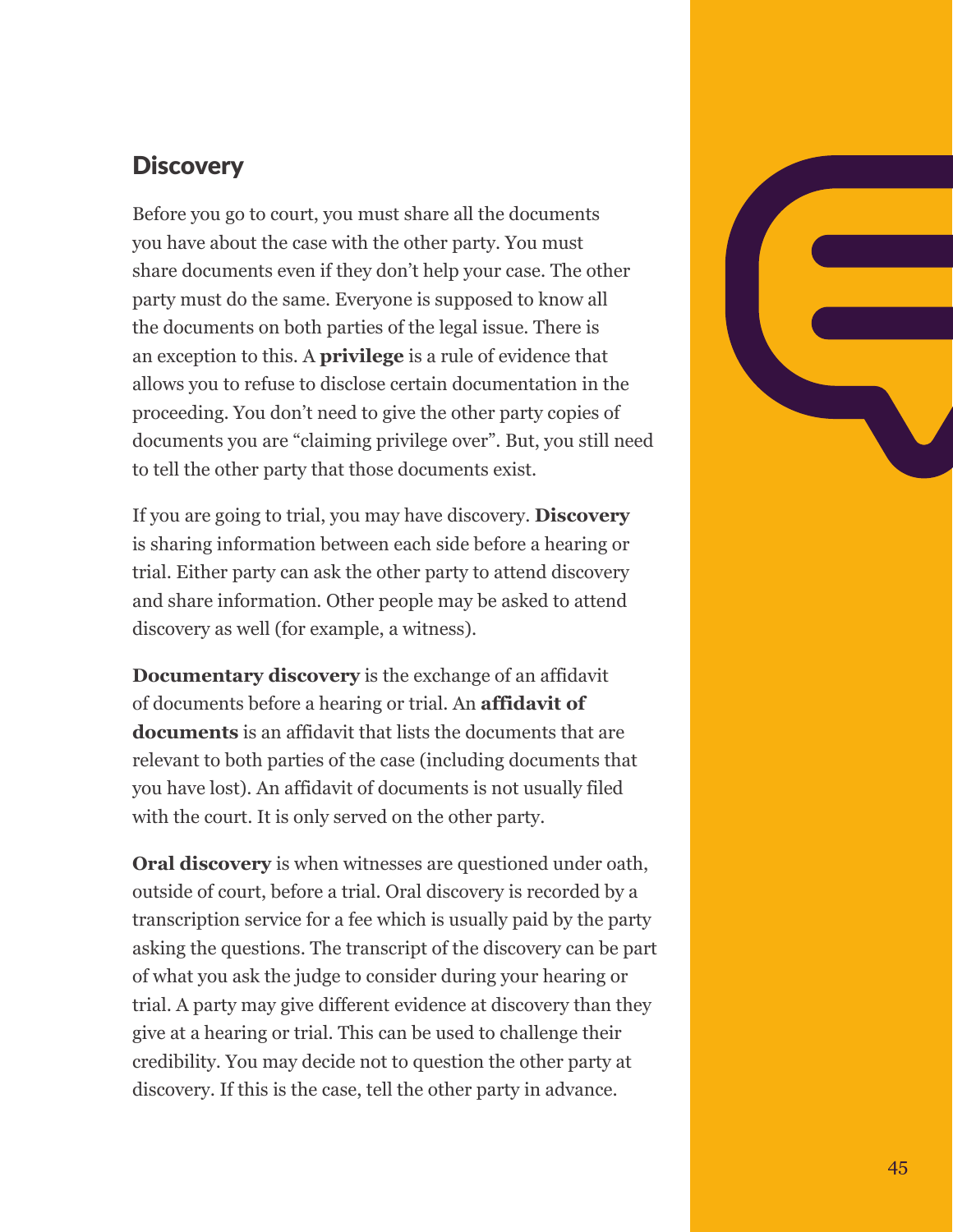## Discovery

Before you go to court, you must share all the documents you have about the case with the other party. You must share documents even if they don't help your case. The other party must do the same. Everyone is supposed to know all the documents on both parties of the legal issue. There is an exception to this. A **privilege** is a rule of evidence that allows you to refuse to disclose certain documentation in the proceeding. You don't need to give the other party copies of documents you are "claiming privilege over". But, you still need to tell the other party that those documents exist.

If you are going to trial, you may have discovery. **Discovery** is sharing information between each side before a hearing or trial. Either party can ask the other party to attend discovery and share information. Other people may be asked to attend discovery as well (for example, a witness).

**Documentary discovery** is the exchange of an affidavit of documents before a hearing or trial. An **affidavit of documents** is an affidavit that lists the documents that are relevant to both parties of the case (including documents that you have lost). An affidavit of documents is not usually filed with the court. It is only served on the other party.

**Oral discovery** is when witnesses are questioned under oath, outside of court, before a trial. Oral discovery is recorded by a transcription service for a fee which is usually paid by the party asking the questions. The transcript of the discovery can be part of what you ask the judge to consider during your hearing or trial. A party may give different evidence at discovery than they give at a hearing or trial. This can be used to challenge their credibility. You may decide not to question the other party at discovery. If this is the case, tell the other party in advance.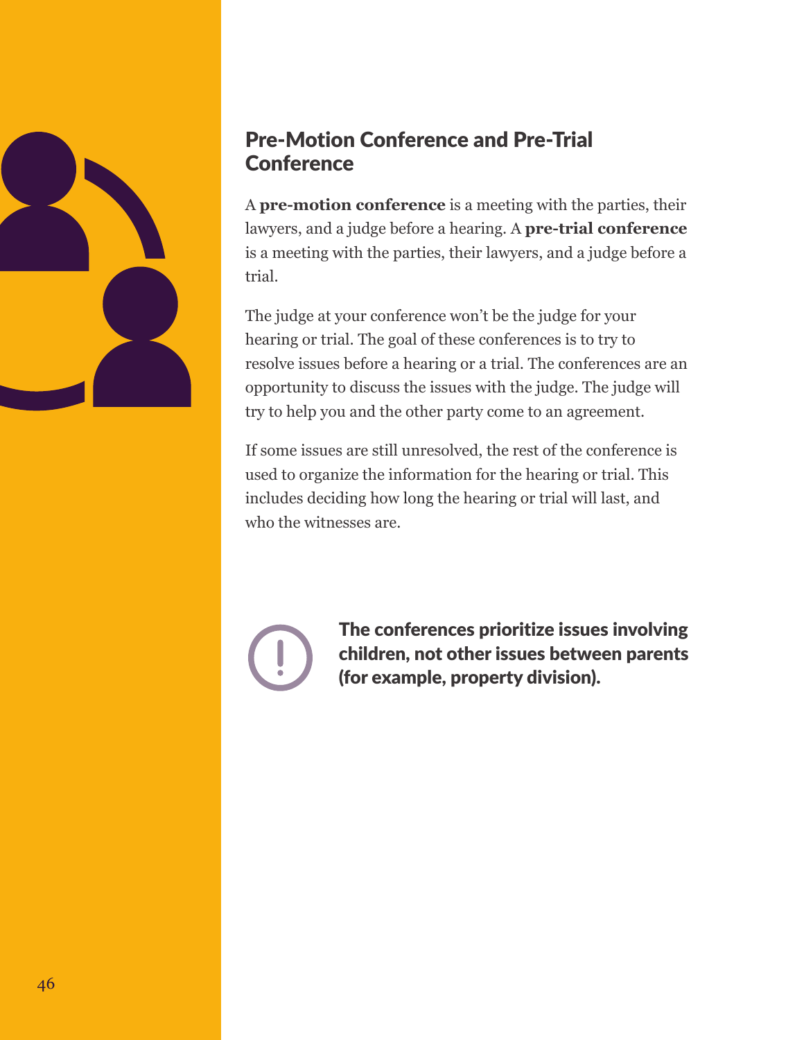## Pre-Motion Conference and Pre-Trial Conference

A **pre-motion conference** is a meeting with the parties, their lawyers, and a judge before a hearing. A **pre-trial conference** is a meeting with the parties, their lawyers, and a judge before a trial.

The judge at your conference won't be the judge for your hearing or trial. The goal of these conferences is to try to resolve issues before a hearing or a trial. The conferences are an opportunity to discuss the issues with the judge. The judge will try to help you and the other party come to an agreement.

If some issues are still unresolved, the rest of the conference is used to organize the information for the hearing or trial. This includes deciding how long the hearing or trial will last, and who the witnesses are.

**The conferences prioritize issues involving children, not other issues between parents (for example, property division).**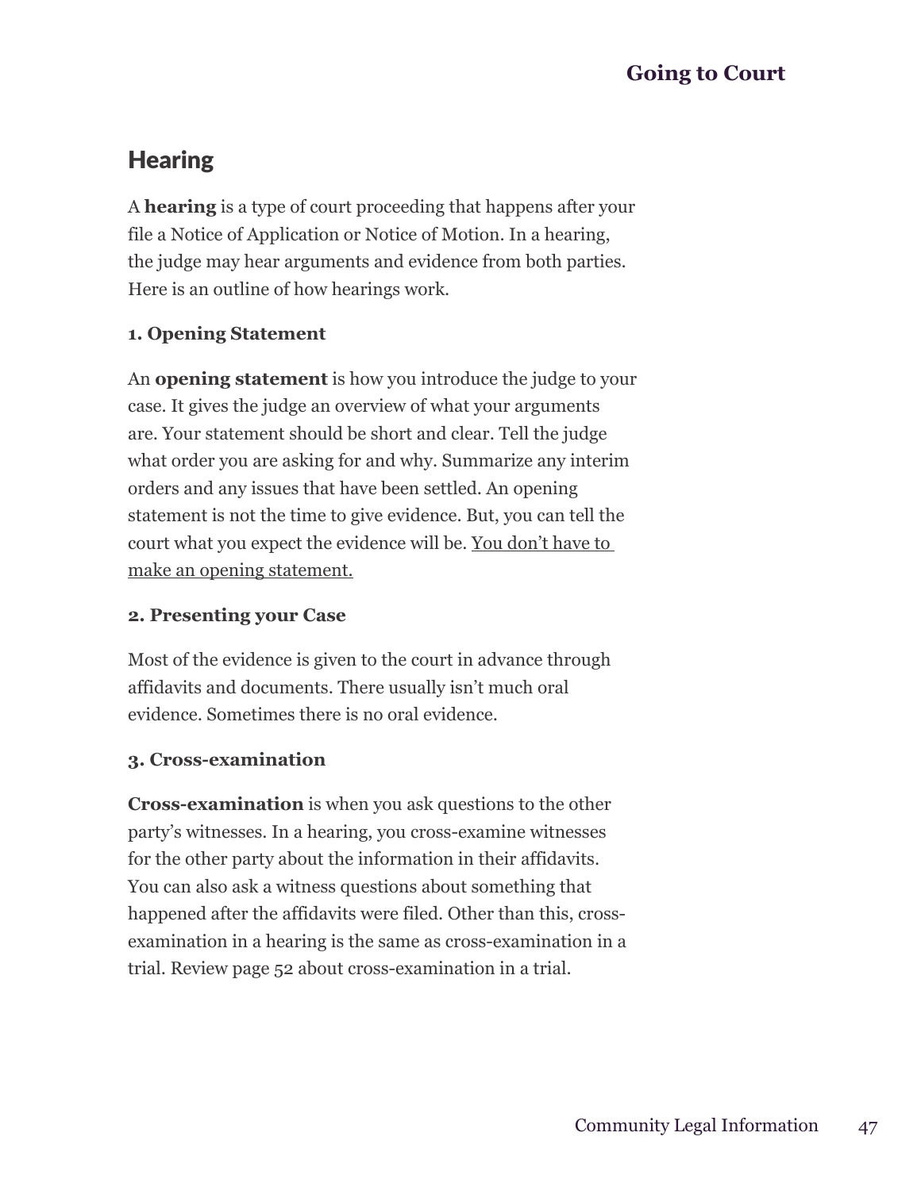## Hearing

A **hearing** is a type of court proceeding that happens after your file a Notice of Application or Notice of Motion. In a hearing, the judge may hear arguments and evidence from both parties. Here is an outline of how hearings work.

**1. Opening Statement**

An **opening statement** is how you introduce the judge to your case. It gives the judge an overview of what your arguments are. Your statement should be short and clear. Tell the judge what order you are asking for and why. Summarize any interim orders and any issues that have been settled. An opening statement is not the time to give evidence. But, you can tell the court what you expect the evidence will be. <u>You don't have to make an opening statement.</u>

**2. Presenting your Case**

Most of the evidence is given to the court in advance through affidavits and documents. There usually isn't much oral evidence. Sometimes there is no oral evidence.

**3. Cross-examination**

**Cross-examination** is when you ask questions to the other party's witnesses. In a hearing, you cross-examine witnesses for the other party about the information in their affidavits. You can also ask a witness questions about something that happened after the affidavits were filed. Other than this, cross-examination in a hearing is the same as cross-examination in a trial. Review page 52 about cross-examination in a trial.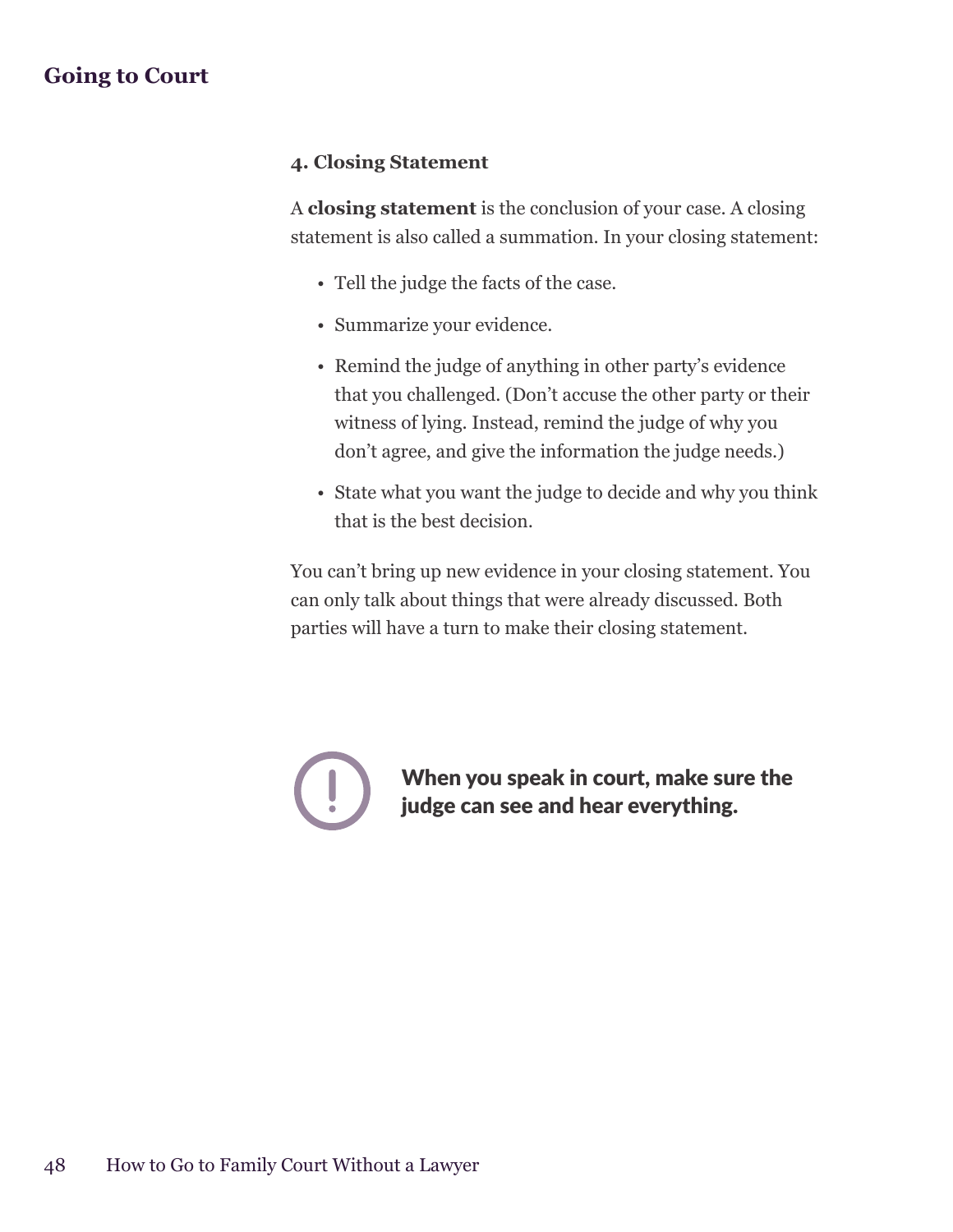### 4. Closing Statement

A **closing statement** is the conclusion of your case. A closing statement is also called a summation. In your closing statement:

- Tell the judge the facts of the case.
- Summarize your evidence.
- Remind the judge of anything in other party's evidence that you challenged. (Don't accuse the other party or their witness of lying. Instead, remind the judge of why you don't agree, and give the information the judge needs.)
- State what you want the judge to decide and why you think that is the best decision.

You can't bring up new evidence in your closing statement. You can only talk about things that were already discussed. Both parties will have a turn to make their closing statement.

**When you speak in court, make sure the judge can see and hear everything.**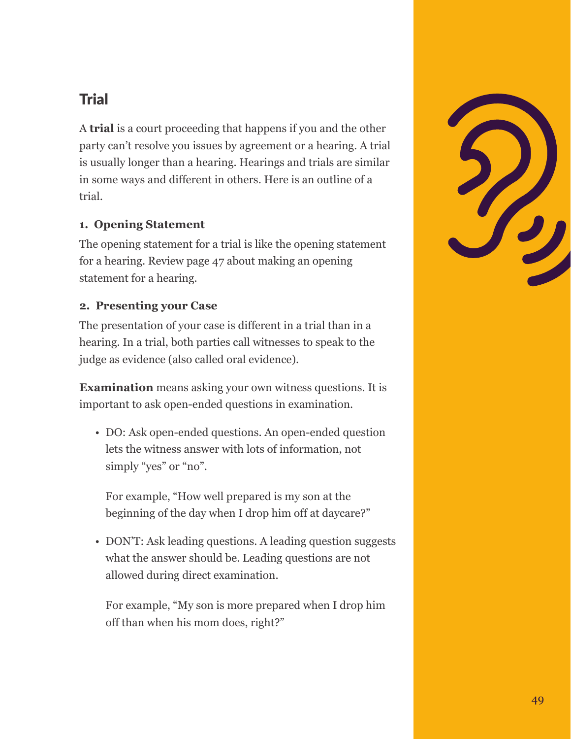## Trial

A **trial** is a court proceeding that happens if you and the other party can't resolve you issues by agreement or a hearing. A trial is usually longer than a hearing. Hearings and trials are similar in some ways and different in others. Here is an outline of a trial.

**1. Opening Statement**

The opening statement for a trial is like the opening statement for a hearing. Review page 47 about making an opening statement for a hearing.

**2. Presenting your Case**

The presentation of your case is different in a trial than in a hearing. In a trial, both parties call witnesses to speak to the judge as evidence (also called oral evidence).

**Examination** means asking your own witness questions. It is important to ask open-ended questions in examination.

- DO: Ask open-ended questions. An open-ended question lets the witness answer with lots of information, not simply "yes" or "no".

  For example, "How well prepared is my son at the beginning of the day when I drop him off at daycare?"

- DON'T: Ask leading questions. A leading question suggests what the answer should be. Leading questions are not allowed during direct examination.

  For example, "My son is more prepared when I drop him off than when his mom does, right?"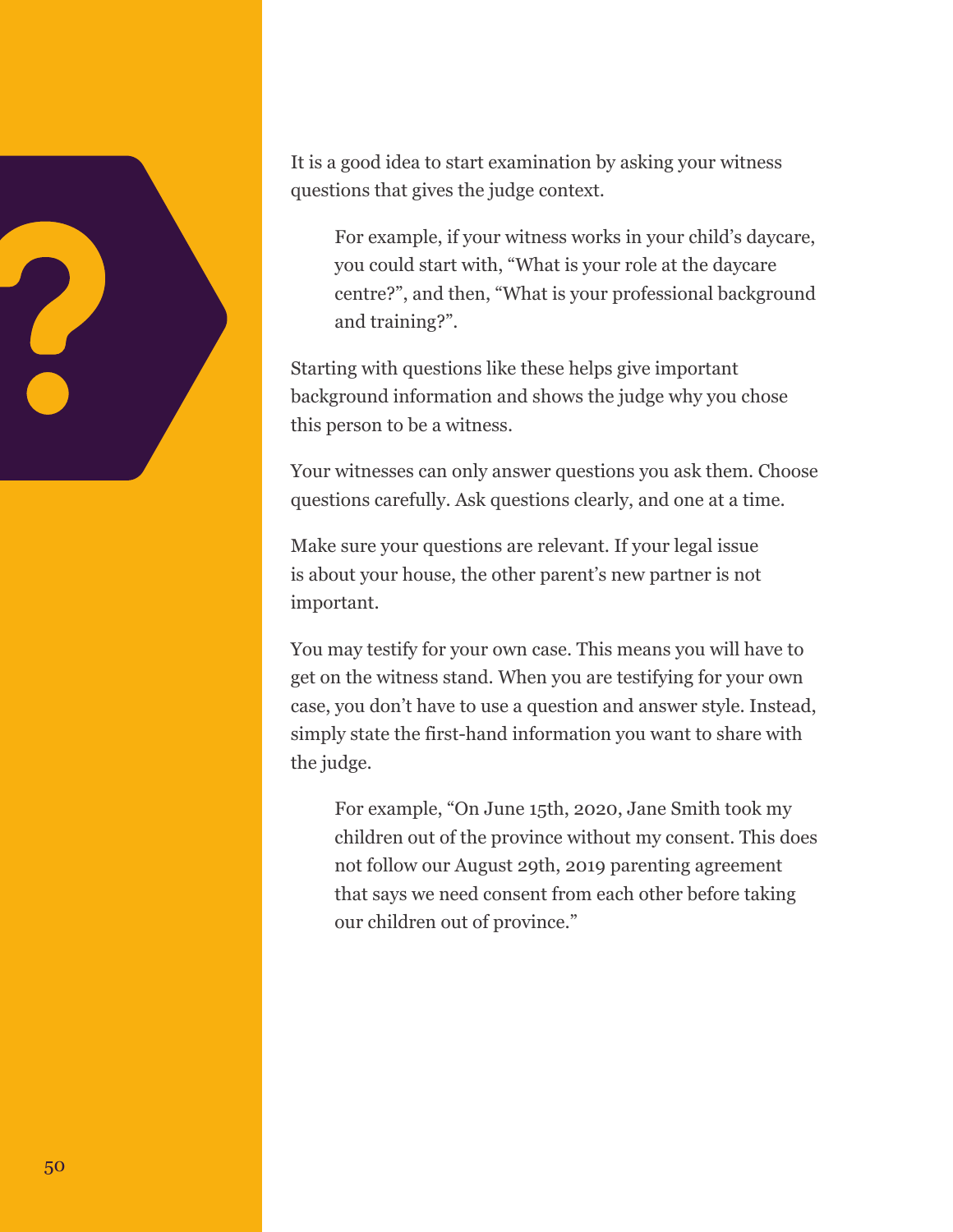It is a good idea to start examination by asking your witness questions that gives the judge context.

> For example, if your witness works in your child's daycare, you could start with, "What is your role at the daycare centre?", and then, "What is your professional background and training?".

Starting with questions like these helps give important background information and shows the judge why you chose this person to be a witness.

Your witnesses can only answer questions you ask them. Choose questions carefully. Ask questions clearly, and one at a time.

Make sure your questions are relevant. If your legal issue is about your house, the other parent's new partner is not important.

You may testify for your own case. This means you will have to get on the witness stand. When you are testifying for your own case, you don't have to use a question and answer style. Instead, simply state the first-hand information you want to share with the judge.

> For example, "On June 15th, 2020, Jane Smith took my children out of the province without my consent. This does not follow our August 29th, 2019 parenting agreement that says we need consent from each other before taking our children out of province."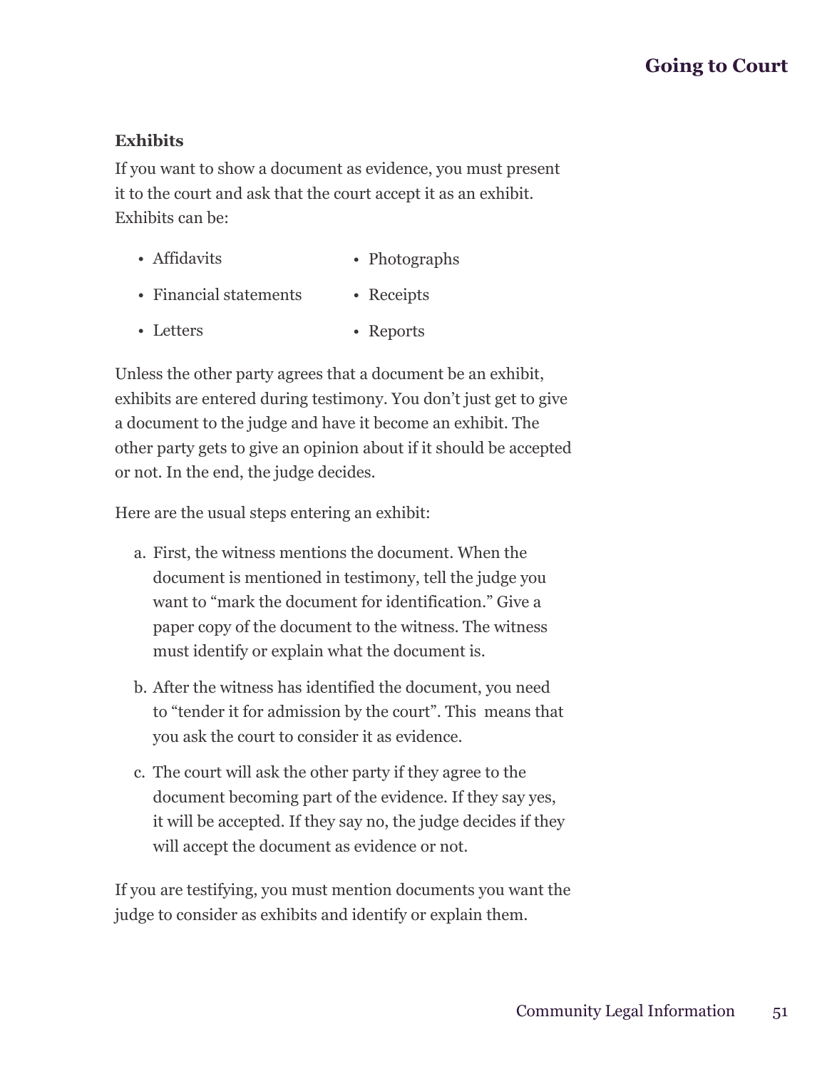### Exhibits

If you want to show a document as evidence, you must present it to the court and ask that the court accept it as an exhibit. Exhibits can be:

- Affidavits
- Financial statements
- Letters
- Photographs
- Receipts
- Reports

Unless the other party agrees that a document be an exhibit, exhibits are entered during testimony. You don't just get to give a document to the judge and have it become an exhibit. The other party gets to give an opinion about if it should be accepted or not. In the end, the judge decides.

Here are the usual steps entering an exhibit:

a. First, the witness mentions the document. When the document is mentioned in testimony, tell the judge you want to "mark the document for identification." Give a paper copy of the document to the witness. The witness must identify or explain what the document is.

b. After the witness has identified the document, you need to "tender it for admission by the court". This means that you ask the court to consider it as evidence.

c. The court will ask the other party if they agree to the document becoming part of the evidence. If they say yes, it will be accepted. If they say no, the judge decides if they will accept the document as evidence or not.

If you are testifying, you must mention documents you want the judge to consider as exhibits and identify or explain them.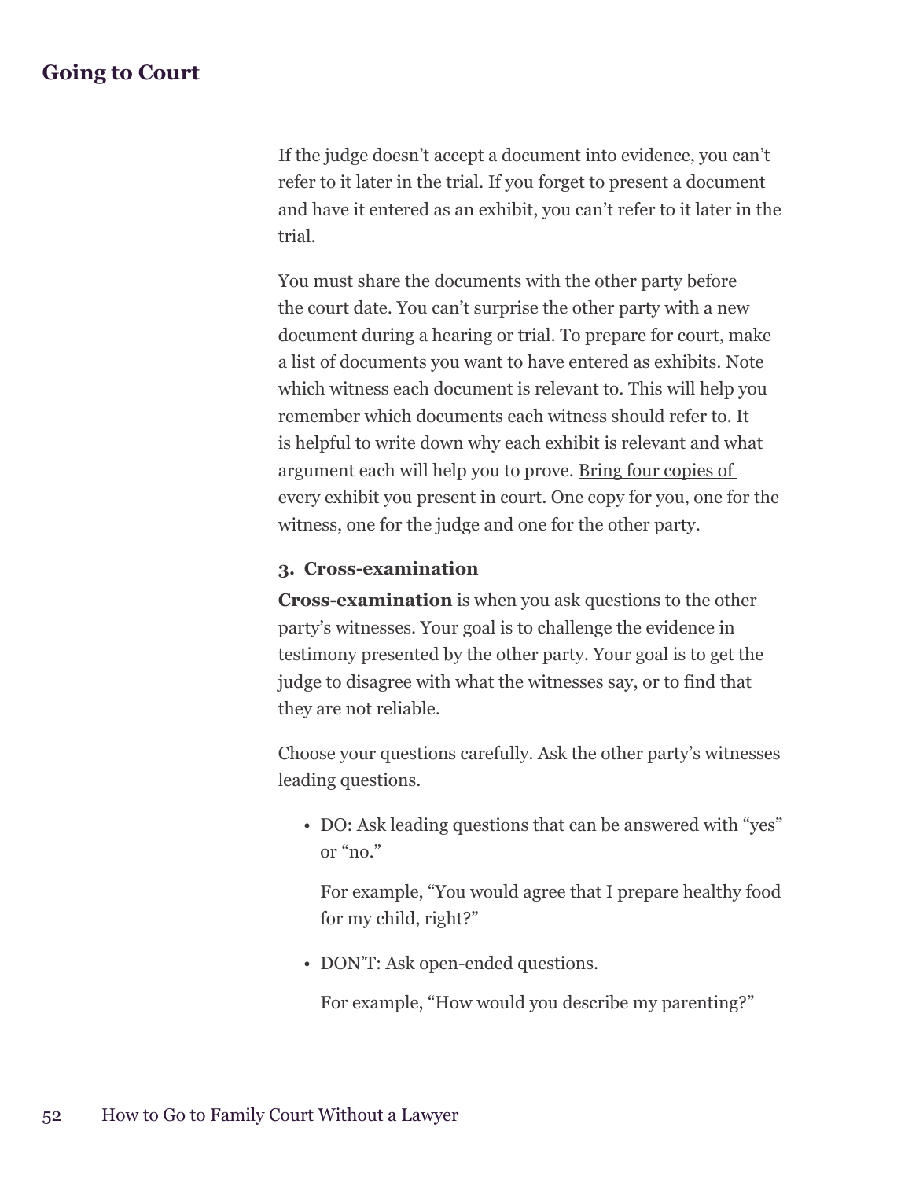If the judge doesn't accept a document into evidence, you can't refer to it later in the trial. If you forget to present a document and have it entered as an exhibit, you can't refer to it later in the trial.

You must share the documents with the other party before the court date. You can't surprise the other party with a new document during a hearing or trial. To prepare for court, make a list of documents you want to have entered as exhibits. Note which witness each document is relevant to. This will help you remember which documents each witness should refer to. It is helpful to write down why each exhibit is relevant and what argument each will help you to prove. Bring four copies of every exhibit you present in court. One copy for you, one for the witness, one for the judge and one for the other party.

### 3. Cross-examination

**Cross-examination** is when you ask questions to the other party's witnesses. Your goal is to challenge the evidence in testimony presented by the other party. Your goal is to get the judge to disagree with what the witnesses say, or to find that they are not reliable.

Choose your questions carefully. Ask the other party's witnesses leading questions.

- DO: Ask leading questions that can be answered with "yes" or "no."

  For example, "You would agree that I prepare healthy food for my child, right?"

- DON'T: Ask open-ended questions.

  For example, "How would you describe my parenting?"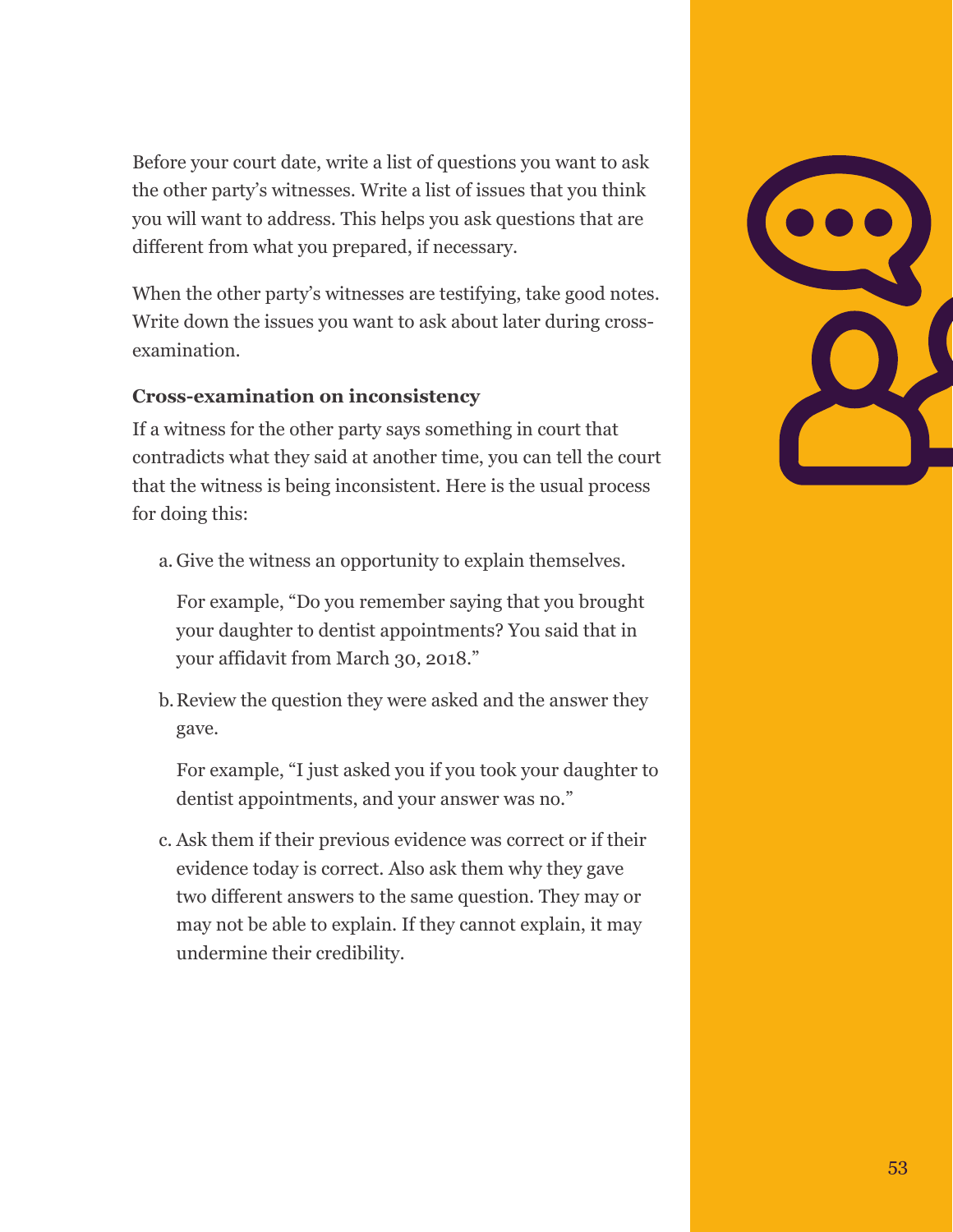Before your court date, write a list of questions you want to ask the other party's witnesses. Write a list of issues that you think you will want to address. This helps you ask questions that are different from what you prepared, if necessary.

When the other party's witnesses are testifying, take good notes. Write down the issues you want to ask about later during cross-examination.

**Cross-examination on inconsistency**

If a witness for the other party says something in court that contradicts what they said at another time, you can tell the court that the witness is being inconsistent. Here is the usual process for doing this:

a. Give the witness an opportunity to explain themselves.

   For example, "Do you remember saying that you brought your daughter to dentist appointments? You said that in your affidavit from March 30, 2018."

b. Review the question they were asked and the answer they gave.

   For example, "I just asked you if you took your daughter to dentist appointments, and your answer was no."

c. Ask them if their previous evidence was correct or if their evidence today is correct. Also ask them why they gave two different answers to the same question. They may or may not be able to explain. If they cannot explain, it may undermine their credibility.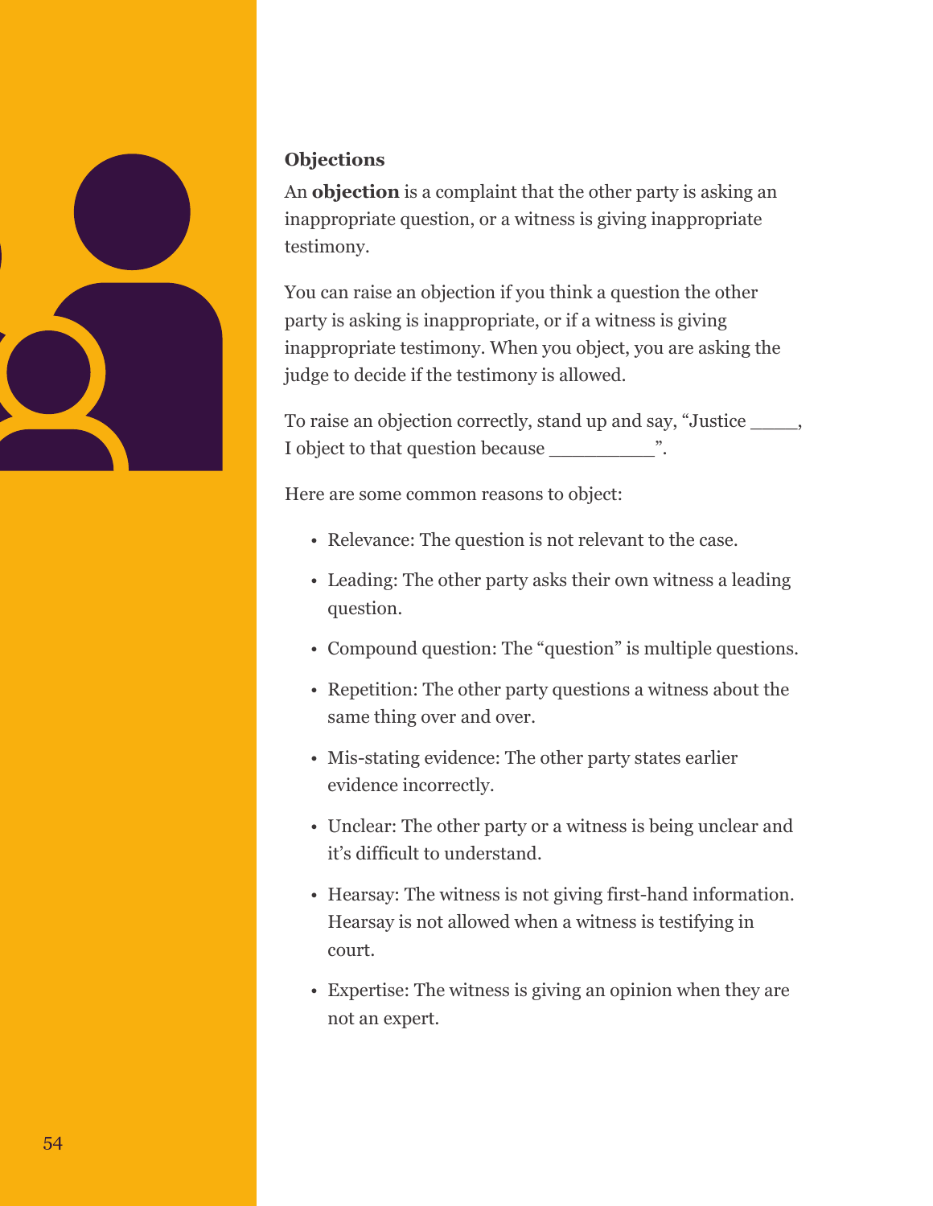### Objections

An **objection** is a complaint that the other party is asking an inappropriate question, or a witness is giving inappropriate testimony.

You can raise an objection if you think a question the other party is asking is inappropriate, or if a witness is giving inappropriate testimony. When you object, you are asking the judge to decide if the testimony is allowed.

To raise an objection correctly, stand up and say, "Justice _____, I object to that question because __________".

Here are some common reasons to object:

- Relevance: The question is not relevant to the case.
- Leading: The other party asks their own witness a leading question.
- Compound question: The "question" is multiple questions.
- Repetition: The other party questions a witness about the same thing over and over.
- Mis-stating evidence: The other party states earlier evidence incorrectly.
- Unclear: The other party or a witness is being unclear and it's difficult to understand.
- Hearsay: The witness is not giving first-hand information. Hearsay is not allowed when a witness is testifying in court.
- Expertise: The witness is giving an opinion when they are not an expert.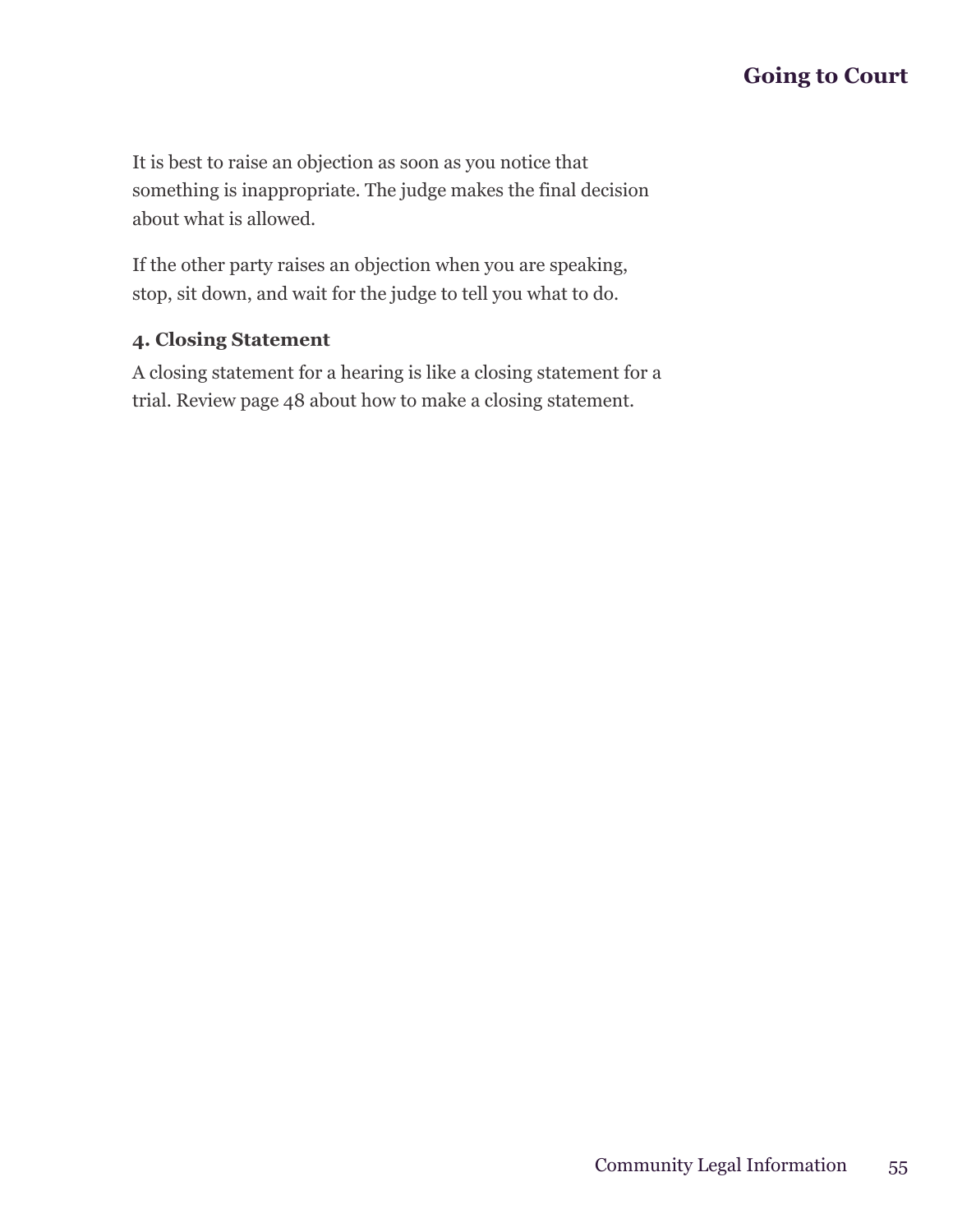It is best to raise an objection as soon as you notice that something is inappropriate. The judge makes the final decision about what is allowed.

If the other party raises an objection when you are speaking, stop, sit down, and wait for the judge to tell you what to do.

### 4. Closing Statement

A closing statement for a hearing is like a closing statement for a trial. Review page 48 about how to make a closing statement.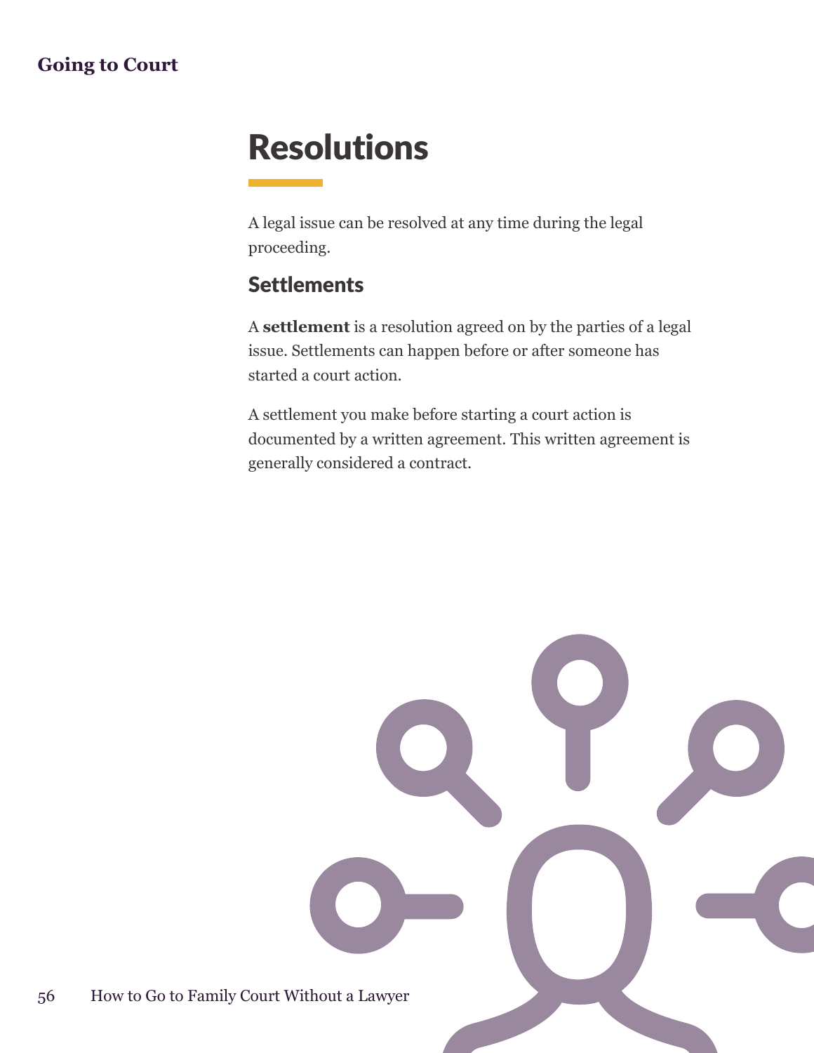# Resolutions

A legal issue can be resolved at any time during the legal proceeding.

## Settlements

A **settlement** is a resolution agreed on by the parties of a legal issue. Settlements can happen before or after someone has started a court action.

A settlement you make before starting a court action is documented by a written agreement. This written agreement is generally considered a contract.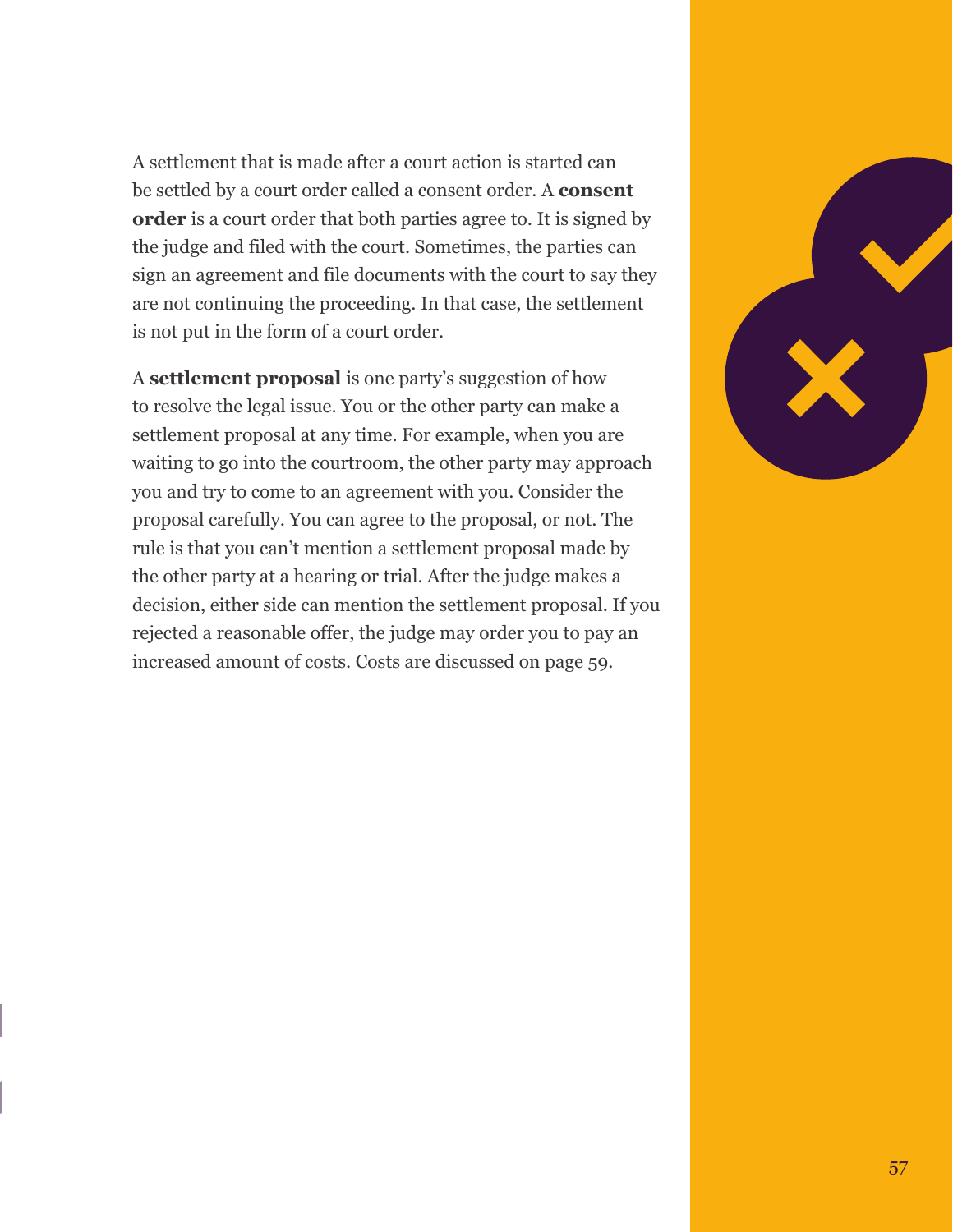A settlement that is made after a court action is started can be settled by a court order called a consent order. A **consent order** is a court order that both parties agree to. It is signed by the judge and filed with the court. Sometimes, the parties can sign an agreement and file documents with the court to say they are not continuing the proceeding. In that case, the settlement is not put in the form of a court order.

A **settlement proposal** is one party's suggestion of how to resolve the legal issue. You or the other party can make a settlement proposal at any time. For example, when you are waiting to go into the courtroom, the other party may approach you and try to come to an agreement with you. Consider the proposal carefully. You can agree to the proposal, or not. The rule is that you can't mention a settlement proposal made by the other party at a hearing or trial. After the judge makes a decision, either side can mention the settlement proposal. If you rejected a reasonable offer, the judge may order you to pay an increased amount of costs. Costs are discussed on page 59.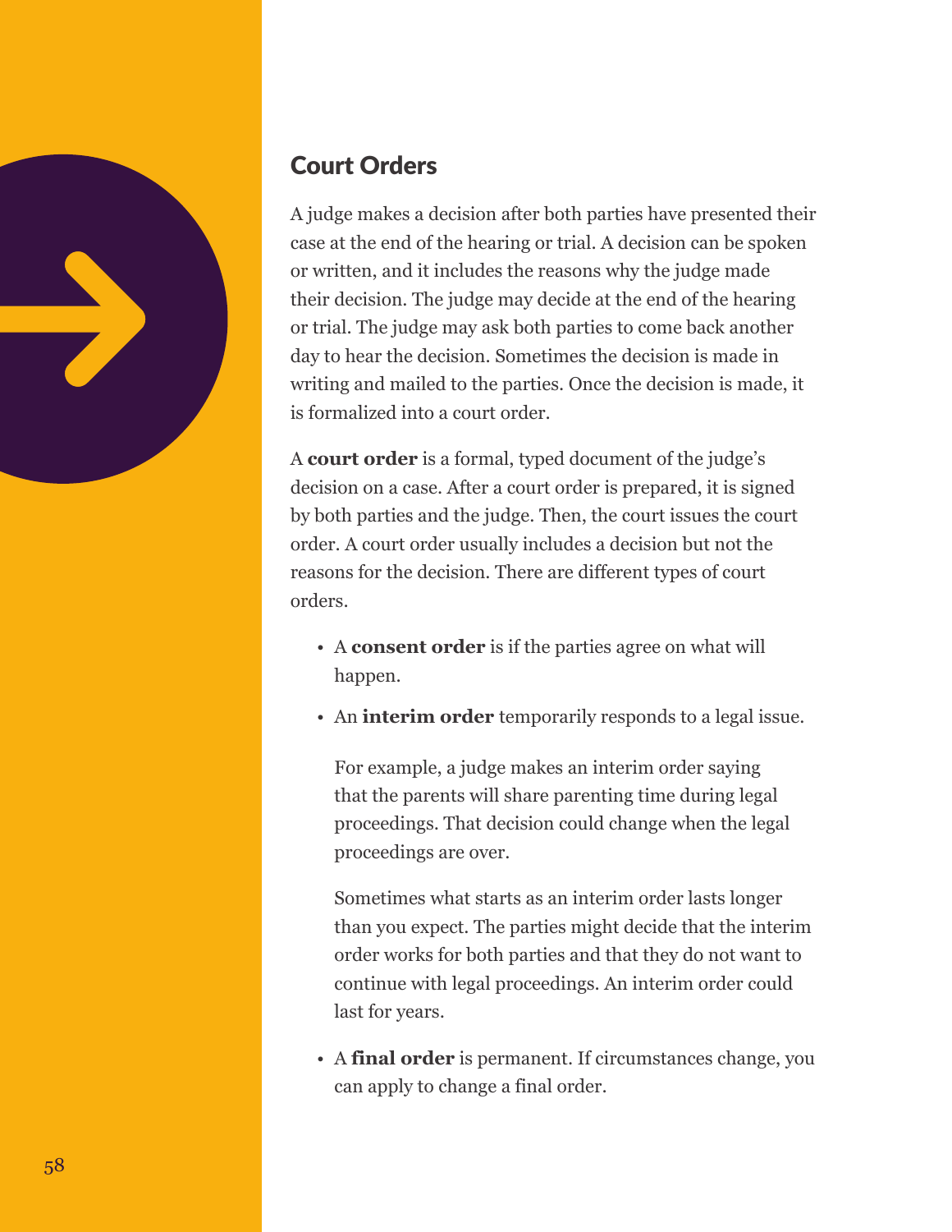## Court Orders

A judge makes a decision after both parties have presented their case at the end of the hearing or trial. A decision can be spoken or written, and it includes the reasons why the judge made their decision. The judge may decide at the end of the hearing or trial. The judge may ask both parties to come back another day to hear the decision. Sometimes the decision is made in writing and mailed to the parties. Once the decision is made, it is formalized into a court order.

A **court order** is a formal, typed document of the judge's decision on a case. After a court order is prepared, it is signed by both parties and the judge. Then, the court issues the court order. A court order usually includes a decision but not the reasons for the decision. There are different types of court orders.

- A **consent order** is if the parties agree on what will happen.
- An **interim order** temporarily responds to a legal issue.

  For example, a judge makes an interim order saying that the parents will share parenting time during legal proceedings. That decision could change when the legal proceedings are over.

  Sometimes what starts as an interim order lasts longer than you expect. The parties might decide that the interim order works for both parties and that they do not want to continue with legal proceedings. An interim order could last for years.

- A **final order** is permanent. If circumstances change, you can apply to change a final order.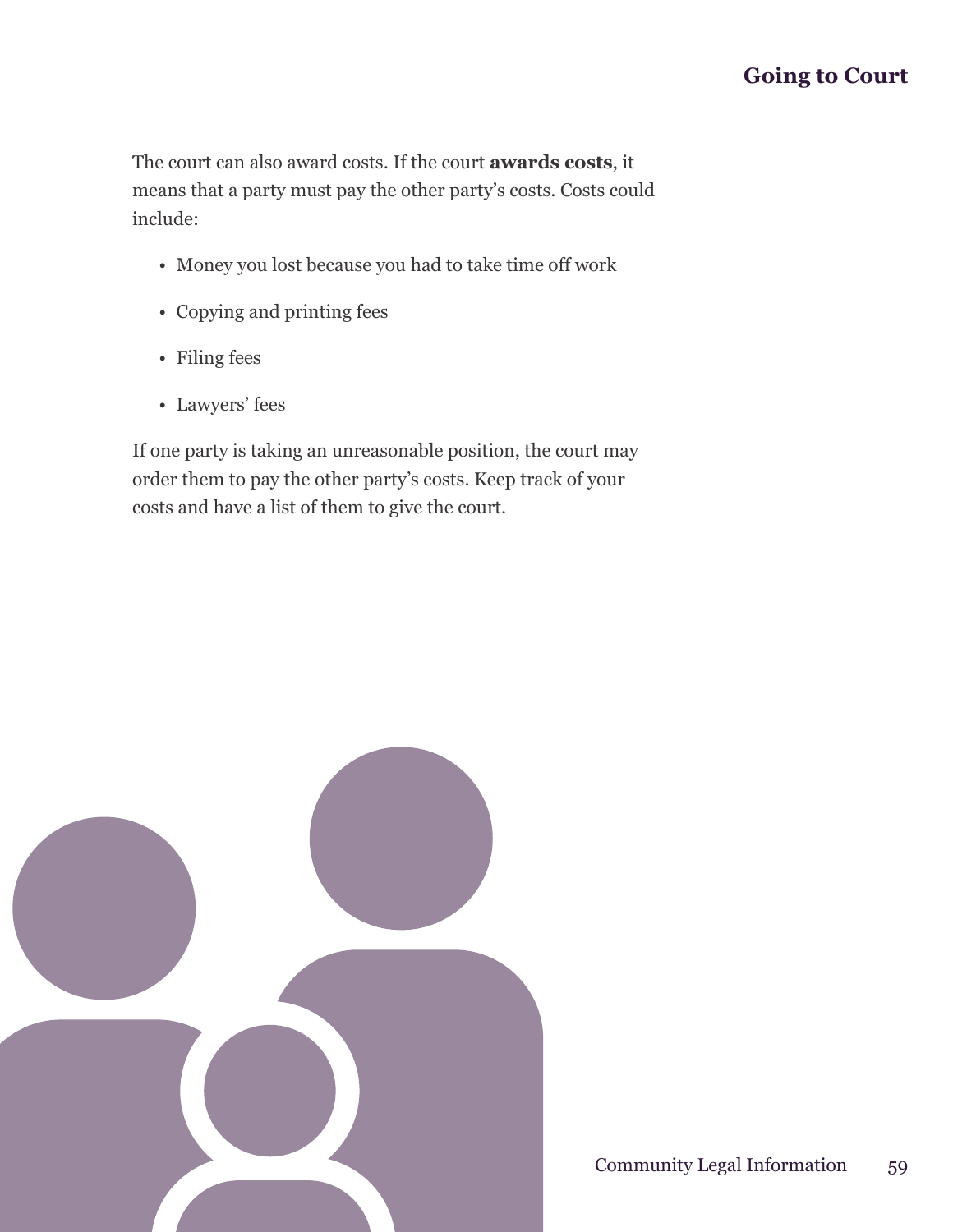The court can also award costs. If the court **awards costs**, it means that a party must pay the other party's costs. Costs could include:

- Money you lost because you had to take time off work
- Copying and printing fees
- Filing fees
- Lawyers' fees

If one party is taking an unreasonable position, the court may order them to pay the other party's costs. Keep track of your costs and have a list of them to give the court.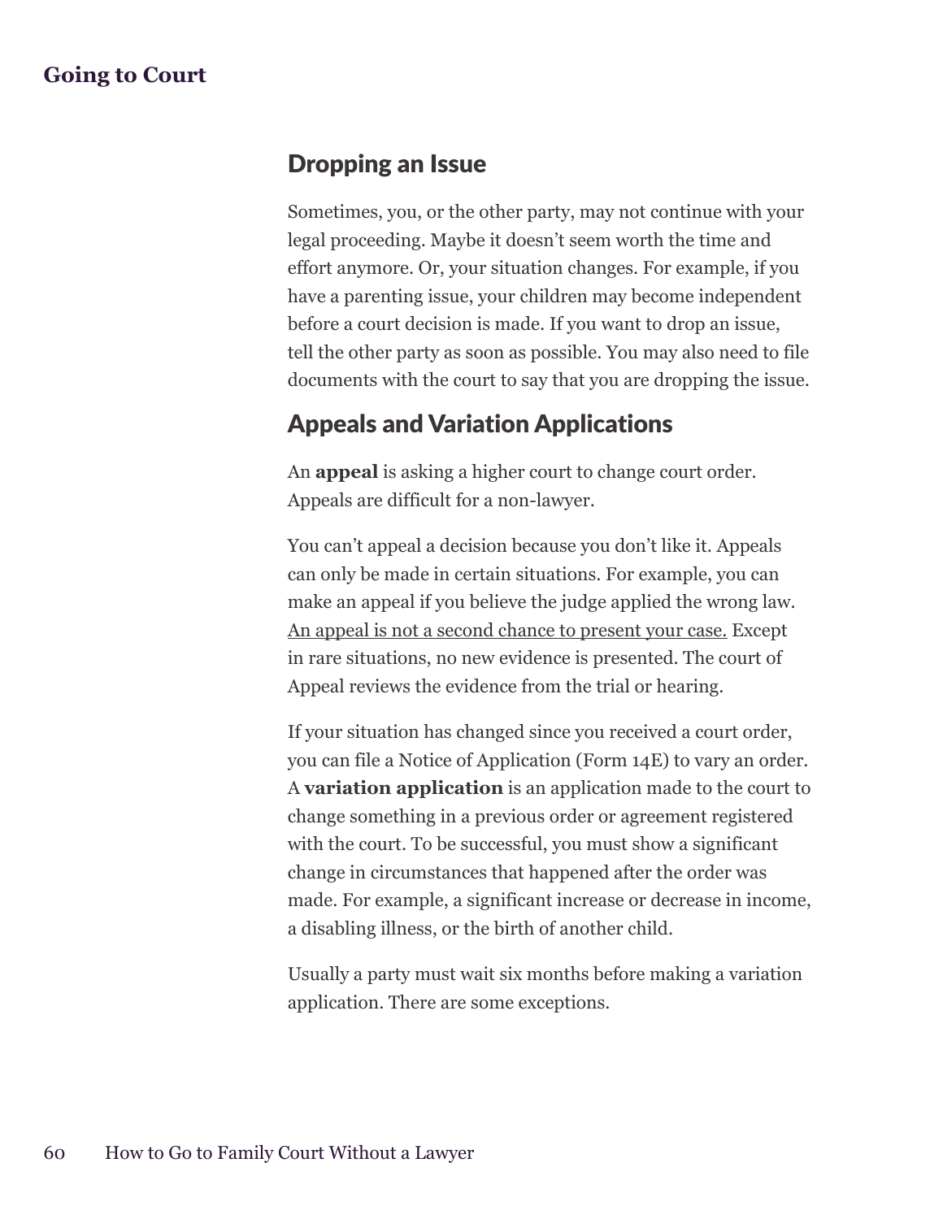## Dropping an Issue

Sometimes, you, or the other party, may not continue with your legal proceeding. Maybe it doesn't seem worth the time and effort anymore. Or, your situation changes. For example, if you have a parenting issue, your children may become independent before a court decision is made. If you want to drop an issue, tell the other party as soon as possible. You may also need to file documents with the court to say that you are dropping the issue.

## Appeals and Variation Applications

An **appeal** is asking a higher court to change court order. Appeals are difficult for a non-lawyer.

You can't appeal a decision because you don't like it. Appeals can only be made in certain situations. For example, you can make an appeal if you believe the judge applied the wrong law. <u>An appeal is not a second chance to present your case.</u> Except in rare situations, no new evidence is presented. The court of Appeal reviews the evidence from the trial or hearing.

If your situation has changed since you received a court order, you can file a Notice of Application (Form 14E) to vary an order. A **variation application** is an application made to the court to change something in a previous order or agreement registered with the court. To be successful, you must show a significant change in circumstances that happened after the order was made. For example, a significant increase or decrease in income, a disabling illness, or the birth of another child.

Usually a party must wait six months before making a variation application. There are some exceptions.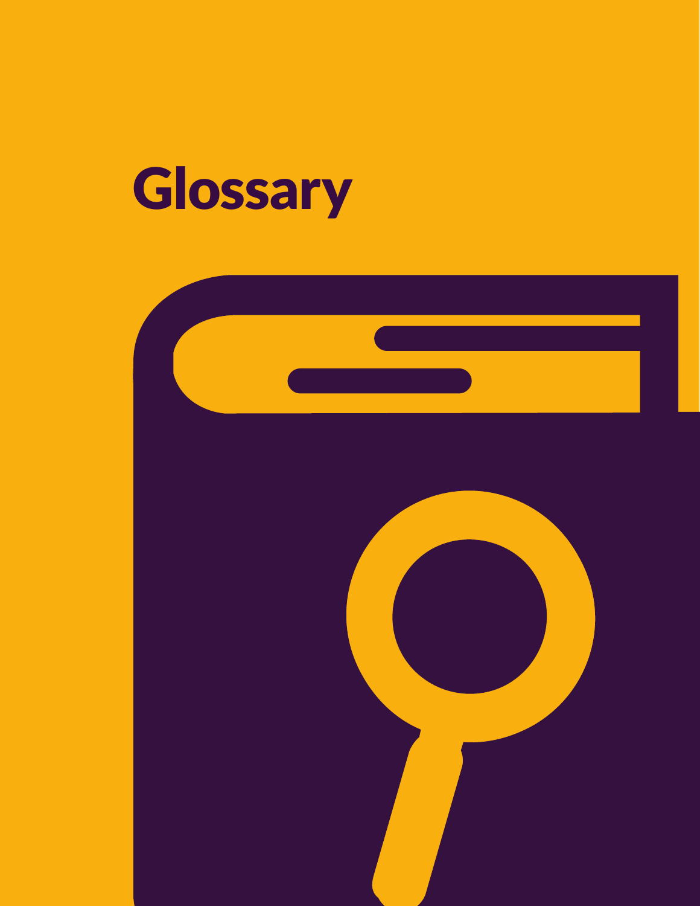# Glossary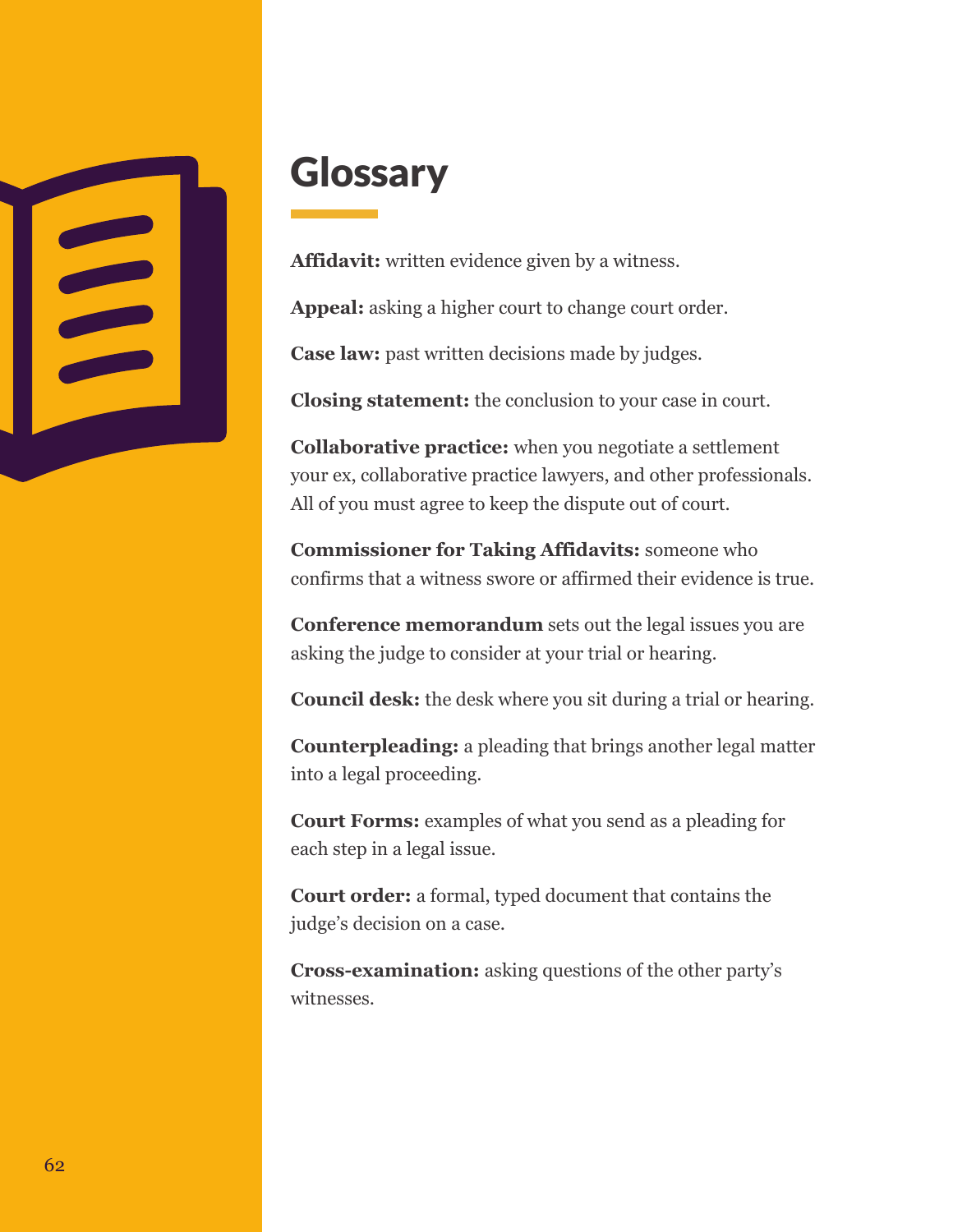# Glossary

**Affidavit:** written evidence given by a witness.

**Appeal:** asking a higher court to change court order.

**Case law:** past written decisions made by judges.

**Closing statement:** the conclusion to your case in court.

**Collaborative practice:** when you negotiate a settlement your ex, collaborative practice lawyers, and other professionals. All of you must agree to keep the dispute out of court.

**Commissioner for Taking Affidavits:** someone who confirms that a witness swore or affirmed their evidence is true.

**Conference memorandum** sets out the legal issues you are asking the judge to consider at your trial or hearing.

**Council desk:** the desk where you sit during a trial or hearing.

**Counterpleading:** a pleading that brings another legal matter into a legal proceeding.

**Court Forms:** examples of what you send as a pleading for each step in a legal issue.

**Court order:** a formal, typed document that contains the judge's decision on a case.

**Cross-examination:** asking questions of the other party's witnesses.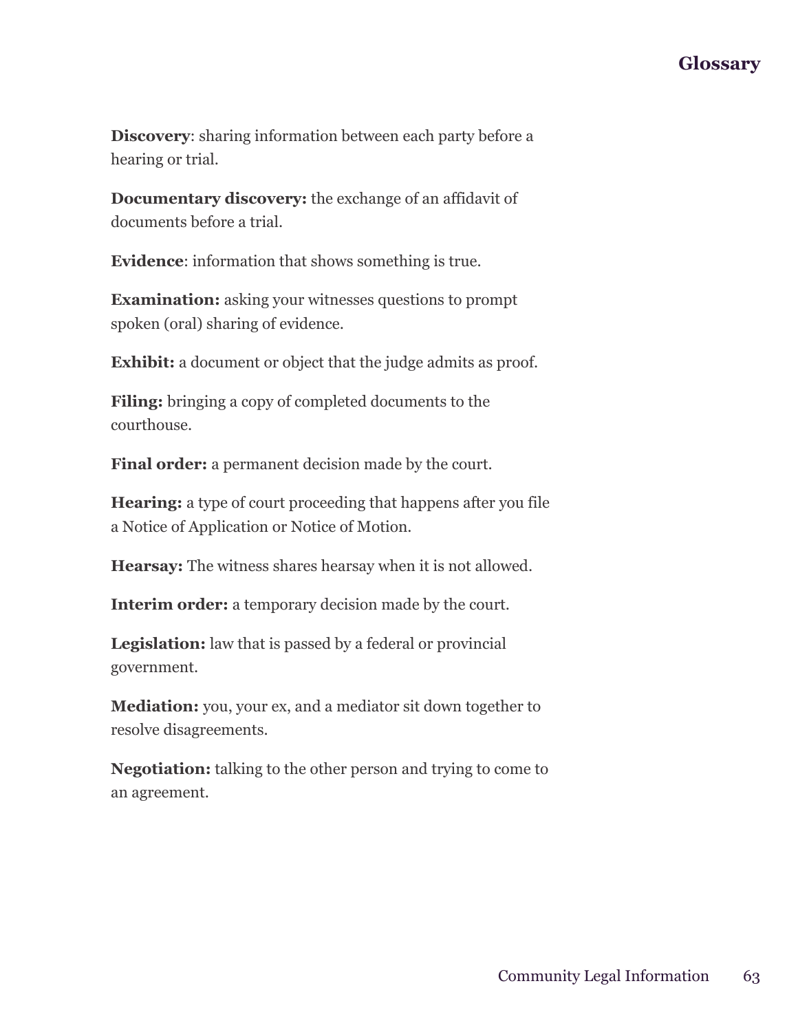**Discovery**: sharing information between each party before a hearing or trial.

**Documentary discovery:** the exchange of an affidavit of documents before a trial.

**Evidence**: information that shows something is true.

**Examination:** asking your witnesses questions to prompt spoken (oral) sharing of evidence.

**Exhibit:** a document or object that the judge admits as proof.

**Filing:** bringing a copy of completed documents to the courthouse.

**Final order:** a permanent decision made by the court.

**Hearing:** a type of court proceeding that happens after you file a Notice of Application or Notice of Motion.

**Hearsay:** The witness shares hearsay when it is not allowed.

**Interim order:** a temporary decision made by the court.

**Legislation:** law that is passed by a federal or provincial government.

**Mediation:** you, your ex, and a mediator sit down together to resolve disagreements.

**Negotiation:** talking to the other person and trying to come to an agreement.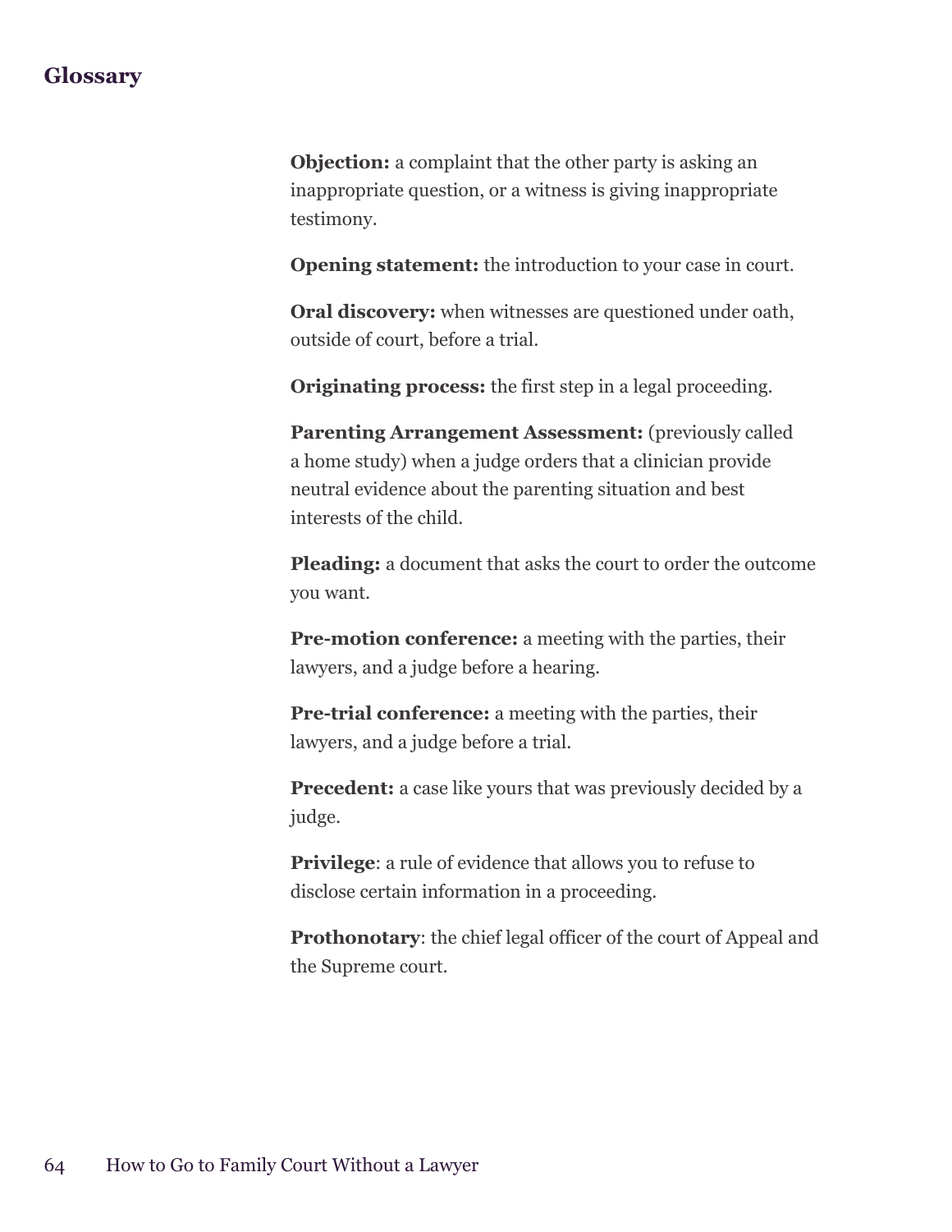## Glossary

**Objection:** a complaint that the other party is asking an inappropriate question, or a witness is giving inappropriate testimony.

**Opening statement:** the introduction to your case in court.

**Oral discovery:** when witnesses are questioned under oath, outside of court, before a trial.

**Originating process:** the first step in a legal proceeding.

**Parenting Arrangement Assessment:** (previously called a home study) when a judge orders that a clinician provide neutral evidence about the parenting situation and best interests of the child.

**Pleading:** a document that asks the court to order the outcome you want.

**Pre-motion conference:** a meeting with the parties, their lawyers, and a judge before a hearing.

**Pre-trial conference:** a meeting with the parties, their lawyers, and a judge before a trial.

**Precedent:** a case like yours that was previously decided by a judge.

**Privilege**: a rule of evidence that allows you to refuse to disclose certain information in a proceeding.

**Prothonotary**: the chief legal officer of the court of Appeal and the Supreme court.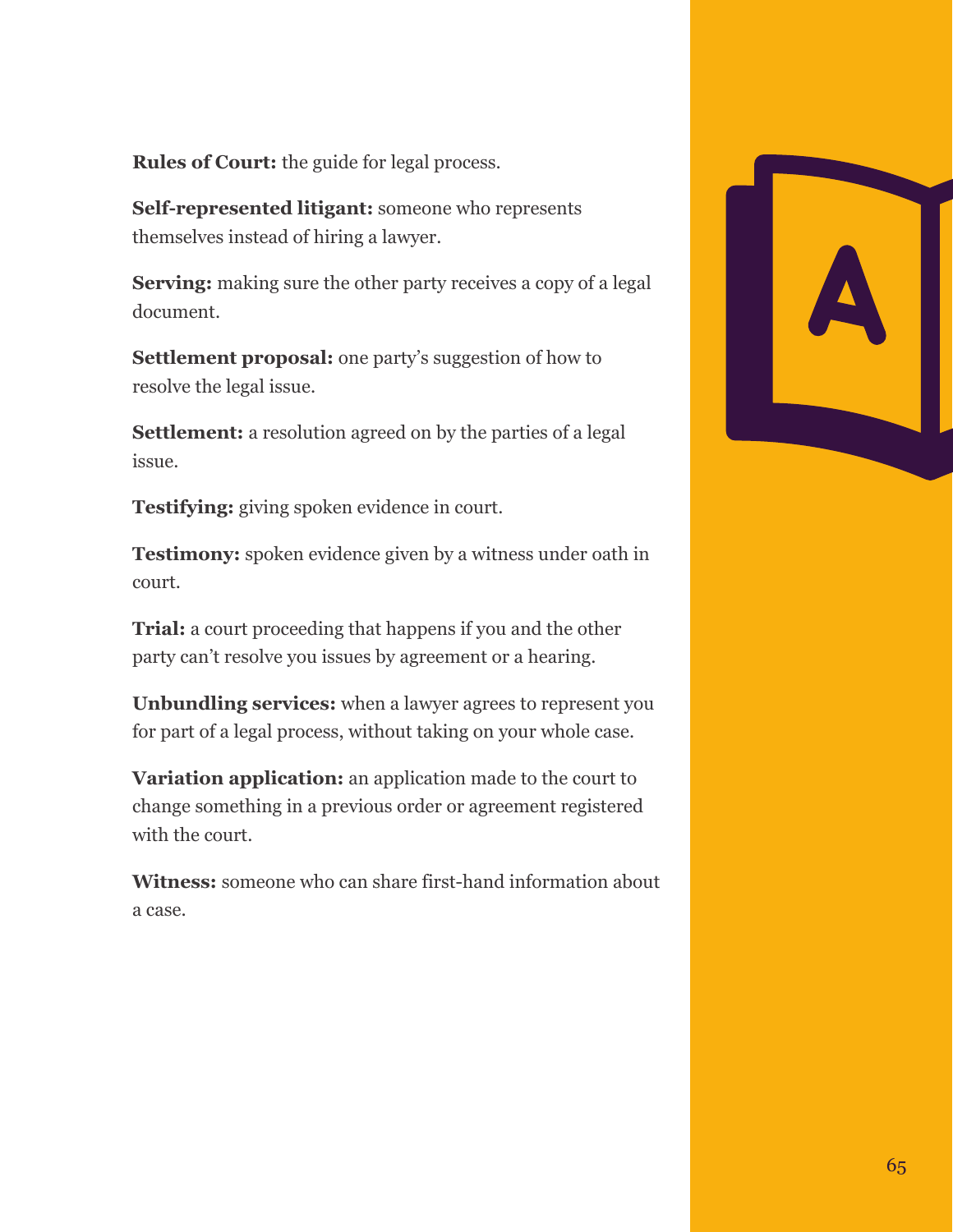**Rules of Court:** the guide for legal process.

**Self-represented litigant:** someone who represents themselves instead of hiring a lawyer.

**Serving:** making sure the other party receives a copy of a legal document.

**Settlement proposal:** one party's suggestion of how to resolve the legal issue.

**Settlement:** a resolution agreed on by the parties of a legal issue.

**Testifying:** giving spoken evidence in court.

**Testimony:** spoken evidence given by a witness under oath in court.

**Trial:** a court proceeding that happens if you and the other party can't resolve you issues by agreement or a hearing.

**Unbundling services:** when a lawyer agrees to represent you for part of a legal process, without taking on your whole case.

**Variation application:** an application made to the court to change something in a previous order or agreement registered with the court.

**Witness:** someone who can share first-hand information about a case.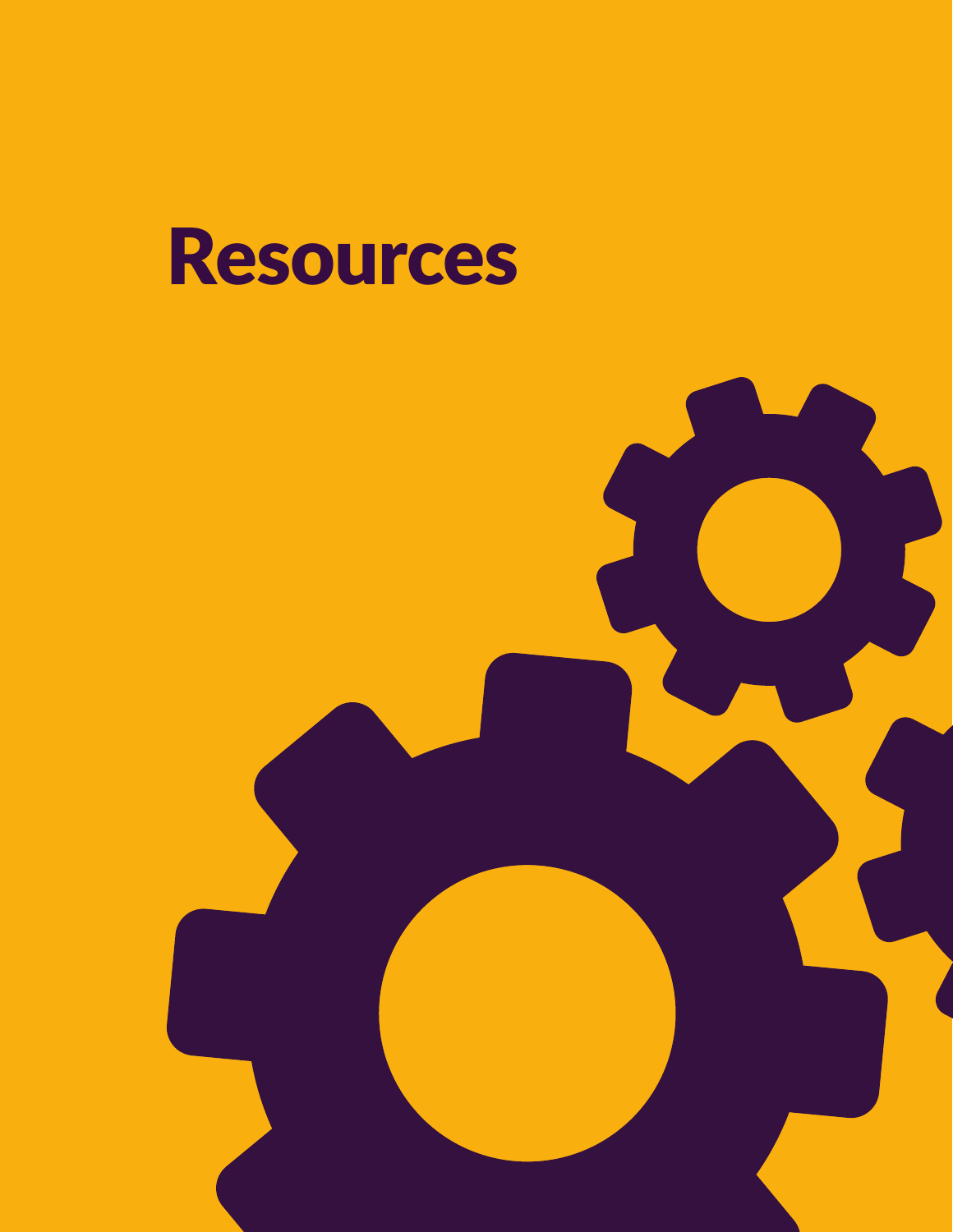# Resources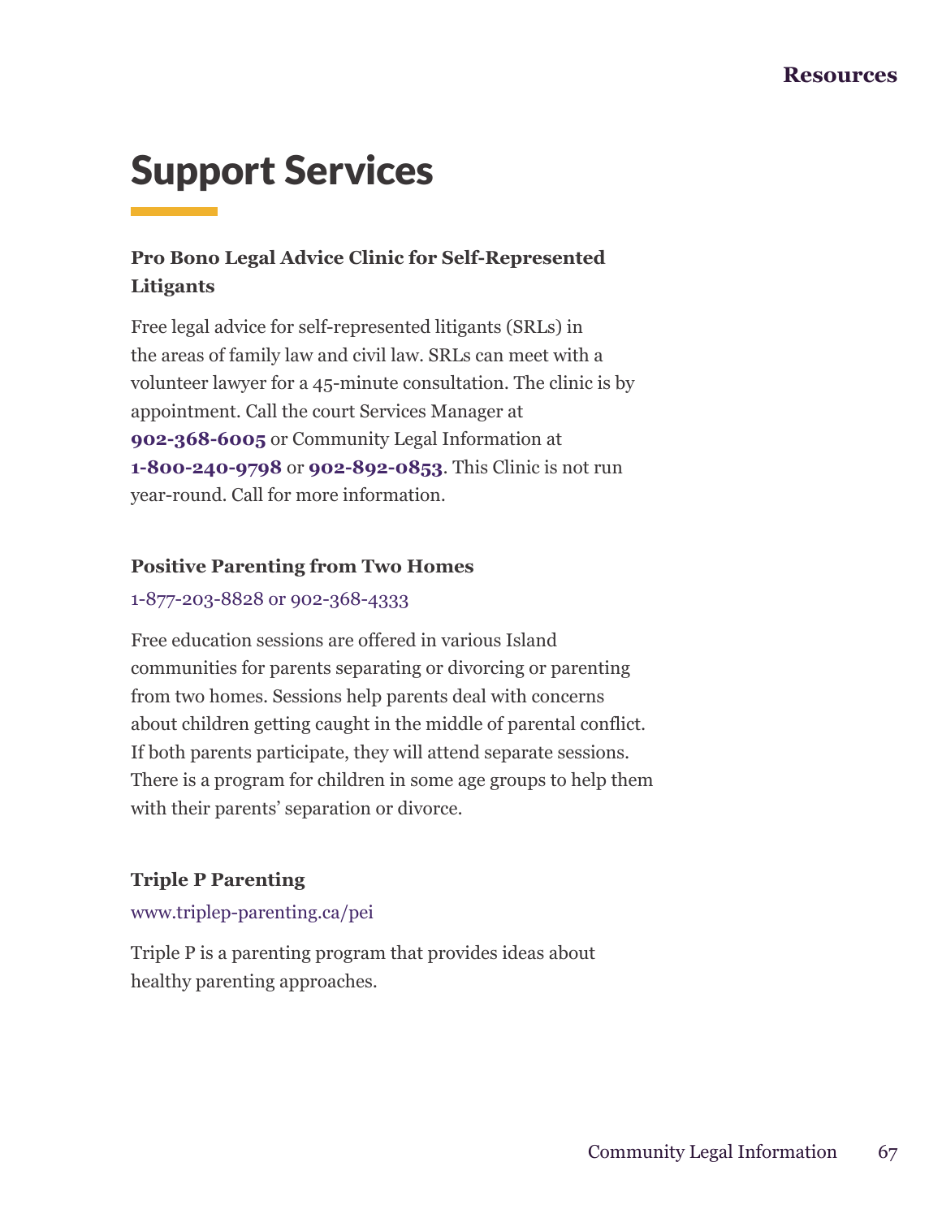# Support Services

### Pro Bono Legal Advice Clinic for Self-Represented Litigants

Free legal advice for self-represented litigants (SRLs) in the areas of family law and civil law. SRLs can meet with a volunteer lawyer for a 45-minute consultation. The clinic is by appointment. Call the court Services Manager at **902-368-6005** or Community Legal Information at **1-800-240-9798** or **902-892-0853**. This Clinic is not run year-round. Call for more information.

### Positive Parenting from Two Homes

1-877-203-8828 or 902-368-4333

Free education sessions are offered in various Island communities for parents separating or divorcing or parenting from two homes. Sessions help parents deal with concerns about children getting caught in the middle of parental conflict. If both parents participate, they will attend separate sessions. There is a program for children in some age groups to help them with their parents' separation or divorce.

### Triple P Parenting

www.triplep-parenting.ca/pei

Triple P is a parenting program that provides ideas about healthy parenting approaches.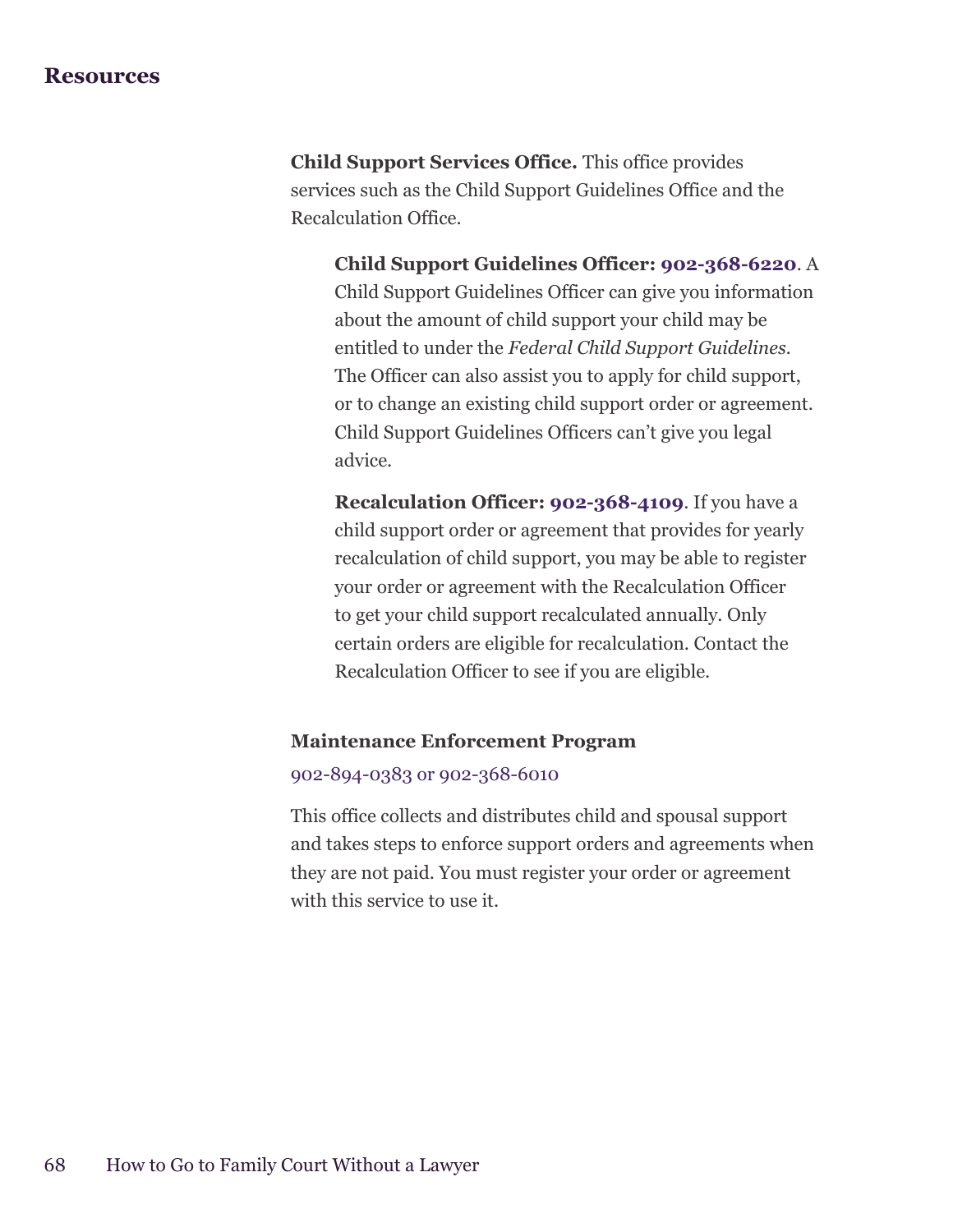## Resources

**Child Support Services Office.** This office provides services such as the Child Support Guidelines Office and the Recalculation Office.

> **Child Support Guidelines Officer: 902-368-6220**. A Child Support Guidelines Officer can give you information about the amount of child support your child may be entitled to under the *Federal Child Support Guidelines*. The Officer can also assist you to apply for child support, or to change an existing child support order or agreement. Child Support Guidelines Officers can't give you legal advice.
>
> **Recalculation Officer: 902-368-4109**. If you have a child support order or agreement that provides for yearly recalculation of child support, you may be able to register your order or agreement with the Recalculation Officer to get your child support recalculated annually. Only certain orders are eligible for recalculation. Contact the Recalculation Officer to see if you are eligible.

**Maintenance Enforcement Program**

902-894-0383 or 902-368-6010

This office collects and distributes child and spousal support and takes steps to enforce support orders and agreements when they are not paid. You must register your order or agreement with this service to use it.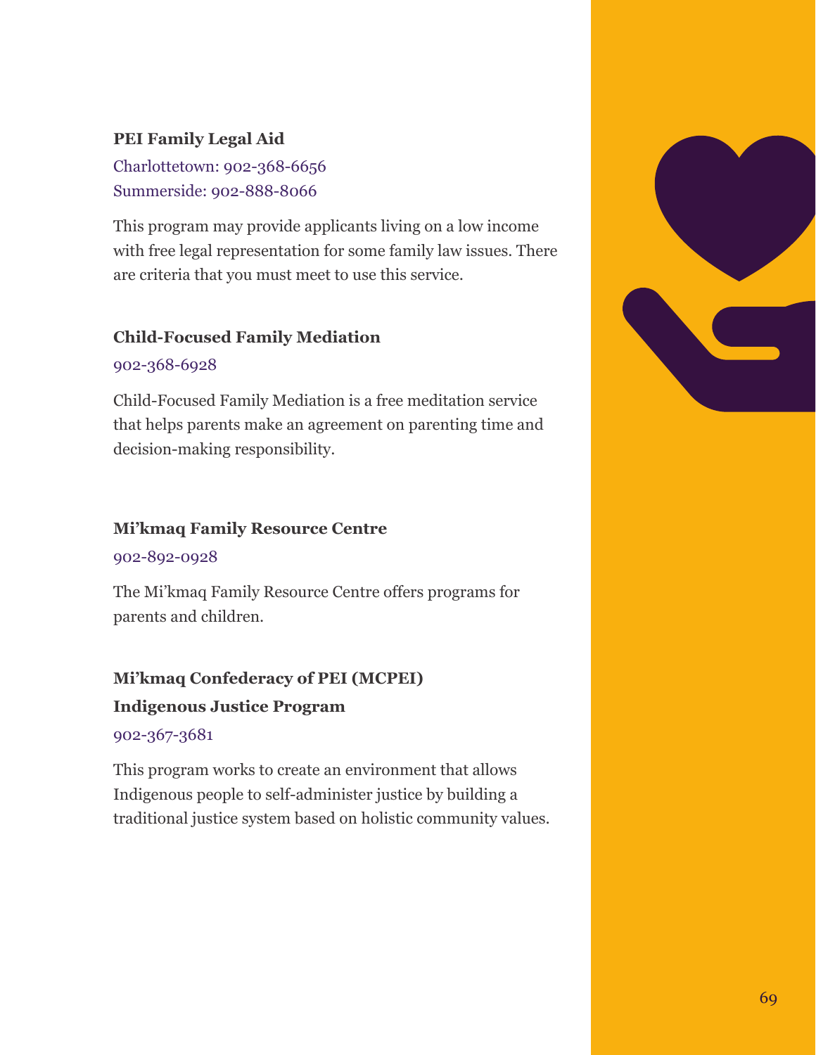**PEI Family Legal Aid**

Charlottetown: 902-368-6656
Summerside: 902-888-8066

This program may provide applicants living on a low income with free legal representation for some family law issues. There are criteria that you must meet to use this service.

**Child-Focused Family Mediation**

902-368-6928

Child-Focused Family Mediation is a free meditation service that helps parents make an agreement on parenting time and decision-making responsibility.

**Mi'kmaq Family Resource Centre**

902-892-0928

The Mi'kmaq Family Resource Centre offers programs for parents and children.

**Mi'kmaq Confederacy of PEI (MCPEI) Indigenous Justice Program**

902-367-3681

This program works to create an environment that allows Indigenous people to self-administer justice by building a traditional justice system based on holistic community values.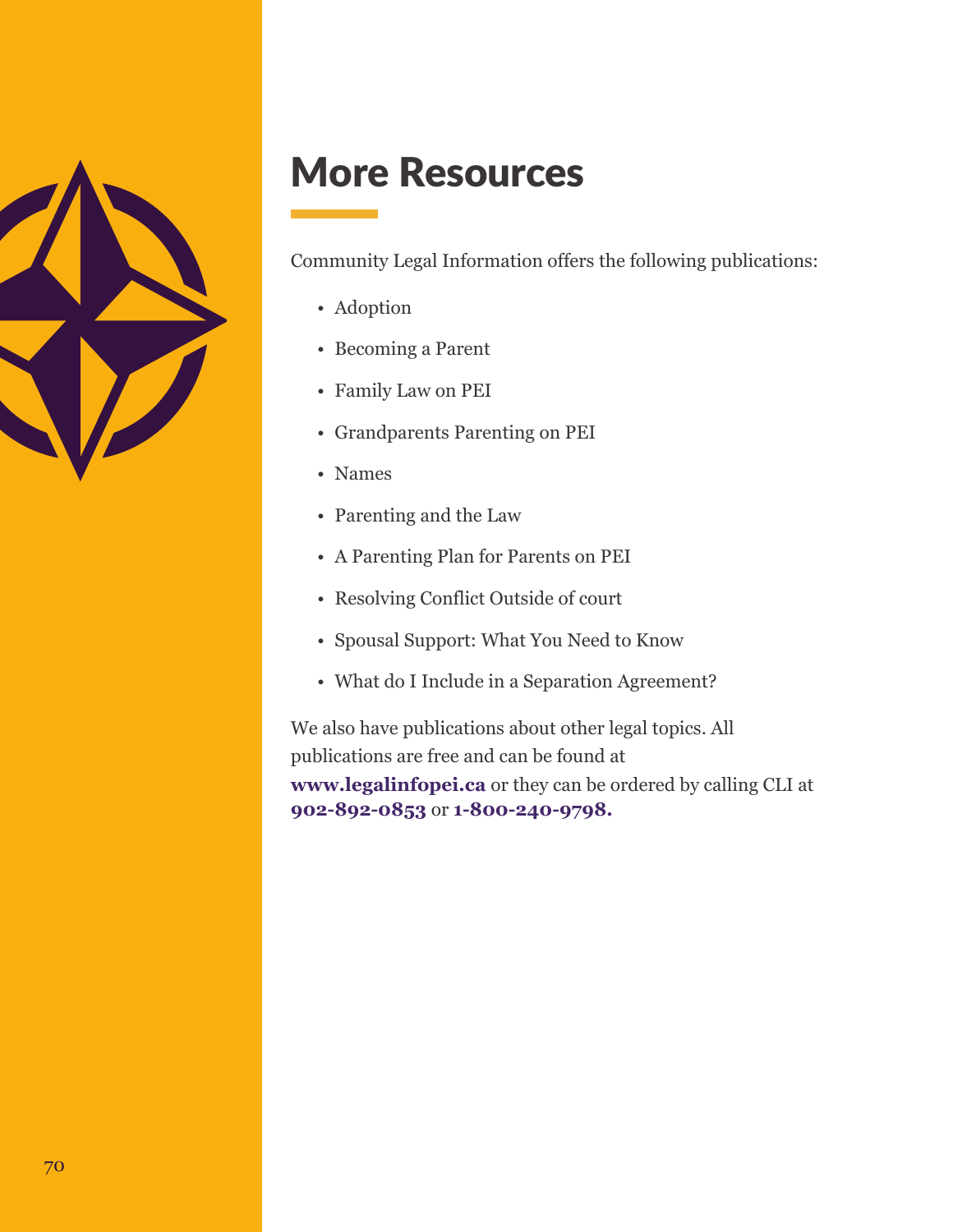# More Resources

Community Legal Information offers the following publications:

- Adoption
- Becoming a Parent
- Family Law on PEI
- Grandparents Parenting on PEI
- Names
- Parenting and the Law
- A Parenting Plan for Parents on PEI
- Resolving Conflict Outside of court
- Spousal Support: What You Need to Know
- What do I Include in a Separation Agreement?

We also have publications about other legal topics. All publications are free and can be found at **www.legalinfopei.ca** or they can be ordered by calling CLI at **902-892-0853** or **1-800-240-9798.**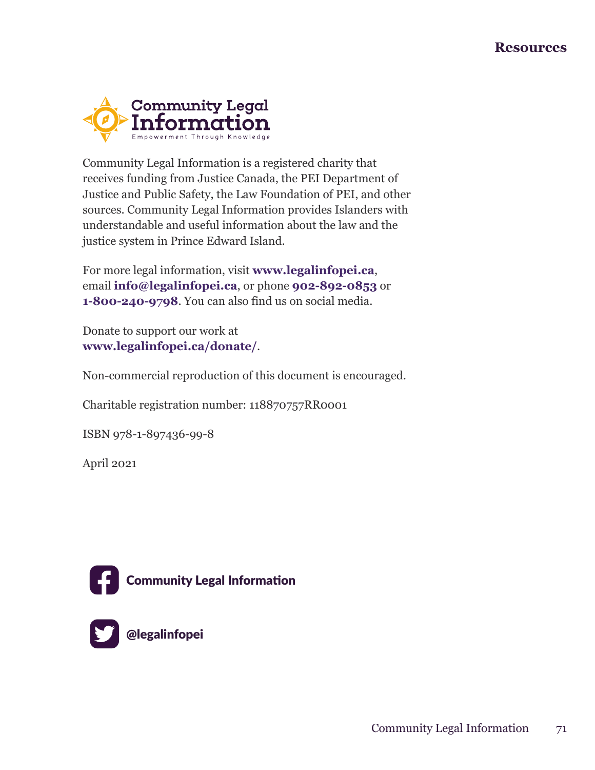Community Legal Information is a registered charity that receives funding from Justice Canada, the PEI Department of Justice and Public Safety, the Law Foundation of PEI, and other sources. Community Legal Information provides Islanders with understandable and useful information about the law and the justice system in Prince Edward Island.

For more legal information, visit **www.legalinfopei.ca**, email **info@legalinfopei.ca**, or phone **902-892-0853** or **1-800-240-9798**. You can also find us on social media.

Donate to support our work at **www.legalinfopei.ca/donate/**.

Non-commercial reproduction of this document is encouraged.

Charitable registration number: 118870757RR0001

ISBN 978-1-897436-99-8

April 2021

**Community Legal Information**

**@legalinfopei**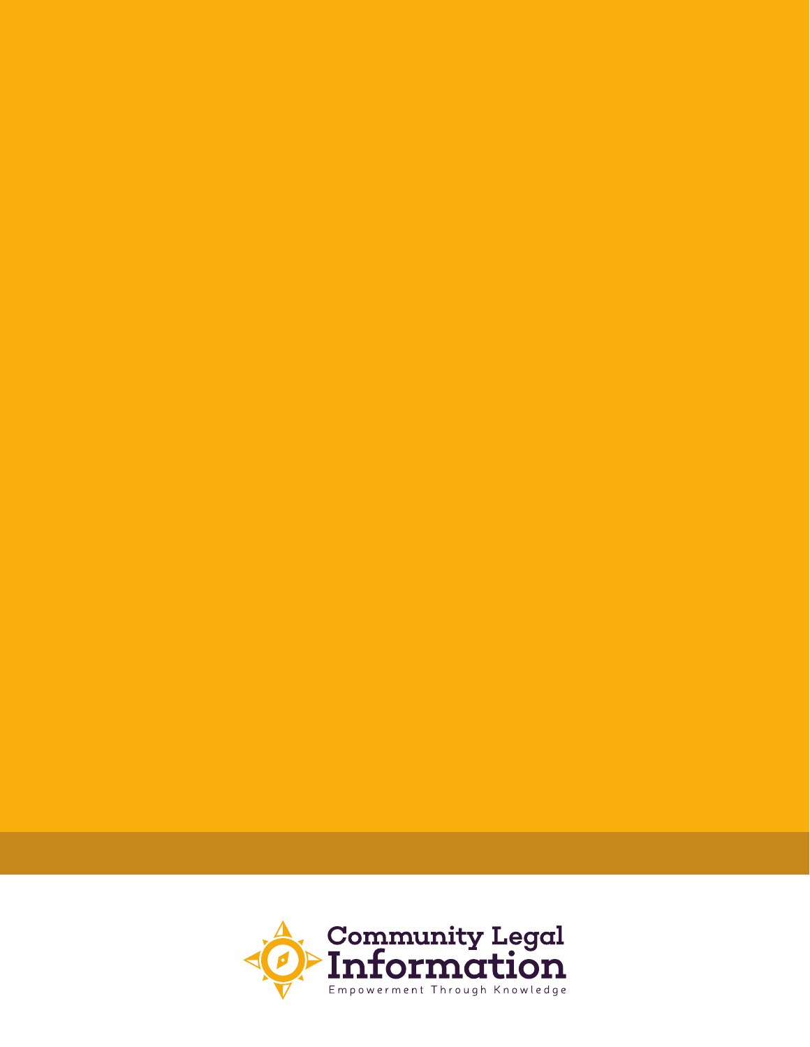Community Legal Information

Empowerment Through Knowledge